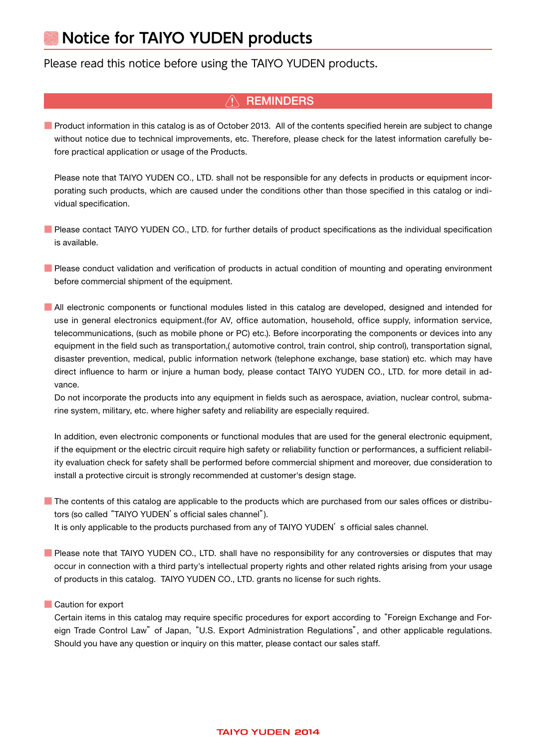# Notice for TAIYO YUDEN products

Please read this notice before using the TAIYO YUDEN products.

## ⚠ REMINDERS

- Product information in this catalog is as of October 2013. All of the contents specified herein are subject to change without notice due to technical improvements, etc. Therefore, please check for the latest information carefully before practical application or usage of the Products.

  Please note that TAIYO YUDEN CO., LTD. shall not be responsible for any defects in products or equipment incorporating such products, which are caused under the conditions other than those specified in this catalog or individual specification.

- Please contact TAIYO YUDEN CO., LTD. for further details of product specifications as the individual specification is available.

- Please conduct validation and verification of products in actual condition of mounting and operating environment before commercial shipment of the equipment.

- All electronic components or functional modules listed in this catalog are developed, designed and intended for use in general electronics equipment.(for AV, office automation, household, office supply, information service, telecommunications, (such as mobile phone or PC) etc.). Before incorporating the components or devices into any equipment in the field such as transportation,( automotive control, train control, ship control), transportation signal, disaster prevention, medical, public information network (telephone exchange, base station) etc. which may have direct influence to harm or injure a human body, please contact TAIYO YUDEN CO., LTD. for more detail in advance.
  Do not incorporate the products into any equipment in fields such as aerospace, aviation, nuclear control, submarine system, military, etc. where higher safety and reliability are especially required.

  In addition, even electronic components or functional modules that are used for the general electronic equipment, if the equipment or the electric circuit require high safety or reliability function or performances, a sufficient reliability evaluation check for safety shall be performed before commercial shipment and moreover, due consideration to install a protective circuit is strongly recommended at customer's design stage.

- The contents of this catalog are applicable to the products which are purchased from our sales offices or distributors (so called "TAIYO YUDEN's official sales channel").
  It is only applicable to the products purchased from any of TAIYO YUDEN's official sales channel.

- Please note that TAIYO YUDEN CO., LTD. shall have no responsibility for any controversies or disputes that may occur in connection with a third party's intellectual property rights and other related rights arising from your usage of products in this catalog. TAIYO YUDEN CO., LTD. grants no license for such rights.

- Caution for export
  Certain items in this catalog may require specific procedures for export according to "Foreign Exchange and Foreign Trade Control Law" of Japan, "U.S. Export Administration Regulations", and other applicable regulations. Should you have any question or inquiry on this matter, please contact our sales staff.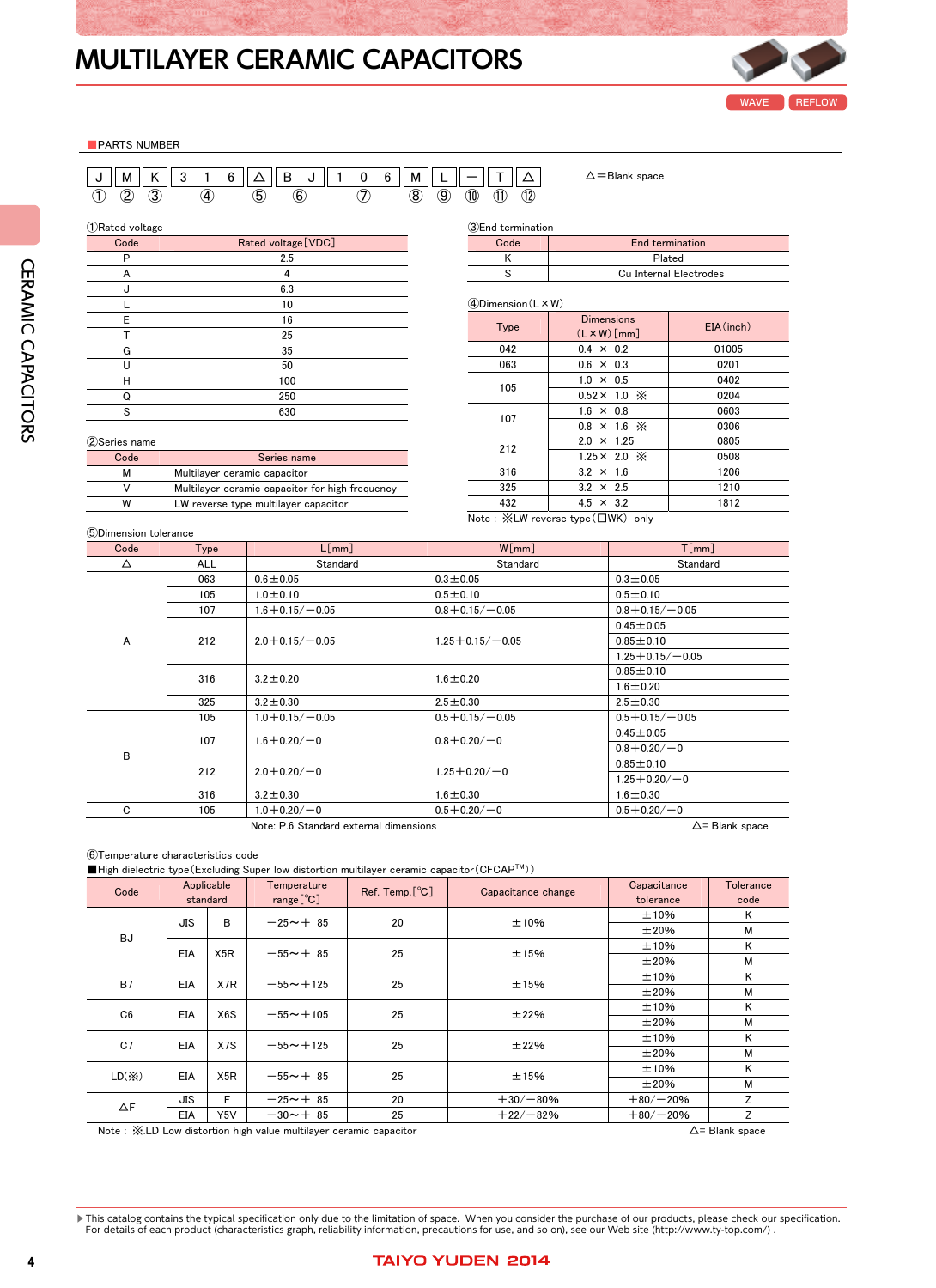# MULTILAYER CERAMIC CAPACITORS

WAVE REFLOW

■PARTS NUMBER

| J | M | K | 3 1 6 | △ | B J | 1 0 6 | M | L | — | T | △ |
|---|---|---|---|---|---|---|---|---|---|---|---|
| ① | ② | ③ | ④ | ⑤ | ⑥ | ⑦ | ⑧ | ⑨ | ⑩ | ⑪ | ⑫ |

△=Blank space

①Rated voltage

| Code | Rated voltage[VDC] |
|---|---|
| P | 2.5 |
| A | 4 |
| J | 6.3 |
| L | 10 |
| E | 16 |
| T | 25 |
| G | 35 |
| U | 50 |
| H | 100 |
| Q | 250 |
| S | 630 |

②Series name

| Code | Series name |
|---|---|
| M | Multilayer ceramic capacitor |
| V | Multilayer ceramic capacitor for high frequency |
| W | LW reverse type multilayer capacitor |

③End termination

| Code | End termination |
|---|---|
| K | Plated |
| S | Cu Internal Electrodes |

④Dimension(L×W)

| Type | Dimensions (L×W)[mm] | EIA(inch) |
|---|---|---|
| 042 | 0.4 × 0.2 | 01005 |
| 063 | 0.6 × 0.3 | 0201 |
| 105 | 1.0 × 0.5 | 0402 |
| | 0.52× 1.0 ※ | 0204 |
| 107 | 1.6 × 0.8 | 0603 |
| | 0.8 × 1.6 ※ | 0306 |
| 212 | 2.0 × 1.25 | 0805 |
| | 1.25× 2.0 ※ | 0508 |
| 316 | 3.2 × 1.6 | 1206 |
| 325 | 3.2 × 2.5 | 1210 |
| 432 | 4.5 × 3.2 | 1812 |

Note : ※LW reverse type(□WK) only

⑤Dimension tolerance

| Code | Type | L[mm] | W[mm] | T[mm] |
|---|---|---|---|---|
| △ | ALL | Standard | Standard | Standard |
| A | 063 | 0.6±0.05 | 0.3±0.05 | 0.3±0.05 |
| | 105 | 1.0±0.10 | 0.5±0.10 | 0.5±0.10 |
| | 107 | 1.6+0.15/−0.05 | 0.8+0.15/−0.05 | 0.8+0.15/−0.05 |
| | 212 | 2.0+0.15/−0.05 | 1.25+0.15/−0.05 | 0.45±0.05 |
| | | | | 0.85±0.10 |
| | | | | 1.25+0.15/−0.05 |
| | 316 | 3.2±0.20 | 1.6±0.20 | 0.85±0.10 |
| | | | | 1.6±0.20 |
| | 325 | 3.2±0.30 | 2.5±0.30 | 2.5±0.30 |
| B | 105 | 1.0+0.15/−0.05 | 0.5+0.15/−0.05 | 0.5+0.15/−0.05 |
| | 107 | 1.6+0.20/−0 | 0.8+0.20/−0 | 0.45±0.05 |
| | | | | 0.8+0.20/−0 |
| | 212 | 2.0+0.20/−0 | 1.25+0.20/−0 | 0.85±0.10 |
| | | | | 1.25+0.20/−0 |
| | 316 | 3.2±0.30 | 1.6±0.30 | 1.6±0.30 |
| C | 105 | 1.0+0.20/−0 | 0.5+0.20/−0 | 0.5+0.20/−0 |

Note: P.6 Standard external dimensions △= Blank space

⑥Temperature characteristics code

■High dielectric type(Excluding Super low distortion multilayer ceramic capacitor(CFCAP™))

| Code | Applicable standard | | Temperature range[℃] | Ref. Temp.[℃] | Capacitance change | Capacitance tolerance | Tolerance code |
|---|---|---|---|---|---|---|---|
| BJ | JIS | B | −25〜+ 85 | 20 | ±10% | ±10% | K |
| | | | | | | ±20% | M |
| | EIA | X5R | −55〜+ 85 | 25 | ±15% | ±10% | K |
| | | | | | | ±20% | M |
| B7 | EIA | X7R | −55〜+125 | 25 | ±15% | ±10% | K |
| | | | | | | ±20% | M |
| C6 | EIA | X6S | −55〜+105 | 25 | ±22% | ±10% | K |
| | | | | | | ±20% | M |
| C7 | EIA | X7S | −55〜+125 | 25 | ±22% | ±10% | K |
| | | | | | | ±20% | M |
| LD(※) | EIA | X5R | −55〜+ 85 | 25 | ±15% | ±10% | K |
| | | | | | | ±20% | M |
| △F | JIS | F | −25〜+ 85 | 20 | +30/−80% | +80/−20% | Z |
| | EIA | Y5V | −30〜+ 85 | 25 | +22/−82% | +80/−20% | Z |

Note : ※.LD Low distortion high value multilayer ceramic capacitor △= Blank space

▶This catalog contains the typical specification only due to the limitation of space. When you consider the purchase of our products, please check our specification. For details of each product (characteristics graph, reliability information, precautions for use, and so on), see our Web site (http://www.ty-top.com/) .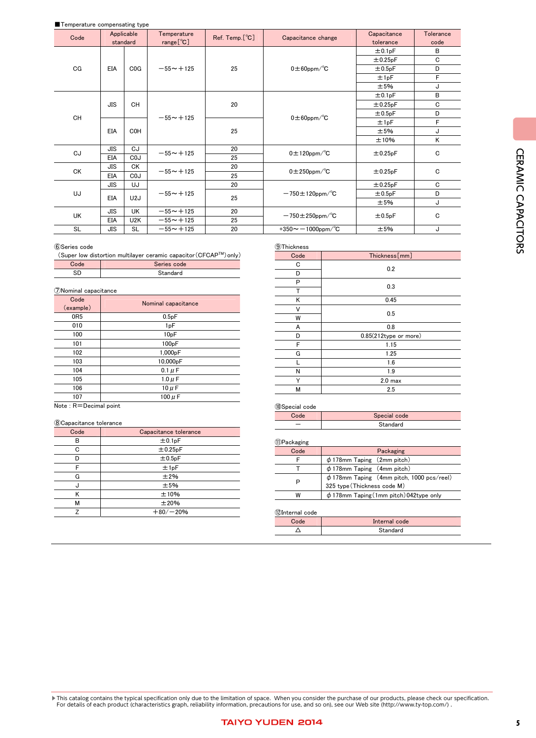■Temperature compensating type

| Code | Applicable standard | | Temperature range[℃] | Ref. Temp.[℃] | Capacitance change | Capacitance tolerance | Tolerance code |
|---|---|---|---|---|---|---|---|
| CG | EIA | C0G | −55～+125 | 25 | 0±60ppm/℃ | ±0.1pF | B |
| | | | | | | ±0.25pF | C |
| | | | | | | ±0.5pF | D |
| | | | | | | ±1pF | F |
| | | | | | | ±5% | J |
| CH | JIS | CH | −55～+125 | 20 | 0±60ppm/℃ | ±0.1pF | B |
| | | | | | | ±0.25pF | C |
| | | | | | | ±0.5pF | D |
| | EIA | C0H | | 25 | | ±1pF | F |
| | | | | | | ±5% | J |
| | | | | | | ±10% | K |
| CJ | JIS | CJ | −55～+125 | 20 | 0±120ppm/℃ | ±0.25pF | C |
| | EIA | C0J | | 25 | | | |
| CK | JIS | CK | −55～+125 | 20 | 0±250ppm/℃ | ±0.25pF | C |
| | EIA | C0J | | 25 | | | |
| UJ | JIS | UJ | −55～+125 | 20 | −750±120ppm/℃ | ±0.25pF | C |
| | EIA | U2J | | 25 | | ±0.5pF | D |
| | | | | | | ±5% | J |
| UK | JIS | UK | −55～+125 | 20 | −750±250ppm/℃ | ±0.5pF | C |
| | EIA | U2K | −55～+125 | 25 | | | |
| SL | JIS | SL | −55～+125 | 20 | +350～−1000ppm/℃ | ±5% | J |

⑥Series code

(Super low distortion multilayer ceramic capacitor(CFCAP™) only)

| Code | Series code |
|---|---|
| SD | Standard |

⑦Nominal capacitance

| Code (example) | Nominal capacitance |
|---|---|
| 0R5 | 0.5pF |
| 010 | 1pF |
| 100 | 10pF |
| 101 | 100pF |
| 102 | 1,000pF |
| 103 | 10,000pF |
| 104 | 0.1μF |
| 105 | 1.0μF |
| 106 | 10μF |
| 107 | 100μF |

Note : R=Decimal point

⑧Capacitance tolerance

| Code | Capacitance tolerance |
|---|---|
| B | ±0.1pF |
| C | ±0.25pF |
| D | ±0.5pF |
| F | ±1pF |
| G | ±2% |
| J | ±5% |
| K | ±10% |
| M | ±20% |
| Z | +80/−20% |

⑨Thickness

| Code | Thickness[mm] |
|---|---|
| C | 0.2 |
| D | |
| P | 0.3 |
| T | |
| K | 0.45 |
| V | 0.5 |
| W | |
| A | 0.8 |
| D | 0.85(212type or more) |
| F | 1.15 |
| G | 1.25 |
| L | 1.6 |
| N | 1.9 |
| Y | 2.0 max |
| M | 2.5 |

⑩Special code

| Code | Special code |
|---|---|
| − | Standard |

⑪Packaging

| Code | Packaging |
|---|---|
| F | φ178mm Taping (2mm pitch) |
| T | φ178mm Taping (4mm pitch) |
| P | φ178mm Taping (4mm pitch, 1000 pcs/reel) 325 type(Thickness code M) |
| W | φ178mm Taping(1mm pitch)042type only |

⑫Internal code

| Code | Internal code |
|---|---|
| △ | Standard |

This catalog contains the typical specification only due to the limitation of space. When you consider the purchase of our products, please check our specification. For details of each product (characteristics graph, reliability information, precautions for use, and so on), see our Web site (http://www.ty-top.com/) .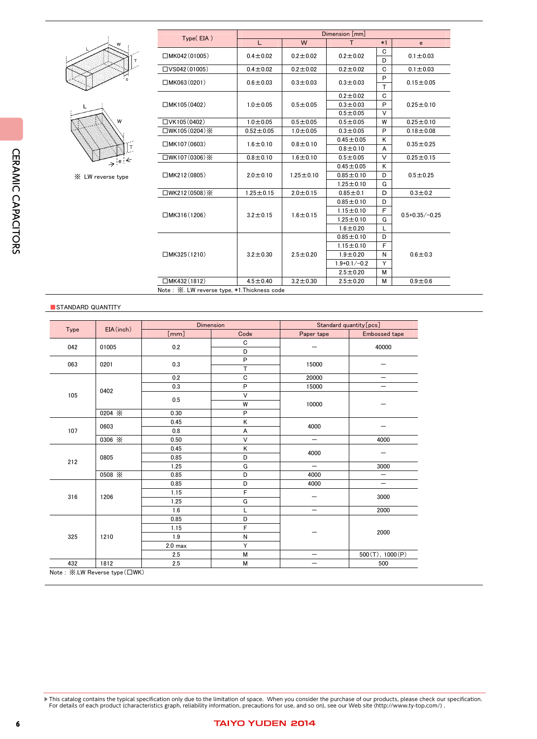※ LW reverse type

| Type( EIA ) | Dimension [mm] | | | | |
|---|---|---|---|---|---|
| | L | W | T | *1 | e |
| □MK042(01005) | 0.4±0.02 | 0.2±0.02 | 0.2±0.02 | C | 0.1±0.03 |
| | | | | D | |
| □VS042(01005) | 0.4±0.02 | 0.2±0.02 | 0.2±0.02 | C | 0.1±0.03 |
| □MK063(0201) | 0.6±0.03 | 0.3±0.03 | 0.3±0.03 | P | 0.15±0.05 |
| | | | | T | |
| □MK105(0402) | 1.0±0.05 | 0.5±0.05 | 0.2±0.02 | C | 0.25±0.10 |
| | | | 0.3±0.03 | P | |
| | | | 0.5±0.05 | V | |
| □VK105(0402) | 1.0±0.05 | 0.5±0.05 | 0.5±0.05 | W | 0.25±0.10 |
| □WK105(0204)※ | 0.52±0.05 | 1.0±0.05 | 0.3±0.05 | P | 0.18±0.08 |
| □MK107(0603) | 1.6±0.10 | 0.8±0.10 | 0.45±0.05 | K | 0.35±0.25 |
| | | | 0.8±0.10 | A | |
| □WK107(0306)※ | 0.8±0.10 | 1.6±0.10 | 0.5±0.05 | V | 0.25±0.15 |
| □MK212(0805) | 2.0±0.10 | 1.25±0.10 | 0.45±0.05 | K | 0.5±0.25 |
| | | | 0.85±0.10 | D | |
| | | | 1.25±0.10 | G | |
| □WK212(0508)※ | 1.25±0.15 | 2.0±0.15 | 0.85±0.1 | D | 0.3±0.2 |
| □MK316(1206) | 3.2±0.15 | 1.6±0.15 | 0.85±0.10 | D | 0.5+0.35/−0.25 |
| | | | 1.15±0.10 | F | |
| | | | 1.25±0.10 | G | |
| | | | 1.6±0.20 | L | |
| □MK325(1210) | 3.2±0.30 | 2.5±0.20 | 0.85±0.10 | D | 0.6±0.3 |
| | | | 1.15±0.10 | F | |
| | | | 1.9±0.20 | N | |
| | | | 1.9+0.1/−0.2 | Y | |
| | | | 2.5±0.20 | M | |
| □MK432(1812) | 4.5±0.40 | 3.2±0.30 | 2.5±0.20 | M | 0.9±0.6 |

Note : ※. LW reverse type, *1.Thickness code

## STANDARD QUANTITY

| Type | EIA (inch) | Dimension | | Standard quantity [pcs] | |
|---|---|---|---|---|---|
| | | [mm] | Code | Paper tape | Embossed tape |
| 042 | 01005 | 0.2 | C | — | 40000 |
| | | | D | | |
| 063 | 0201 | 0.3 | P | 15000 | — |
| | | | T | | |
| 105 | 0402 | 0.2 | C | 20000 | — |
| | | 0.3 | P | 15000 | — |
| | | 0.5 | V | 10000 | — |
| | | | W | | |
| | 0204 ※ | 0.30 | P | | |
| 107 | 0603 | 0.45 | K | 4000 | — |
| | | 0.8 | A | | |
| | 0306 ※ | 0.50 | V | — | 4000 |
| 212 | 0805 | 0.45 | K | 4000 | — |
| | | 0.85 | D | | |
| | | 1.25 | G | — | 3000 |
| | 0508 ※ | 0.85 | D | 4000 | — |
| 316 | 1206 | 0.85 | D | 4000 | — |
| | | 1.15 | F | — | 3000 |
| | | 1.25 | G | | |
| | | 1.6 | L | — | 2000 |
| 325 | 1210 | 0.85 | D | — | 2000 |
| | | 1.15 | F | | |
| | | 1.9 | N | | |
| | | 2.0 max | Y | | |
| | | 2.5 | M | — | 500(T), 1000(P) |
| 432 | 1812 | 2.5 | M | — | 500 |

Note : ※.LW Reverse type(□WK)

▶ This catalog contains the typical specification only due to the limitation of space. When you consider the purchase of our products, please check our specification. For details of each product (characteristics graph, reliability information, precautions for use, and so on), see our Web site (http://www.ty-top.com/) .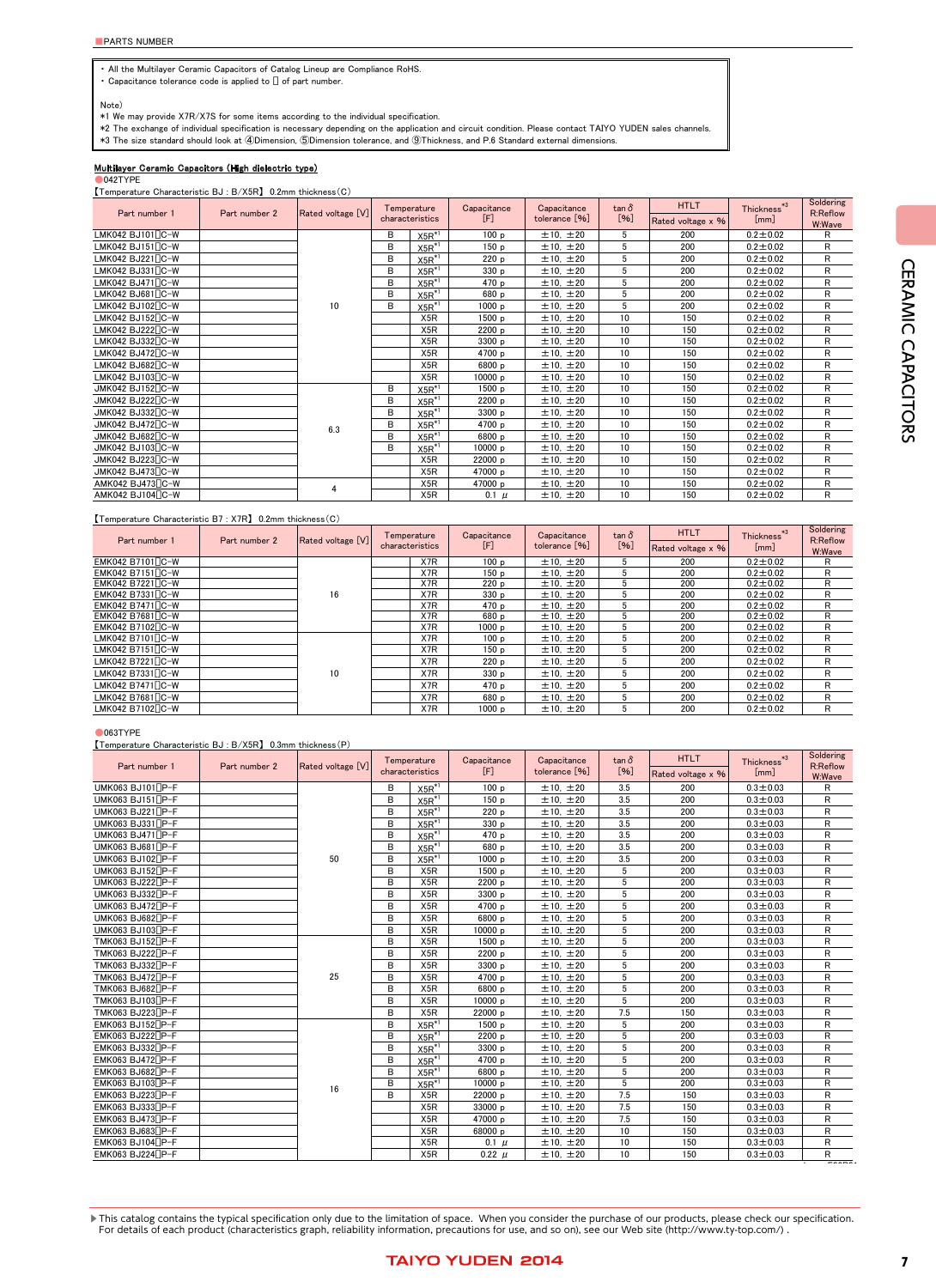■PARTS NUMBER

- All the Multilayer Ceramic Capacitors of Catalog Lineup are Compliance RoHS.
- Capacitance tolerance code is applied to □ of part number.

Note)
*1 We may provide X7R/X7S for some items according to the individual specification.
*2 The exchange of individual specification is necessary depending on the application and circuit condition. Please contact TAIYO YUDEN sales channels.
*3 The size standard should look at ④Dimension, ⑤Dimension tolerance, and ⑨Thickness, and P.6 Standard external dimensions.

**Multilayer Ceramic Capacitors (High dielectric type)**

●042TYPE

【Temperature Characteristic BJ : B/X5R】 0.2mm thickness(C)

| Part number 1 | Part number 2 | Rated voltage [V] | Temperature characteristics | | Capacitance [F] | Capacitance tolerance [%] | tan δ [%] | HTLT Rated voltage x % | Thickness*3 [mm] | Soldering R:Reflow W:Wave |
|---|---|---|---|---|---|---|---|---|---|---|
| LMK042 BJ101□C-W | | 10 | B | X5R*1 | 100 p | ±10, ±20 | 5 | 200 | 0.2±0.02 | R |
| LMK042 BJ151□C-W | | | B | X5R*1 | 150 p | ±10, ±20 | 5 | 200 | 0.2±0.02 | R |
| LMK042 BJ221□C-W | | | B | X5R*1 | 220 p | ±10, ±20 | 5 | 200 | 0.2±0.02 | R |
| LMK042 BJ331□C-W | | | B | X5R*1 | 330 p | ±10, ±20 | 5 | 200 | 0.2±0.02 | R |
| LMK042 BJ471□C-W | | | B | X5R*1 | 470 p | ±10, ±20 | 5 | 200 | 0.2±0.02 | R |
| LMK042 BJ681□C-W | | | B | X5R*1 | 680 p | ±10, ±20 | 5 | 200 | 0.2±0.02 | R |
| LMK042 BJ102□C-W | | | B | X5R*1 | 1000 p | ±10, ±20 | 5 | 200 | 0.2±0.02 | R |
| LMK042 BJ152□C-W | | | | X5R | 1500 p | ±10, ±20 | 10 | 150 | 0.2±0.02 | R |
| LMK042 BJ222□C-W | | | | X5R | 2200 p | ±10, ±20 | 10 | 150 | 0.2±0.02 | R |
| LMK042 BJ332□C-W | | | | X5R | 3300 p | ±10, ±20 | 10 | 150 | 0.2±0.02 | R |
| LMK042 BJ472□C-W | | | | X5R | 4700 p | ±10, ±20 | 10 | 150 | 0.2±0.02 | R |
| LMK042 BJ682□C-W | | | | X5R | 6800 p | ±10, ±20 | 10 | 150 | 0.2±0.02 | R |
| LMK042 BJ103□C-W | | | | X5R | 10000 p | ±10, ±20 | 10 | 150 | 0.2±0.02 | R |
| JMK042 BJ152□C-W | | 6.3 | B | X5R*1 | 1500 p | ±10, ±20 | 10 | 150 | 0.2±0.02 | R |
| JMK042 BJ222□C-W | | | B | X5R*1 | 2200 p | ±10, ±20 | 10 | 150 | 0.2±0.02 | R |
| JMK042 BJ332□C-W | | | B | X5R*1 | 3300 p | ±10, ±20 | 10 | 150 | 0.2±0.02 | R |
| JMK042 BJ472□C-W | | | B | X5R*1 | 4700 p | ±10, ±20 | 10 | 150 | 0.2±0.02 | R |
| JMK042 BJ682□C-W | | | B | X5R*1 | 6800 p | ±10, ±20 | 10 | 150 | 0.2±0.02 | R |
| JMK042 BJ103□C-W | | | B | X5R*1 | 10000 p | ±10, ±20 | 10 | 150 | 0.2±0.02 | R |
| JMK042 BJ223□C-W | | | | X5R | 22000 p | ±10, ±20 | 10 | 150 | 0.2±0.02 | R |
| JMK042 BJ473□C-W | | | | X5R | 47000 p | ±10, ±20 | 10 | 150 | 0.2±0.02 | R |
| AMK042 BJ473□C-W | | 4 | | X5R | 47000 p | ±10, ±20 | 10 | 150 | 0.2±0.02 | R |
| AMK042 BJ104□C-W | | | | X5R | 0.1 μ | ±10, ±20 | 10 | 150 | 0.2±0.02 | R |

【Temperature Characteristic B7 : X7R】 0.2mm thickness(C)

| Part number 1 | Part number 2 | Rated voltage [V] | Temperature characteristics | | Capacitance [F] | Capacitance tolerance [%] | tan δ [%] | HTLT Rated voltage x % | Thickness*3 [mm] | Soldering R:Reflow W:Wave |
|---|---|---|---|---|---|---|---|---|---|---|
| EMK042 B7101□C-W | | 16 | | X7R | 100 p | ±10, ±20 | 5 | 200 | 0.2±0.02 | R |
| EMK042 B7151□C-W | | | | X7R | 150 p | ±10, ±20 | 5 | 200 | 0.2±0.02 | R |
| EMK042 B7221□C-W | | | | X7R | 220 p | ±10, ±20 | 5 | 200 | 0.2±0.02 | R |
| EMK042 B7331□C-W | | | | X7R | 330 p | ±10, ±20 | 5 | 200 | 0.2±0.02 | R |
| EMK042 B7471□C-W | | | | X7R | 470 p | ±10, ±20 | 5 | 200 | 0.2±0.02 | R |
| EMK042 B7681□C-W | | | | X7R | 680 p | ±10, ±20 | 5 | 200 | 0.2±0.02 | R |
| EMK042 B7102□C-W | | | | X7R | 1000 p | ±10, ±20 | 5 | 200 | 0.2±0.02 | R |
| LMK042 B7101□C-W | | 10 | | X7R | 100 p | ±10, ±20 | 5 | 200 | 0.2±0.02 | R |
| LMK042 B7151□C-W | | | | X7R | 150 p | ±10, ±20 | 5 | 200 | 0.2±0.02 | R |
| LMK042 B7221□C-W | | | | X7R | 220 p | ±10, ±20 | 5 | 200 | 0.2±0.02 | R |
| LMK042 B7331□C-W | | | | X7R | 330 p | ±10, ±20 | 5 | 200 | 0.2±0.02 | R |
| LMK042 B7471□C-W | | | | X7R | 470 p | ±10, ±20 | 5 | 200 | 0.2±0.02 | R |
| LMK042 B7681□C-W | | | | X7R | 680 p | ±10, ±20 | 5 | 200 | 0.2±0.02 | R |
| LMK042 B7102□C-W | | | | X7R | 1000 p | ±10, ±20 | 5 | 200 | 0.2±0.02 | R |

●063TYPE

【Temperature Characteristic BJ : B/X5R】 0.3mm thickness(P)

| Part number 1 | Part number 2 | Rated voltage [V] | Temperature characteristics | | Capacitance [F] | Capacitance tolerance [%] | tan δ [%] | HTLT Rated voltage x % | Thickness*3 [mm] | Soldering R:Reflow W:Wave |
|---|---|---|---|---|---|---|---|---|---|---|
| UMK063 BJ101□P-F | | 50 | B | X5R*1 | 100 p | ±10, ±20 | 3.5 | 200 | 0.3±0.03 | R |
| UMK063 BJ151□P-F | | | B | X5R*1 | 150 p | ±10, ±20 | 3.5 | 200 | 0.3±0.03 | R |
| UMK063 BJ221□P-F | | | B | X5R*1 | 220 p | ±10, ±20 | 3.5 | 200 | 0.3±0.03 | R |
| UMK063 BJ331□P-F | | | B | X5R*1 | 330 p | ±10, ±20 | 3.5 | 200 | 0.3±0.03 | R |
| UMK063 BJ471□P-F | | | B | X5R*1 | 470 p | ±10, ±20 | 3.5 | 200 | 0.3±0.03 | R |
| UMK063 BJ681□P-F | | | B | X5R*1 | 680 p | ±10, ±20 | 3.5 | 200 | 0.3±0.03 | R |
| UMK063 BJ102□P-F | | | B | X5R*1 | 1000 p | ±10, ±20 | 3.5 | 200 | 0.3±0.03 | R |
| UMK063 BJ152□P-F | | | B | X5R | 1500 p | ±10, ±20 | 5 | 200 | 0.3±0.03 | R |
| UMK063 BJ222□P-F | | | B | X5R | 2200 p | ±10, ±20 | 5 | 200 | 0.3±0.03 | R |
| UMK063 BJ332□P-F | | | B | X5R | 3300 p | ±10, ±20 | 5 | 200 | 0.3±0.03 | R |
| UMK063 BJ472□P-F | | | B | X5R | 4700 p | ±10, ±20 | 5 | 200 | 0.3±0.03 | R |
| UMK063 BJ682□P-F | | | B | X5R | 6800 p | ±10, ±20 | 5 | 200 | 0.3±0.03 | R |
| UMK063 BJ103□P-F | | | B | X5R | 10000 p | ±10, ±20 | 5 | 200 | 0.3±0.03 | R |
| TMK063 BJ152□P-F | | 25 | B | X5R | 1500 p | ±10, ±20 | 5 | 200 | 0.3±0.03 | R |
| TMK063 BJ222□P-F | | | B | X5R | 2200 p | ±10, ±20 | 5 | 200 | 0.3±0.03 | R |
| TMK063 BJ332□P-F | | | B | X5R | 3300 p | ±10, ±20 | 5 | 200 | 0.3±0.03 | R |
| TMK063 BJ472□P-F | | | B | X5R | 4700 p | ±10, ±20 | 5 | 200 | 0.3±0.03 | R |
| TMK063 BJ682□P-F | | | B | X5R | 6800 p | ±10, ±20 | 5 | 200 | 0.3±0.03 | R |
| TMK063 BJ103□P-F | | | B | X5R | 10000 p | ±10, ±20 | 5 | 200 | 0.3±0.03 | R |
| TMK063 BJ223□P-F | | | B | X5R | 22000 p | ±10, ±20 | 7.5 | 150 | 0.3±0.03 | R |
| EMK063 BJ152□P-F | | 16 | B | X5R*1 | 1500 p | ±10, ±20 | 5 | 200 | 0.3±0.03 | R |
| EMK063 BJ222□P-F | | | B | X5R*1 | 2200 p | ±10, ±20 | 5 | 200 | 0.3±0.03 | R |
| EMK063 BJ332□P-F | | | B | X5R*1 | 3300 p | ±10, ±20 | 5 | 200 | 0.3±0.03 | R |
| EMK063 BJ472□P-F | | | B | X5R*1 | 4700 p | ±10, ±20 | 5 | 200 | 0.3±0.03 | R |
| EMK063 BJ682□P-F | | | B | X5R*1 | 6800 p | ±10, ±20 | 5 | 200 | 0.3±0.03 | R |
| EMK063 BJ103□P-F | | | B | X5R*1 | 10000 p | ±10, ±20 | 5 | 200 | 0.3±0.03 | R |
| EMK063 BJ223□P-F | | | B | X5R | 22000 p | ±10, ±20 | 7.5 | 150 | 0.3±0.03 | R |
| EMK063 BJ333□P-F | | | | X5R | 33000 p | ±10, ±20 | 7.5 | 150 | 0.3±0.03 | R |
| EMK063 BJ473□P-F | | | | X5R | 47000 p | ±10, ±20 | 7.5 | 150 | 0.3±0.03 | R |
| EMK063 BJ683□P-F | | | | X5R | 68000 p | ±10, ±20 | 10 | 150 | 0.3±0.03 | R |
| EMK063 BJ104□P-F | | | | X5R | 0.1 μ | ±10, ±20 | 10 | 150 | 0.3±0.03 | R |
| EMK063 BJ224□P-F | | | | X5R | 0.22 μ | ±10, ±20 | 10 | 150 | 0.3±0.03 | R |

▶This catalog contains the typical specification only due to the limitation of space. When you consider the purchase of our products, please check our specification. For details of each product (characteristics graph, reliability information, precautions for use, and so on), see our Web site (http://www.ty-top.com/).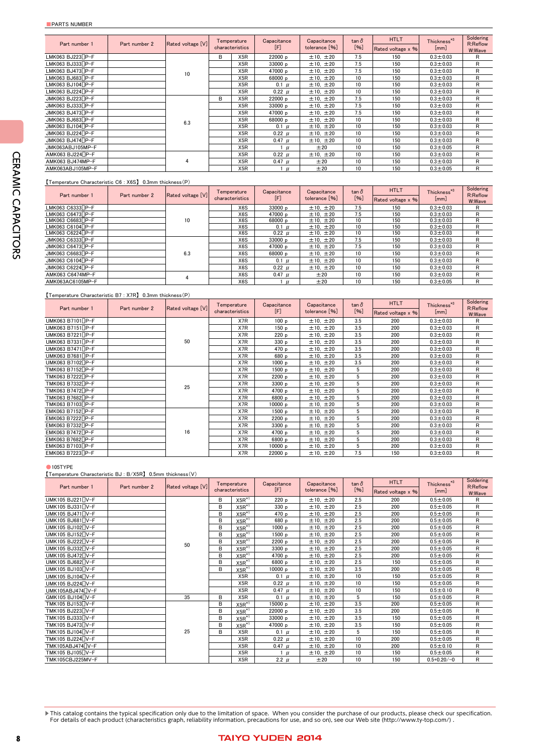■PARTS NUMBER

| Part number 1 | Part number 2 | Rated voltage [V] | Temperature characteristics | | Capacitance [F] | Capacitance tolerance [%] | tan δ [%] | HTLT Rated voltage x % | Thickness*3 [mm] | Soldering R:Reflow W:Wave |
|---|---|---|---|---|---|---|---|---|---|---|
| LMK063 BJ223□P-F | | 10 | B | X5R | 22000 p | ±10, ±20 | 7.5 | 150 | 0.3±0.03 | R |
| LMK063 BJ333□P-F | | | | X5R | 33000 p | ±10, ±20 | 7.5 | 150 | 0.3±0.03 | R |
| LMK063 BJ473□P-F | | | | X5R | 47000 p | ±10, ±20 | 7.5 | 150 | 0.3±0.03 | R |
| LMK063 BJ683□P-F | | | | X5R | 68000 p | ±10, ±20 | 10 | 150 | 0.3±0.03 | R |
| LMK063 BJ104□P-F | | | | X5R | 0.1 μ | ±10, ±20 | 10 | 150 | 0.3±0.03 | R |
| LMK063 BJ224□P-F | | | | X5R | 0.22 μ | ±10, ±20 | 10 | 150 | 0.3±0.03 | R |
| JMK063 BJ223□P-F | | 6.3 | B | X5R | 22000 p | ±10, ±20 | 7.5 | 150 | 0.3±0.03 | R |
| JMK063 BJ333□P-F | | | | X5R | 33000 p | ±10, ±20 | 7.5 | 150 | 0.3±0.03 | R |
| JMK063 BJ473□P-F | | | | X5R | 47000 p | ±10, ±20 | 7.5 | 150 | 0.3±0.03 | R |
| JMK063 BJ683□P-F | | | | X5R | 68000 p | ±10, ±20 | 10 | 150 | 0.3±0.03 | R |
| JMK063 BJ104□P-F | | | | X5R | 0.1 μ | ±10, ±20 | 10 | 150 | 0.3±0.03 | R |
| JMK063 BJ224□P-F | | | | X5R | 0.22 μ | ±10, ±20 | 10 | 150 | 0.3±0.03 | R |
| JMK063 BJ474□P-F | | | | X5R | 0.47 μ | ±10, ±20 | 10 | 150 | 0.3±0.03 | R |
| JMK063ABJ105MP-F | | | | X5R | 1 μ | ±20 | 10 | 150 | 0.3±0.05 | R |
| AMK063 BJ224□P-F | | 4 | | X5R | 0.22 μ | ±10, ±20 | 10 | 150 | 0.3±0.03 | R |
| AMK063 BJ474MP-F | | | | X5R | 0.47 μ | ±20 | 10 | 150 | 0.3±0.03 | R |
| AMK063ABJ105MP-F | | | | X5R | 1 μ | ±20 | 10 | 150 | 0.3±0.05 | R |

【Temperature Characteristic C6 : X6S】 0.3mm thickness(P)

| Part number 1 | Part number 2 | Rated voltage [V] | Temperature characteristics | | Capacitance [F] | Capacitance tolerance [%] | tan δ [%] | HTLT Rated voltage x % | Thickness*3 [mm] | Soldering R:Reflow W:Wave |
|---|---|---|---|---|---|---|---|---|---|---|
| LMK063 C6333□P-F | | 10 | | X6S | 33000 p | ±10, ±20 | 7.5 | 150 | 0.3±0.03 | R |
| LMK063 C6473□P-F | | | | X6S | 47000 p | ±10, ±20 | 7.5 | 150 | 0.3±0.03 | R |
| LMK063 C6683□P-F | | | | X6S | 68000 p | ±10, ±20 | 10 | 150 | 0.3±0.03 | R |
| LMK063 C6104□P-F | | | | X6S | 0.1 μ | ±10, ±20 | 10 | 150 | 0.3±0.03 | R |
| LMK063 C6224□P-F | | | | X6S | 0.22 μ | ±10, ±20 | 10 | 150 | 0.3±0.03 | R |
| JMK063 C6333□P-F | | 6.3 | | X6S | 33000 p | ±10, ±20 | 7.5 | 150 | 0.3±0.03 | R |
| JMK063 C6473□P-F | | | | X6S | 47000 p | ±10, ±20 | 7.5 | 150 | 0.3±0.03 | R |
| JMK063 C6683□P-F | | | | X6S | 68000 p | ±10, ±20 | 10 | 150 | 0.3±0.03 | R |
| JMK063 C6104□P-F | | | | X6S | 0.1 μ | ±10, ±20 | 10 | 150 | 0.3±0.03 | R |
| JMK063 C6224□P-F | | | | X6S | 0.22 μ | ±10, ±20 | 10 | 150 | 0.3±0.03 | R |
| AMK063 C6474MP-F | | 4 | | X6S | 0.47 μ | ±20 | 10 | 150 | 0.3±0.03 | R |
| AMK063AC6105MP-F | | | | X6S | 1 μ | ±20 | 10 | 150 | 0.3±0.05 | R |

【Temperature Characteristic B7 : X7R】 0.3mm thickness(P)

| Part number 1 | Part number 2 | Rated voltage [V] | Temperature characteristics | | Capacitance [F] | Capacitance tolerance [%] | tan δ [%] | HTLT Rated voltage x % | Thickness*3 [mm] | Soldering R:Reflow W:Wave |
|---|---|---|---|---|---|---|---|---|---|---|
| UMK063 B7101□P-F | | 50 | | X7R | 100 p | ±10, ±20 | 3.5 | 200 | 0.3±0.03 | R |
| UMK063 B7151□P-F | | | | X7R | 150 p | ±10, ±20 | 3.5 | 200 | 0.3±0.03 | R |
| UMK063 B7221□P-F | | | | X7R | 220 p | ±10, ±20 | 3.5 | 200 | 0.3±0.03 | R |
| UMK063 B7331□P-F | | | | X7R | 330 p | ±10, ±20 | 3.5 | 200 | 0.3±0.03 | R |
| UMK063 B7471□P-F | | | | X7R | 470 p | ±10, ±20 | 3.5 | 200 | 0.3±0.03 | R |
| UMK063 B7681□P-F | | | | X7R | 680 p | ±10, ±20 | 3.5 | 200 | 0.3±0.03 | R |
| UMK063 B7102□P-F | | | | X7R | 1000 p | ±10, ±20 | 3.5 | 200 | 0.3±0.03 | R |
| TMK063 B7152□P-F | | 25 | | X7R | 1500 p | ±10, ±20 | 5 | 200 | 0.3±0.03 | R |
| TMK063 B7222□P-F | | | | X7R | 2200 p | ±10, ±20 | 5 | 200 | 0.3±0.03 | R |
| TMK063 B7332□P-F | | | | X7R | 3300 p | ±10, ±20 | 5 | 200 | 0.3±0.03 | R |
| TMK063 B7472□P-F | | | | X7R | 4700 p | ±10, ±20 | 5 | 200 | 0.3±0.03 | R |
| TMK063 B7682□P-F | | | | X7R | 6800 p | ±10, ±20 | 5 | 200 | 0.3±0.03 | R |
| TMK063 B7103□P-F | | | | X7R | 10000 p | ±10, ±20 | 5 | 200 | 0.3±0.03 | R |
| EMK063 B7152□P-F | | 16 | | X7R | 1500 p | ±10, ±20 | 5 | 200 | 0.3±0.03 | R |
| EMK063 B7222□P-F | | | | X7R | 2200 p | ±10, ±20 | 5 | 200 | 0.3±0.03 | R |
| EMK063 B7332□P-F | | | | X7R | 3300 p | ±10, ±20 | 5 | 200 | 0.3±0.03 | R |
| EMK063 B7472□P-F | | | | X7R | 4700 p | ±10, ±20 | 5 | 200 | 0.3±0.03 | R |
| EMK063 B7682□P-F | | | | X7R | 6800 p | ±10, ±20 | 5 | 200 | 0.3±0.03 | R |
| EMK063 B7103□P-F | | | | X7R | 10000 p | ±10, ±20 | 5 | 200 | 0.3±0.03 | R |
| EMK063 B7223□P-F | | | | X7R | 22000 p | ±10, ±20 | 7.5 | 150 | 0.3±0.03 | R |

●105TYPE

【Temperature Characteristic BJ : B/X5R】 0.5mm thickness(V)

| Part number 1 | Part number 2 | Rated voltage [V] | Temperature characteristics | | Capacitance [F] | Capacitance tolerance [%] | tan δ [%] | HTLT Rated voltage x % | Thickness*3 [mm] | Soldering R:Reflow W:Wave |
|---|---|---|---|---|---|---|---|---|---|---|
| UMK105 BJ221□V-F | | 50 | B | X5R*1 | 220 p | ±10, ±20 | 2.5 | 200 | 0.5±0.05 | R |
| UMK105 BJ331□V-F | | | B | X5R*1 | 330 p | ±10, ±20 | 2.5 | 200 | 0.5±0.05 | R |
| UMK105 BJ471□V-F | | | B | X5R*1 | 470 p | ±10, ±20 | 2.5 | 200 | 0.5±0.05 | R |
| UMK105 BJ681□V-F | | | B | X5R*1 | 680 p | ±10, ±20 | 2.5 | 200 | 0.5±0.05 | R |
| UMK105 BJ102□V-F | | | B | X5R*1 | 1000 p | ±10, ±20 | 2.5 | 200 | 0.5±0.05 | R |
| UMK105 BJ152□V-F | | | B | X5R*1 | 1500 p | ±10, ±20 | 2.5 | 200 | 0.5±0.05 | R |
| UMK105 BJ222□V-F | | | B | X5R*1 | 2200 p | ±10, ±20 | 2.5 | 200 | 0.5±0.05 | R |
| UMK105 BJ332□V-F | | | B | X5R*1 | 3300 p | ±10, ±20 | 2.5 | 200 | 0.5±0.05 | R |
| UMK105 BJ472□V-F | | | B | X5R*1 | 4700 p | ±10, ±20 | 2.5 | 200 | 0.5±0.05 | R |
| UMK105 BJ682□V-F | | | B | X5R*1 | 6800 p | ±10, ±20 | 2.5 | 150 | 0.5±0.05 | R |
| UMK105 BJ103□V-F | | | B | X5R*1 | 10000 p | ±10, ±20 | 3.5 | 200 | 0.5±0.05 | R |
| UMK105 BJ104□V-F | | | | X5R | 0.1 μ | ±10, ±20 | 10 | 150 | 0.5±0.05 | R |
| UMK105 BJ224□V-F | | | | X5R | 0.22 μ | ±10, ±20 | 10 | 150 | 0.5±0.05 | R |
| UMK105ABJ474□V-F | | | | X5R | 0.47 μ | ±10, ±20 | 10 | 150 | 0.5±0.10 | R |
| GMK105 BJ104□V-F | | 35 | B | X5R | 0.1 μ | ±10, ±20 | 5 | 150 | 0.5±0.05 | R |
| TMK105 BJ153□V-F | | 25 | B | X5R*1 | 15000 p | ±10, ±20 | 3.5 | 200 | 0.5±0.05 | R |
| TMK105 BJ223□V-F | | | B | X5R*1 | 22000 p | ±10, ±20 | 3.5 | 200 | 0.5±0.05 | R |
| TMK105 BJ333□V-F | | | B | X5R*1 | 33000 p | ±10, ±20 | 3.5 | 150 | 0.5±0.05 | R |
| TMK105 BJ473□V-F | | | B | X5R*1 | 47000 p | ±10, ±20 | 3.5 | 150 | 0.5±0.05 | R |
| TMK105 BJ104□V-F | | | B | X5R | 0.1 μ | ±10, ±20 | 5 | 150 | 0.5±0.05 | R |
| TMK105 BJ224□V-F | | | | X5R | 0.22 μ | ±10, ±20 | 10 | 200 | 0.5±0.05 | R |
| TMK105ABJ474□V-F | | | | X5R | 0.47 μ | ±10, ±20 | 10 | 200 | 0.5±0.10 | R |
| TMK105 BJ105□V-F | | | | X5R | 1 μ | ±10, ±20 | 10 | 150 | 0.5±0.05 | R |
| TMK105CBJ225MV-F | | | | X5R | 2.2 μ | ±20 | 10 | 150 | 0.5+0.20/−0 | R |

▶This catalog contains the typical specification only due to the limitation of space. When you consider the purchase of our products, please check our specification. For details of each product (characteristics graph, reliability information, precautions for use, and so on), see our Web site (http://www.ty-top.com/) .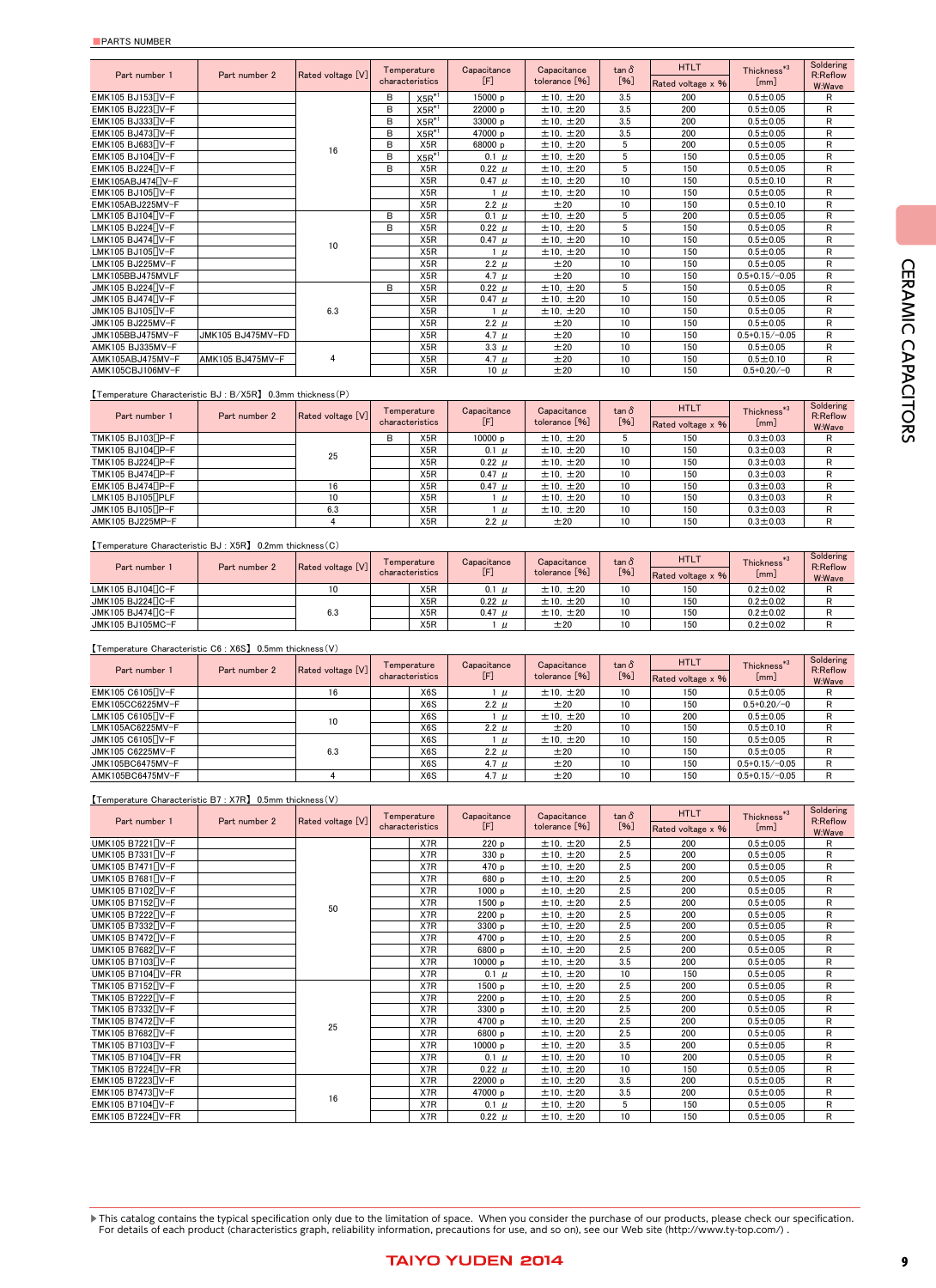■PARTS NUMBER

| Part number 1 | Part number 2 | Rated voltage [V] | Temperature characteristics | | Capacitance [F] | Capacitance tolerance [%] | tan δ [%] | HTLT Rated voltage x % | Thickness*3 [mm] | Soldering R:Reflow W:Wave |
|---|---|---|---|---|---|---|---|---|---|---|
| EMK105 BJ153□V-F | | 16 | B | X5R*1 | 15000 p | ±10, ±20 | 3.5 | 200 | 0.5±0.05 | R |
| EMK105 BJ223□V-F | | | B | X5R*1 | 22000 p | ±10, ±20 | 3.5 | 200 | 0.5±0.05 | R |
| EMK105 BJ333□V-F | | | B | X5R*1 | 33000 p | ±10, ±20 | 3.5 | 200 | 0.5±0.05 | R |
| EMK105 BJ473□V-F | | | B | X5R*1 | 47000 p | ±10, ±20 | 3.5 | 200 | 0.5±0.05 | R |
| EMK105 BJ683□V-F | | | B | X5R | 68000 p | ±10, ±20 | 5 | 200 | 0.5±0.05 | R |
| EMK105 BJ104□V-F | | | B | X5R*1 | 0.1 μ | ±10, ±20 | 5 | 150 | 0.5±0.05 | R |
| EMK105 BJ224□V-F | | | B | X5R | 0.22 μ | ±10, ±20 | 5 | 150 | 0.5±0.05 | R |
| EMK105ABJ474□V-F | | | | X5R | 0.47 μ | ±10, ±20 | 10 | 150 | 0.5±0.10 | R |
| EMK105 BJ105□V-F | | | | X5R | 1 μ | ±10, ±20 | 10 | 150 | 0.5±0.05 | R |
| EMK105ABJ225MV-F | | | | X5R | 2.2 μ | ±20 | 10 | 150 | 0.5±0.10 | R |
| LMK105 BJ104□V-F | | 10 | B | X5R | 0.1 μ | ±10, ±20 | 5 | 200 | 0.5±0.05 | R |
| LMK105 BJ224□V-F | | | B | X5R | 0.22 μ | ±10, ±20 | 5 | 150 | 0.5±0.05 | R |
| LMK105 BJ474□V-F | | | | X5R | 0.47 μ | ±10, ±20 | 10 | 150 | 0.5±0.05 | R |
| LMK105 BJ105□V-F | | | | X5R | 1 μ | ±10, ±20 | 10 | 150 | 0.5±0.05 | R |
| LMK105 BJ225MV-F | | | | X5R | 2.2 μ | ±20 | 10 | 150 | 0.5±0.05 | R |
| LMK105BBJ475MVLF | | | | X5R | 4.7 μ | ±20 | 10 | 150 | 0.5+0.15/−0.05 | R |
| JMK105 BJ224□V-F | | 6.3 | B | X5R | 0.22 μ | ±10, ±20 | 5 | 150 | 0.5±0.05 | R |
| JMK105 BJ474□V-F | | | | X5R | 0.47 μ | ±10, ±20 | 10 | 150 | 0.5±0.05 | R |
| JMK105 BJ105□V-F | | | | X5R | 1 μ | ±10, ±20 | 10 | 150 | 0.5±0.05 | R |
| JMK105 BJ225MV-F | | | | X5R | 2.2 μ | ±20 | 10 | 150 | 0.5±0.05 | R |
| JMK105BBJ475MV-F | JMK105 BJ475MV-FD | | | X5R | 4.7 μ | ±20 | 10 | 150 | 0.5+0.15/−0.05 | R |
| AMK105 BJ335MV-F | | 4 | | X5R | 3.3 μ | ±20 | 10 | 150 | 0.5±0.05 | R |
| AMK105ABJ475MV-F | AMK105 BJ475MV-F | | | X5R | 4.7 μ | ±20 | 10 | 150 | 0.5±0.10 | R |
| AMK105CBJ106MV-F | | | | X5R | 10 μ | ±20 | 10 | 150 | 0.5+0.20/−0 | R |

【Temperature Characteristic BJ : B/X5R】 0.3mm thickness(P)

| Part number 1 | Part number 2 | Rated voltage [V] | Temperature characteristics | | Capacitance [F] | Capacitance tolerance [%] | tan δ [%] | HTLT Rated voltage x % | Thickness*3 [mm] | Soldering R:Reflow W:Wave |
|---|---|---|---|---|---|---|---|---|---|---|
| TMK105 BJ103□P-F | | 25 | B | X5R | 10000 p | ±10, ±20 | 5 | 150 | 0.3±0.03 | R |
| TMK105 BJ104□P-F | | | | X5R | 0.1 μ | ±10, ±20 | 10 | 150 | 0.3±0.03 | R |
| TMK105 BJ224□P-F | | | | X5R | 0.22 μ | ±10, ±20 | 10 | 150 | 0.3±0.03 | R |
| TMK105 BJ474□P-F | | | | X5R | 0.47 μ | ±10, ±20 | 10 | 150 | 0.3±0.03 | R |
| EMK105 BJ474□P-F | | 16 | | X5R | 0.47 μ | ±10, ±20 | 10 | 150 | 0.3±0.03 | R |
| LMK105 BJ105□PLF | | 10 | | X5R | 1 μ | ±10, ±20 | 10 | 150 | 0.3±0.03 | R |
| JMK105 BJ105□P-F | | 6.3 | | X5R | 1 μ | ±10, ±20 | 10 | 150 | 0.3±0.03 | R |
| AMK105 BJ225MP-F | | 4 | | X5R | 2.2 μ | ±20 | 10 | 150 | 0.3±0.03 | R |

【Temperature Characteristic BJ : X5R】 0.2mm thickness(C)

| Part number 1 | Part number 2 | Rated voltage [V] | Temperature characteristics | | Capacitance [F] | Capacitance tolerance [%] | tan δ [%] | HTLT Rated voltage x % | Thickness*3 [mm] | Soldering R:Reflow W:Wave |
|---|---|---|---|---|---|---|---|---|---|---|
| LMK105 BJ104□C-F | | 10 | | X5R | 0.1 μ | ±10, ±20 | 10 | 150 | 0.2±0.02 | R |
| JMK105 BJ224□C-F | | 6.3 | | X5R | 0.22 μ | ±10, ±20 | 10 | 150 | 0.2±0.02 | R |
| JMK105 BJ474□C-F | | | | X5R | 0.47 μ | ±10, ±20 | 10 | 150 | 0.2±0.02 | R |
| JMK105 BJ105MC-F | | | | X5R | 1 μ | ±20 | 10 | 150 | 0.2±0.02 | R |

【Temperature Characteristic C6 : X6S】 0.5mm thickness(V)

| Part number 1 | Part number 2 | Rated voltage [V] | Temperature characteristics | | Capacitance [F] | Capacitance tolerance [%] | tan δ [%] | HTLT Rated voltage x % | Thickness*3 [mm] | Soldering R:Reflow W:Wave |
|---|---|---|---|---|---|---|---|---|---|---|
| EMK105 C6105□V-F | | 16 | | X6S | 1 μ | ±10, ±20 | 10 | 150 | 0.5±0.05 | R |
| EMK105CC6225MV-F | | | | X6S | 2.2 μ | ±20 | 10 | 150 | 0.5+0.20/−0 | R |
| LMK105 C6105□V-F | | 10 | | X6S | 1 μ | ±10, ±20 | 10 | 200 | 0.5±0.05 | R |
| LMK105AC6225MV-F | | | | X6S | 2.2 μ | ±20 | 10 | 150 | 0.5±0.10 | R |
| JMK105 C6105□V-F | | 6.3 | | X6S | 1 μ | ±10, ±20 | 10 | 150 | 0.5±0.05 | R |
| JMK105 C6225MV-F | | | | X6S | 2.2 μ | ±20 | 10 | 150 | 0.5±0.05 | R |
| JMK105BC6475MV-F | | | | X6S | 4.7 μ | ±20 | 10 | 150 | 0.5+0.15/−0.05 | R |
| AMK105BC6475MV-F | | 4 | | X6S | 4.7 μ | ±20 | 10 | 150 | 0.5+0.15/−0.05 | R |

【Temperature Characteristic B7 : X7R】 0.5mm thickness(V)

| Part number 1 | Part number 2 | Rated voltage [V] | Temperature characteristics | | Capacitance [F] | Capacitance tolerance [%] | tan δ [%] | HTLT Rated voltage x % | Thickness*3 [mm] | Soldering R:Reflow W:Wave |
|---|---|---|---|---|---|---|---|---|---|---|
| UMK105 B7221□V-F | | 50 | | X7R | 220 p | ±10, ±20 | 2.5 | 200 | 0.5±0.05 | R |
| UMK105 B7331□V-F | | | | X7R | 330 p | ±10, ±20 | 2.5 | 200 | 0.5±0.05 | R |
| UMK105 B7471□V-F | | | | X7R | 470 p | ±10, ±20 | 2.5 | 200 | 0.5±0.05 | R |
| UMK105 B7681□V-F | | | | X7R | 680 p | ±10, ±20 | 2.5 | 200 | 0.5±0.05 | R |
| UMK105 B7102□V-F | | | | X7R | 1000 p | ±10, ±20 | 2.5 | 200 | 0.5±0.05 | R |
| UMK105 B7152□V-F | | | | X7R | 1500 p | ±10, ±20 | 2.5 | 200 | 0.5±0.05 | R |
| UMK105 B7222□V-F | | | | X7R | 2200 p | ±10, ±20 | 2.5 | 200 | 0.5±0.05 | R |
| UMK105 B7332□V-F | | | | X7R | 3300 p | ±10, ±20 | 2.5 | 200 | 0.5±0.05 | R |
| UMK105 B7472□V-F | | | | X7R | 4700 p | ±10, ±20 | 2.5 | 200 | 0.5±0.05 | R |
| UMK105 B7682□V-F | | | | X7R | 6800 p | ±10, ±20 | 2.5 | 200 | 0.5±0.05 | R |
| UMK105 B7103□V-F | | | | X7R | 10000 p | ±10, ±20 | 3.5 | 200 | 0.5±0.05 | R |
| UMK105 B7104□V-FR | | | | X7R | 0.1 μ | ±10, ±20 | 10 | 150 | 0.5±0.05 | R |
| TMK105 B7152□V-F | | 25 | | X7R | 1500 p | ±10, ±20 | 2.5 | 200 | 0.5±0.05 | R |
| TMK105 B7222□V-F | | | | X7R | 2200 p | ±10, ±20 | 2.5 | 200 | 0.5±0.05 | R |
| TMK105 B7332□V-F | | | | X7R | 3300 p | ±10, ±20 | 2.5 | 200 | 0.5±0.05 | R |
| TMK105 B7472□V-F | | | | X7R | 4700 p | ±10, ±20 | 2.5 | 200 | 0.5±0.05 | R |
| TMK105 B7682□V-F | | | | X7R | 6800 p | ±10, ±20 | 2.5 | 200 | 0.5±0.05 | R |
| TMK105 B7103□V-F | | | | X7R | 10000 p | ±10, ±20 | 3.5 | 200 | 0.5±0.05 | R |
| TMK105 B7104□V-FR | | | | X7R | 0.1 μ | ±10, ±20 | 10 | 200 | 0.5±0.05 | R |
| TMK105 B7224□V-FR | | | | X7R | 0.22 μ | ±10, ±20 | 10 | 150 | 0.5±0.05 | R |
| EMK105 B7223□V-F | | 16 | | X7R | 22000 p | ±10, ±20 | 3.5 | 200 | 0.5±0.05 | R |
| EMK105 B7473□V-F | | | | X7R | 47000 p | ±10, ±20 | 3.5 | 200 | 0.5±0.05 | R |
| EMK105 B7104□V-F | | | | X7R | 0.1 μ | ±10, ±20 | 5 | 150 | 0.5±0.05 | R |
| EMK105 B7224□V-FR | | | | X7R | 0.22 μ | ±10, ±20 | 10 | 150 | 0.5±0.05 | R |

▶This catalog contains the typical specification only due to the limitation of space. When you consider the purchase of our products, please check our specification.
For details of each product (characteristics graph, reliability information, precautions for use, and so on), see our Web site (http://www.ty-top.com/) .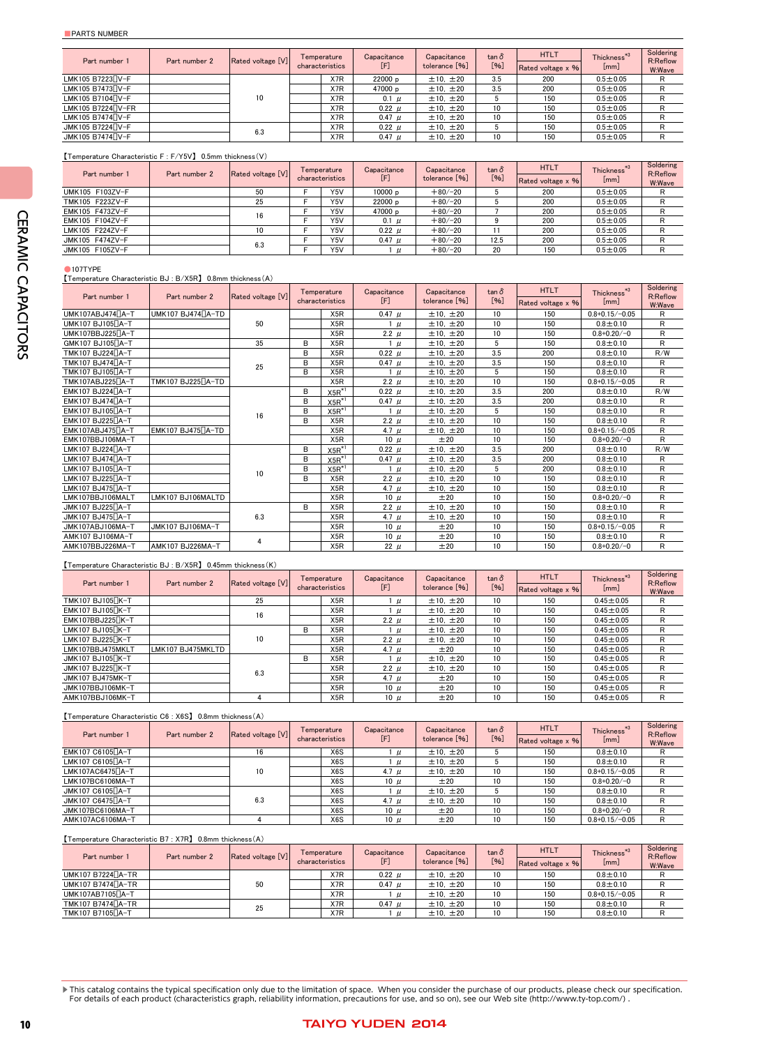■PARTS NUMBER

| Part number 1 | Part number 2 | Rated voltage [V] | Temperature characteristics | | Capacitance [F] | Capacitance tolerance [%] | tan δ [%] | HTLT Rated voltage x % | Thickness*3 [mm] | Soldering R:Reflow W:Wave |
|---|---|---|---|---|---|---|---|---|---|---|
| LMK105 B7223□V-F | | 10 | | X7R | 22000 p | ±10, ±20 | 3.5 | 200 | 0.5±0.05 | R |
| LMK105 B7473□V-F | | | | X7R | 47000 p | ±10, ±20 | 3.5 | 200 | 0.5±0.05 | R |
| LMK105 B7104□V-F | | | | X7R | 0.1 μ | ±10, ±20 | 5 | 150 | 0.5±0.05 | R |
| LMK105 B7224□V-FR | | | | X7R | 0.22 μ | ±10, ±20 | 10 | 150 | 0.5±0.05 | R |
| LMK105 B7474□V-F | | | | X7R | 0.47 μ | ±10, ±20 | 10 | 150 | 0.5±0.05 | R |
| JMK105 B7224□V-F | | 6.3 | | X7R | 0.22 μ | ±10, ±20 | 5 | 150 | 0.5±0.05 | R |
| JMK105 B7474□V-F | | | | X7R | 0.47 μ | ±10, ±20 | 10 | 150 | 0.5±0.05 | R |

【Temperature Characteristic F : F/Y5V】 0.5mm thickness (V)

| Part number 1 | Part number 2 | Rated voltage [V] | Temperature characteristics | | Capacitance [F] | Capacitance tolerance [%] | tan δ [%] | HTLT Rated voltage x % | Thickness*3 [mm] | Soldering R:Reflow W:Wave |
|---|---|---|---|---|---|---|---|---|---|---|
| UMK105 F103ZV-F | | 50 | F | Y5V | 10000 p | +80/−20 | 5 | 200 | 0.5±0.05 | R |
| TMK105 F223ZV-F | | 25 | F | Y5V | 22000 p | +80/−20 | 5 | 200 | 0.5±0.05 | R |
| EMK105 F473ZV-F | | 16 | F | Y5V | 47000 p | +80/−20 | 7 | 200 | 0.5±0.05 | R |
| EMK105 F104ZV-F | | | F | Y5V | 0.1 μ | +80/−20 | 9 | 200 | 0.5±0.05 | R |
| LMK105 F224ZV-F | | 10 | F | Y5V | 0.22 μ | +80/−20 | 11 | 200 | 0.5±0.05 | R |
| JMK105 F474ZV-F | | 6.3 | F | Y5V | 0.47 μ | +80/−20 | 12.5 | 200 | 0.5±0.05 | R |
| JMK105 F105ZV-F | | | F | Y5V | 1 μ | +80/−20 | 20 | 150 | 0.5±0.05 | R |

●107TYPE

【Temperature Characteristic BJ : B/X5R】 0.8mm thickness (A)

| Part number 1 | Part number 2 | Rated voltage [V] | Temperature characteristics | | Capacitance [F] | Capacitance tolerance [%] | tan δ [%] | HTLT Rated voltage x % | Thickness*3 [mm] | Soldering R:Reflow W:Wave |
|---|---|---|---|---|---|---|---|---|---|---|
| UMK107ABJ474□A-T | UMK107 BJ474□A-TD | 50 | | X5R | 0.47 μ | ±10, ±20 | 10 | 150 | 0.8+0.15/−0.05 | R |
| UMK107 BJ105□A-T | | | | X5R | 1 μ | ±10, ±20 | 10 | 150 | 0.8±0.10 | R |
| UMK107BBJ225□A-T | | | | X5R | 2.2 μ | ±10, ±20 | 10 | 150 | 0.8+0.20/−0 | R |
| GMK107 BJ105□A-T | | 35 | B | X5R | 1 μ | ±10, ±20 | 5 | 150 | 0.8±0.10 | R |
| TMK107 BJ224□A-T | | 25 | B | X5R | 0.22 μ | ±10, ±20 | 3.5 | 200 | 0.8±0.10 | R/W |
| TMK107 BJ474□A-T | | | B | X5R | 0.47 μ | ±10, ±20 | 3.5 | 150 | 0.8±0.10 | R |
| TMK107 BJ105□A-T | | | B | X5R | 1 μ | ±10, ±20 | 5 | 150 | 0.8±0.10 | R |
| TMK107ABJ225□A-T | TMK107 BJ225□A-TD | | | X5R | 2.2 μ | ±10, ±20 | 10 | 150 | 0.8+0.15/−0.05 | R |
| EMK107 BJ224□A-T | | 16 | B | X5R*1 | 0.22 μ | ±10, ±20 | 3.5 | 200 | 0.8±0.10 | R/W |
| EMK107 BJ474□A-T | | | B | X5R*1 | 0.47 μ | ±10, ±20 | 3.5 | 200 | 0.8±0.10 | R |
| EMK107 BJ105□A-T | | | B | X5R*1 | 1 μ | ±10, ±20 | 5 | 150 | 0.8±0.10 | R |
| EMK107 BJ225□A-T | | | B | X5R | 2.2 μ | ±10, ±20 | 10 | 150 | 0.8±0.10 | R |
| EMK107ABJ475□A-T | EMK107 BJ475□A-TD | | | X5R | 4.7 μ | ±10, ±20 | 10 | 150 | 0.8+0.15/−0.05 | R |
| EMK107BBJ106MA-T | | | | X5R | 10 μ | ±20 | 10 | 150 | 0.8+0.20/−0 | R |
| LMK107 BJ224□A-T | | 10 | B | X5R*1 | 0.22 μ | ±10, ±20 | 3.5 | 200 | 0.8±0.10 | R/W |
| LMK107 BJ474□A-T | | | B | X5R*1 | 0.47 μ | ±10, ±20 | 3.5 | 200 | 0.8±0.10 | R |
| LMK107 BJ105□A-T | | | B | X5R*1 | 1 μ | ±10, ±20 | 5 | 200 | 0.8±0.10 | R |
| LMK107 BJ225□A-T | | | B | X5R | 2.2 μ | ±10, ±20 | 10 | 150 | 0.8±0.10 | R |
| LMK107 BJ475□A-T | | | | X5R | 4.7 μ | ±10, ±20 | 10 | 150 | 0.8±0.10 | R |
| LMK107BBJ106MALT | LMK107 BJ106MALTD | | | X5R | 10 μ | ±20 | 10 | 150 | 0.8+0.20/−0 | R |
| JMK107 BJ225□A-T | | 6.3 | B | X5R | 2.2 μ | ±10, ±20 | 10 | 150 | 0.8±0.10 | R |
| JMK107 BJ475□A-T | | | | X5R | 4.7 μ | ±10, ±20 | 10 | 150 | 0.8±0.10 | R |
| JMK107ABJ106MA-T | JMK107 BJ106MA-T | | | X5R | 10 μ | ±20 | 10 | 150 | 0.8+0.15/−0.05 | R |
| AMK107 BJ106MA-T | | 4 | | X5R | 10 μ | ±20 | 10 | 150 | 0.8±0.10 | R |
| AMK107BBJ226MA-T | AMK107 BJ226MA-T | | | X5R | 22 μ | ±20 | 10 | 150 | 0.8+0.20/−0 | R |

【Temperature Characteristic BJ : B/X5R】 0.45mm thickness (K)

| Part number 1 | Part number 2 | Rated voltage [V] | Temperature characteristics | | Capacitance [F] | Capacitance tolerance [%] | tan δ [%] | HTLT Rated voltage x % | Thickness*3 [mm] | Soldering R:Reflow W:Wave |
|---|---|---|---|---|---|---|---|---|---|---|
| TMK107 BJ105□K-T | | 25 | | X5R | 1 μ | ±10, ±20 | 10 | 150 | 0.45±0.05 | R |
| EMK107 BJ105□K-T | | 16 | | X5R | 1 μ | ±10, ±20 | 10 | 150 | 0.45±0.05 | R |
| EMK107BBJ225□K-T | | | | X5R | 2.2 μ | ±10, ±20 | 10 | 150 | 0.45±0.05 | R |
| LMK107 BJ105□K-T | | 10 | B | X5R | 1 μ | ±10, ±20 | 10 | 150 | 0.45±0.05 | R |
| LMK107 BJ225□K-T | | | | X5R | 2.2 μ | ±10, ±20 | 10 | 150 | 0.45±0.05 | R |
| LMK107BBJ475MKLT | LMK107 BJ475MKLTD | | | X5R | 4.7 μ | ±20 | 10 | 150 | 0.45±0.05 | R |
| JMK107 BJ105□K-T | | 6.3 | B | X5R | 1 μ | ±10, ±20 | 10 | 150 | 0.45±0.05 | R |
| JMK107 BJ225□K-T | | | | X5R | 2.2 μ | ±10, ±20 | 10 | 150 | 0.45±0.05 | R |
| JMK107 BJ475MK-T | | | | X5R | 4.7 μ | ±20 | 10 | 150 | 0.45±0.05 | R |
| JMK107BBJ106MK-T | | | | X5R | 10 μ | ±20 | 10 | 150 | 0.45±0.05 | R |
| AMK107BBJ106MK-T | | 4 | | X5R | 10 μ | ±20 | 10 | 150 | 0.45±0.05 | R |

【Temperature Characteristic C6 : X6S】 0.8mm thickness (A)

| Part number 1 | Part number 2 | Rated voltage [V] | Temperature characteristics | | Capacitance [F] | Capacitance tolerance [%] | tan δ [%] | HTLT Rated voltage x % | Thickness*3 [mm] | Soldering R:Reflow W:Wave |
|---|---|---|---|---|---|---|---|---|---|---|
| EMK107 C6105□A-T | | 16 | | X6S | 1 μ | ±10, ±20 | 5 | 150 | 0.8±0.10 | R |
| LMK107 C6105□A-T | | 10 | | X6S | 1 μ | ±10, ±20 | 5 | 150 | 0.8±0.10 | R |
| LMK107AC6475□A-T | | | | X6S | 4.7 μ | ±10, ±20 | 10 | 150 | 0.8+0.15/−0.05 | R |
| LMK107BC6106MA-T | | | | X6S | 10 μ | ±20 | 10 | 150 | 0.8+0.20/−0 | R |
| JMK107 C6105□A-T | | 6.3 | | X6S | 1 μ | ±10, ±20 | 5 | 150 | 0.8±0.10 | R |
| JMK107 C6475□A-T | | | | X6S | 4.7 μ | ±10, ±20 | 10 | 150 | 0.8±0.10 | R |
| JMK107BC6106MA-T | | | | X6S | 10 μ | ±20 | 10 | 150 | 0.8+0.20/−0 | R |
| AMK107AC6106MA-T | | 4 | | X6S | 10 μ | ±20 | 10 | 150 | 0.8+0.15/−0.05 | R |

【Temperature Characteristic B7 : X7R】 0.8mm thickness (A)

| Part number 1 | Part number 2 | Rated voltage [V] | Temperature characteristics | | Capacitance [F] | Capacitance tolerance [%] | tan δ [%] | HTLT Rated voltage x % | Thickness*3 [mm] | Soldering R:Reflow W:Wave |
|---|---|---|---|---|---|---|---|---|---|---|
| UMK107 B7224□A-TR | | 50 | | X7R | 0.22 μ | ±10, ±20 | 10 | 150 | 0.8±0.10 | R |
| UMK107 B7474□A-TR | | | | X7R | 0.47 μ | ±10, ±20 | 10 | 150 | 0.8±0.10 | R |
| UMK107AB7105□A-T | | | | X7R | 1 μ | ±10, ±20 | 10 | 150 | 0.8+0.15/−0.05 | R |
| TMK107 B7474□A-TR | | 25 | | X7R | 0.47 μ | ±10, ±20 | 10 | 150 | 0.8±0.10 | R |
| TMK107 B7105□A-T | | | | X7R | 1 μ | ±10, ±20 | 10 | 150 | 0.8±0.10 | R |

▶This catalog contains the typical specification only due to the limitation of space. When you consider the purchase of our products, please check our specification. For details of each product (characteristics graph, reliability information, precautions for use, and so on), see our Web site (http://www.ty-top.com/) .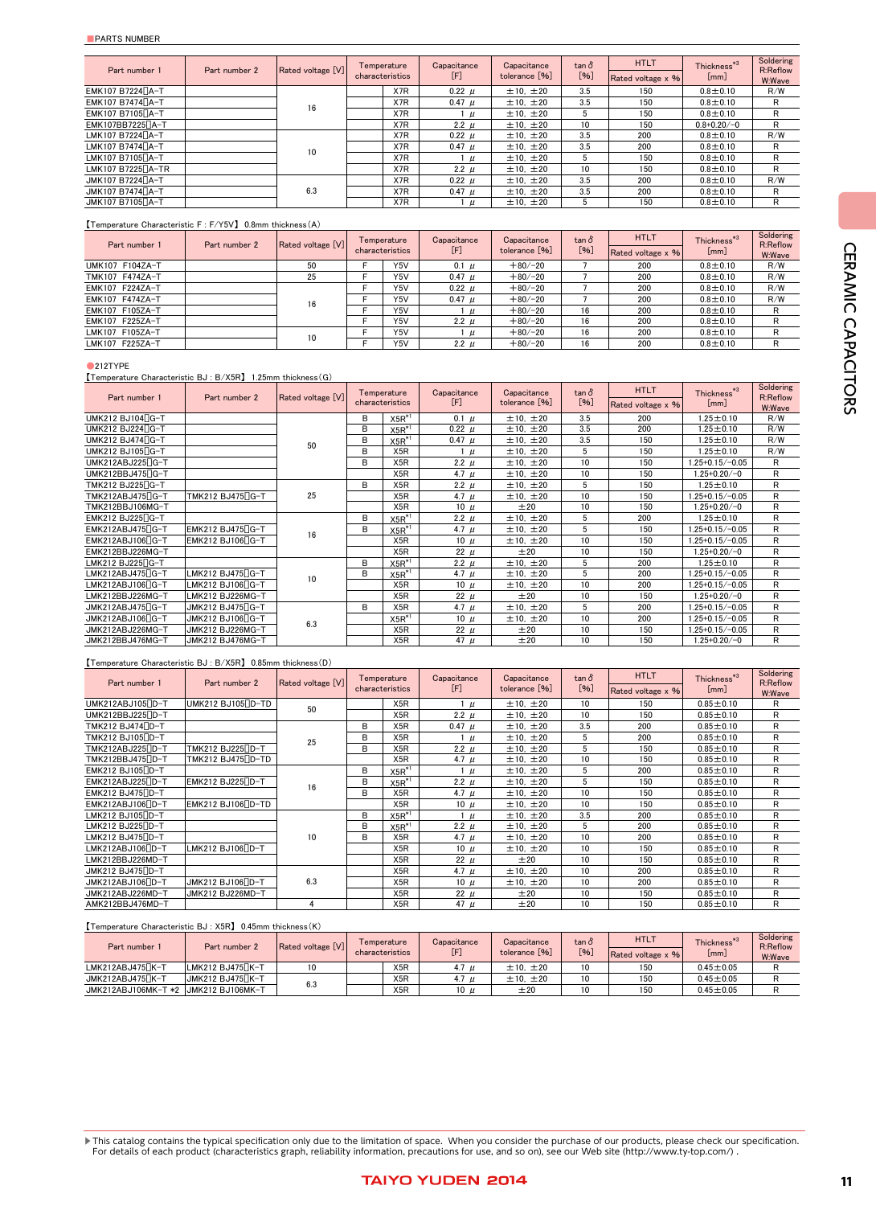■PARTS NUMBER

| Part number 1 | Part number 2 | Rated voltage [V] | Temperature characteristics | | Capacitance [F] | Capacitance tolerance [%] | tan δ [%] | HTLT Rated voltage x % | Thickness*3 [mm] | Soldering R:Reflow W:Wave |
|---|---|---|---|---|---|---|---|---|---|---|
| EMK107 B7224□A-T | | 16 | | X7R | 0.22 μ | ±10, ±20 | 3.5 | 150 | 0.8±0.10 | R/W |
| EMK107 B7474□A-T | | | | X7R | 0.47 μ | ±10, ±20 | 3.5 | 150 | 0.8±0.10 | R |
| EMK107 B7105□A-T | | | | X7R | 1 μ | ±10, ±20 | 5 | 150 | 0.8±0.10 | R |
| EMK107BB7225□A-T | | | | X7R | 2.2 μ | ±10, ±20 | 10 | 150 | 0.8+0.20/-0 | R |
| LMK107 B7224□A-T | | 10 | | X7R | 0.22 μ | ±10, ±20 | 3.5 | 200 | 0.8±0.10 | R/W |
| LMK107 B7474□A-T | | | | X7R | 0.47 μ | ±10, ±20 | 3.5 | 200 | 0.8±0.10 | R |
| LMK107 B7105□A-T | | | | X7R | 1 μ | ±10, ±20 | 5 | 150 | 0.8±0.10 | R |
| LMK107 B7225□A-TR | | | | X7R | 2.2 μ | ±10, ±20 | 10 | 150 | 0.8±0.10 | R |
| JMK107 B7224□A-T | | 6.3 | | X7R | 0.22 μ | ±10, ±20 | 3.5 | 200 | 0.8±0.10 | R/W |
| JMK107 B7474□A-T | | | | X7R | 0.47 μ | ±10, ±20 | 3.5 | 200 | 0.8±0.10 | R |
| JMK107 B7105□A-T | | | | X7R | 1 μ | ±10, ±20 | 5 | 150 | 0.8±0.10 | R |

【Temperature Characteristic F : F/Y5V】 0.8mm thickness (A)

| Part number 1 | Part number 2 | Rated voltage [V] | Temperature characteristics | | Capacitance [F] | Capacitance tolerance [%] | tan δ [%] | HTLT Rated voltage x % | Thickness*3 [mm] | Soldering R:Reflow W:Wave |
|---|---|---|---|---|---|---|---|---|---|---|
| UMK107 F104ZA-T | | 50 | F | Y5V | 0.1 μ | +80/-20 | 7 | 200 | 0.8±0.10 | R/W |
| TMK107 F474ZA-T | | 25 | F | Y5V | 0.47 μ | +80/-20 | 7 | 200 | 0.8±0.10 | R/W |
| EMK107 F224ZA-T | | 16 | F | Y5V | 0.22 μ | +80/-20 | 7 | 200 | 0.8±0.10 | R/W |
| EMK107 F474ZA-T | | | F | Y5V | 0.47 μ | +80/-20 | 7 | 200 | 0.8±0.10 | R/W |
| EMK107 F105ZA-T | | | F | Y5V | 1 μ | +80/-20 | 16 | 200 | 0.8±0.10 | R |
| EMK107 F225ZA-T | | | F | Y5V | 2.2 μ | +80/-20 | 16 | 200 | 0.8±0.10 | R |
| LMK107 F105ZA-T | | 10 | F | Y5V | 1 μ | +80/-20 | 16 | 200 | 0.8±0.10 | R |
| LMK107 F225ZA-T | | | F | Y5V | 2.2 μ | +80/-20 | 16 | 200 | 0.8±0.10 | R |

●212TYPE

【Temperature Characteristic BJ : B/X5R】 1.25mm thickness (G)

| Part number 1 | Part number 2 | Rated voltage [V] | Temperature characteristics | | Capacitance [F] | Capacitance tolerance [%] | tan δ [%] | HTLT Rated voltage x % | Thickness*3 [mm] | Soldering R:Reflow W:Wave |
|---|---|---|---|---|---|---|---|---|---|---|
| UMK212 BJ104□G-T | | 50 | B | X5R*1 | 0.1 μ | ±10, ±20 | 3.5 | 200 | 1.25±0.10 | R/W |
| UMK212 BJ224□G-T | | | B | X5R*1 | 0.22 μ | ±10, ±20 | 3.5 | 200 | 1.25±0.10 | R/W |
| UMK212 BJ474□G-T | | | B | X5R*1 | 0.47 μ | ±10, ±20 | 3.5 | 150 | 1.25±0.10 | R/W |
| UMK212 BJ105□G-T | | | B | X5R | 1 μ | ±10, ±20 | 5 | 150 | 1.25±0.10 | R/W |
| UMK212ABJ225□G-T | | | B | X5R | 2.2 μ | ±10, ±20 | 10 | 150 | 1.25+0.15/-0.05 | R |
| UMK212BBJ475□G-T | | | | X5R | 4.7 μ | ±10, ±20 | 10 | 150 | 1.25+0.20/-0 | R |
| TMK212 BJ225□G-T | | 25 | B | X5R | 2.2 μ | ±10, ±20 | 5 | 150 | 1.25±0.10 | R |
| TMK212ABJ475□G-T | TMK212 BJ475□G-T | | | X5R | 4.7 μ | ±10, ±20 | 10 | 150 | 1.25+0.15/-0.05 | R |
| TMK212BBJ106MG-T | | | | X5R | 10 μ | ±20 | 10 | 150 | 1.25+0.20/-0 | R |
| EMK212 BJ225□G-T | | 16 | B | X5R*1 | 2.2 μ | ±10, ±20 | 5 | 200 | 1.25±0.10 | R |
| EMK212ABJ475□G-T | EMK212 BJ475□G-T | | B | X5R*1 | 4.7 μ | ±10, ±20 | 5 | 150 | 1.25+0.15/-0.05 | R |
| EMK212ABJ106□G-T | EMK212 BJ106□G-T | | | X5R | 10 μ | ±10, ±20 | 10 | 150 | 1.25+0.15/-0.05 | R |
| EMK212BBJ226MG-T | | | | X5R | 22 μ | ±20 | 10 | 150 | 1.25+0.20/-0 | R |
| LMK212 BJ225□G-T | | 10 | B | X5R*1 | 2.2 μ | ±10, ±20 | 5 | 200 | 1.25±0.10 | R |
| LMK212ABJ475□G-T | LMK212 BJ475□G-T | | B | X5R*1 | 4.7 μ | ±10, ±20 | 5 | 200 | 1.25+0.15/-0.05 | R |
| LMK212ABJ106□G-T | LMK212 BJ106□G-T | | | X5R | 10 μ | ±10, ±20 | 10 | 200 | 1.25+0.15/-0.05 | R |
| LMK212BBJ226MG-T | LMK212 BJ226MG-T | | | X5R | 22 μ | ±20 | 10 | 150 | 1.25+0.20/-0 | R |
| JMK212ABJ475□G-T | JMK212 BJ475□G-T | 6.3 | B | X5R | 4.7 μ | ±10, ±20 | 5 | 200 | 1.25+0.15/-0.05 | R |
| JMK212ABJ106□G-T | JMK212 BJ106□G-T | | | X5R*1 | 10 μ | ±10, ±20 | 10 | 200 | 1.25+0.15/-0.05 | R |
| JMK212ABJ226MG-T | JMK212 BJ226MG-T | | | X5R | 22 μ | ±20 | 10 | 150 | 1.25+0.15/-0.05 | R |
| JMK212BBJ476MG-T | JMK212 BJ476MG-T | | | X5R | 47 μ | ±20 | 10 | 150 | 1.25+0.20/-0 | R |

【Temperature Characteristic BJ : B/X5R】 0.85mm thickness (D)

| Part number 1 | Part number 2 | Rated voltage [V] | Temperature characteristics | | Capacitance [F] | Capacitance tolerance [%] | tan δ [%] | HTLT Rated voltage x % | Thickness*3 [mm] | Soldering R:Reflow W:Wave |
|---|---|---|---|---|---|---|---|---|---|---|
| UMK212ABJ105□D-T | UMK212 BJ105□D-TD | 50 | | X5R | 1 μ | ±10, ±20 | 10 | 150 | 0.85±0.10 | R |
| UMK212BBJ225□D-T | | | | X5R | 2.2 μ | ±10, ±20 | 10 | 150 | 0.85±0.10 | R |
| TMK212 BJ474□D-T | | 25 | B | X5R | 0.47 μ | ±10, ±20 | 3.5 | 200 | 0.85±0.10 | R |
| TMK212 BJ105□D-T | | | B | X5R | 1 μ | ±10, ±20 | 5 | 200 | 0.85±0.10 | R |
| TMK212ABJ225□D-T | TMK212 BJ225□D-T | | B | X5R | 2.2 μ | ±10, ±20 | 5 | 150 | 0.85±0.10 | R |
| TMK212BBJ475□D-T | TMK212 BJ475□D-TD | | | X5R | 4.7 μ | ±10, ±20 | 10 | 150 | 0.85±0.10 | R |
| EMK212 BJ105□D-T | | 16 | B | X5R*1 | 1 μ | ±10, ±20 | 5 | 200 | 0.85±0.10 | R |
| EMK212ABJ225□D-T | EMK212 BJ225□D-T | | B | X5R*1 | 2.2 μ | ±10, ±20 | 5 | 150 | 0.85±0.10 | R |
| EMK212 BJ475□D-T | | | B | X5R | 4.7 μ | ±10, ±20 | 10 | 150 | 0.85±0.10 | R |
| EMK212ABJ106□D-T | EMK212 BJ106□D-TD | | | X5R | 10 μ | ±10, ±20 | 10 | 150 | 0.85±0.10 | R |
| LMK212 BJ105□D-T | | 10 | B | X5R*1 | 1 μ | ±10, ±20 | 3.5 | 200 | 0.85±0.10 | R |
| LMK212 BJ225□D-T | | | B | X5R*1 | 2.2 μ | ±10, ±20 | 5 | 200 | 0.85±0.10 | R |
| LMK212 BJ475□D-T | | | B | X5R | 4.7 μ | ±10, ±20 | 10 | 200 | 0.85±0.10 | R |
| LMK212ABJ106□D-T | LMK212 BJ106□D-T | | | X5R | 10 μ | ±10, ±20 | 10 | 150 | 0.85±0.10 | R |
| LMK212BBJ226MD-T | | | | X5R | 22 μ | ±20 | 10 | 150 | 0.85±0.10 | R |
| JMK212 BJ475□D-T | | 6.3 | | X5R | 4.7 μ | ±10, ±20 | 10 | 200 | 0.85±0.10 | R |
| JMK212ABJ106□D-T | JMK212 BJ106□D-T | | | X5R | 10 μ | ±10, ±20 | 10 | 200 | 0.85±0.10 | R |
| JMK212ABJ226MD-T | JMK212 BJ226MD-T | | | X5R | 22 μ | ±20 | 10 | 150 | 0.85±0.10 | R |
| AMK212BBJ476MD-T | | 4 | | X5R | 47 μ | ±20 | 10 | 150 | 0.85±0.10 | R |

【Temperature Characteristic BJ : X5R】 0.45mm thickness (K)

| Part number 1 | Part number 2 | Rated voltage [V] | Temperature characteristics | | Capacitance [F] | Capacitance tolerance [%] | tan δ [%] | HTLT Rated voltage x % | Thickness*3 [mm] | Soldering R:Reflow W:Wave |
|---|---|---|---|---|---|---|---|---|---|---|
| LMK212ABJ475□K-T | LMK212 BJ475□K-T | 10 | | X5R | 4.7 μ | ±10, ±20 | 10 | 150 | 0.45±0.05 | R |
| JMK212ABJ475□K-T | JMK212 BJ475□K-T | 6.3 | | X5R | 4.7 μ | ±10, ±20 | 10 | 150 | 0.45±0.05 | R |
| JMK212ABJ106MK-T *2 | JMK212 BJ106MK-T | | | X5R | 10 μ | ±20 | 10 | 150 | 0.45±0.05 | R |

This catalog contains the typical specification only due to the limitation of space. When you consider the purchase of our products, please check our specification. For details of each product (characteristics graph, reliability information, precautions for use, and so on), see our Web site (http://www.ty-top.com/) .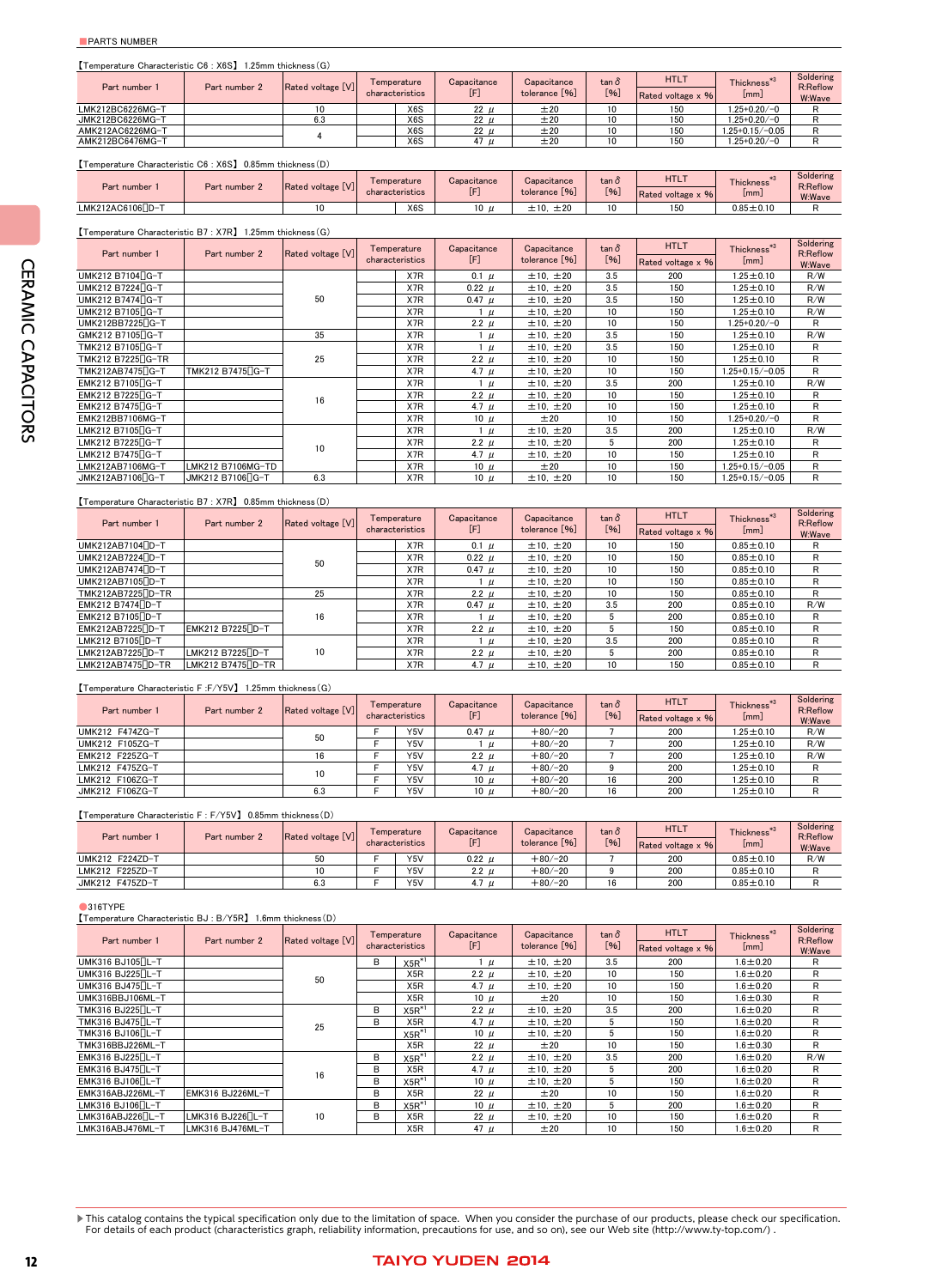■PARTS NUMBER

【Temperature Characteristic C6 : X6S】 1.25mm thickness(G)

| Part number 1 | Part number 2 | Rated voltage [V] | Temperature characteristics | | Capacitance [F] | Capacitance tolerance [%] | tan δ [%] | HTLT Rated voltage x % | Thickness*3 [mm] | Soldering R:Reflow W:Wave |
|---|---|---|---|---|---|---|---|---|---|---|
| LMK212BC6226MG-T | | 10 | | X6S | 22 μ | ±20 | 10 | 150 | 1.25+0.20/−0 | R |
| JMK212BC6226MG-T | | 6.3 | | X6S | 22 μ | ±20 | 10 | 150 | 1.25+0.20/−0 | R |
| AMK212AC6226MG-T | | 4 | | X6S | 22 μ | ±20 | 10 | 150 | 1.25+0.15/−0.05 | R |
| AMK212BC6476MG-T | | | | X6S | 47 μ | ±20 | 10 | 150 | 1.25+0.20/−0 | R |

【Temperature Characteristic C6 : X6S】 0.85mm thickness(D)

| Part number 1 | Part number 2 | Rated voltage [V] | Temperature characteristics | | Capacitance [F] | Capacitance tolerance [%] | tan δ [%] | HTLT Rated voltage x % | Thickness*3 [mm] | Soldering R:Reflow W:Wave |
|---|---|---|---|---|---|---|---|---|---|---|
| LMK212AC6106□D-T | | 10 | | X6S | 10 μ | ±10, ±20 | 10 | 150 | 0.85±0.10 | R |

【Temperature Characteristic B7 : X7R】 1.25mm thickness(G)

| Part number 1 | Part number 2 | Rated voltage [V] | Temperature characteristics | | Capacitance [F] | Capacitance tolerance [%] | tan δ [%] | HTLT Rated voltage x % | Thickness*3 [mm] | Soldering R:Reflow W:Wave |
|---|---|---|---|---|---|---|---|---|---|---|
| UMK212 B7104□G-T | | 50 | | X7R | 0.1 μ | ±10, ±20 | 3.5 | 200 | 1.25±0.10 | R/W |
| UMK212 B7224□G-T | | | | X7R | 0.22 μ | ±10, ±20 | 3.5 | 150 | 1.25±0.10 | R/W |
| UMK212 B7474□G-T | | | | X7R | 0.47 μ | ±10, ±20 | 3.5 | 150 | 1.25±0.10 | R/W |
| UMK212 B7105□G-T | | | | X7R | 1 μ | ±10, ±20 | 10 | 150 | 1.25±0.10 | R/W |
| UMK212BB7225□G-T | | | | X7R | 2.2 μ | ±10, ±20 | 10 | 150 | 1.25+0.20/−0 | R |
| GMK212 B7105□G-T | | 35 | | X7R | 1 μ | ±10, ±20 | 3.5 | 150 | 1.25±0.10 | R/W |
| TMK212 B7105□G-T | | 25 | | X7R | 1 μ | ±10, ±20 | 3.5 | 150 | 1.25±0.10 | R |
| TMK212 B7225□G-TR | | | | X7R | 2.2 μ | ±10, ±20 | 10 | 150 | 1.25±0.10 | R |
| TMK212AB7475□G-T | TMK212 B7475□G-T | | | X7R | 4.7 μ | ±10, ±20 | 10 | 150 | 1.25+0.15/−0.05 | R |
| EMK212 B7105□G-T | | 16 | | X7R | 1 μ | ±10, ±20 | 3.5 | 200 | 1.25±0.10 | R/W |
| EMK212 B7225□G-T | | | | X7R | 2.2 μ | ±10, ±20 | 10 | 150 | 1.25±0.10 | R |
| EMK212 B7475□G-T | | | | X7R | 4.7 μ | ±10, ±20 | 10 | 150 | 1.25±0.10 | R |
| EMK212BB7106MG-T | | | | X7R | 10 μ | ±20 | 10 | 150 | 1.25+0.20/−0 | R |
| LMK212 B7105□G-T | | 10 | | X7R | 1 μ | ±10, ±20 | 3.5 | 200 | 1.25±0.10 | R/W |
| LMK212 B7225□G-T | | | | X7R | 2.2 μ | ±10, ±20 | 5 | 200 | 1.25±0.10 | R |
| LMK212 B7475□G-T | | | | X7R | 4.7 μ | ±10, ±20 | 10 | 150 | 1.25±0.10 | R |
| LMK212AB7106MG-T | LMK212 B7106MG-TD | | | X7R | 10 μ | ±20 | 10 | 150 | 1.25+0.15/−0.05 | R |
| JMK212AB7106□G-T | JMK212 B7106□G-T | 6.3 | | X7R | 10 μ | ±10, ±20 | 10 | 150 | 1.25+0.15/−0.05 | R |

【Temperature Characteristic B7 : X7R】 0.85mm thickness(D)

| Part number 1 | Part number 2 | Rated voltage [V] | Temperature characteristics | | Capacitance [F] | Capacitance tolerance [%] | tan δ [%] | HTLT Rated voltage x % | Thickness*3 [mm] | Soldering R:Reflow W:Wave |
|---|---|---|---|---|---|---|---|---|---|---|
| UMK212AB7104□D-T | | 50 | | X7R | 0.1 μ | ±10, ±20 | 10 | 150 | 0.85±0.10 | R |
| UMK212AB7224□D-T | | | | X7R | 0.22 μ | ±10, ±20 | 10 | 150 | 0.85±0.10 | R |
| UMK212AB7474□D-T | | | | X7R | 0.47 μ | ±10, ±20 | 10 | 150 | 0.85±0.10 | R |
| UMK212AB7105□D-T | | | | X7R | 1 μ | ±10, ±20 | 10 | 150 | 0.85±0.10 | R |
| TMK212AB7225□D-TR | | 25 | | X7R | 2.2 μ | ±10, ±20 | 10 | 150 | 0.85±0.10 | R |
| EMK212 B7474□D-T | | 16 | | X7R | 0.47 μ | ±10, ±20 | 3.5 | 200 | 0.85±0.10 | R/W |
| EMK212 B7105□D-T | | | | X7R | 1 μ | ±10, ±20 | 5 | 200 | 0.85±0.10 | R |
| EMK212AB7225□D-T | EMK212 B7225□D-T | | | X7R | 2.2 μ | ±10, ±20 | 5 | 150 | 0.85±0.10 | R |
| LMK212 B7105□D-T | | 10 | | X7R | 1 μ | ±10, ±20 | 3.5 | 200 | 0.85±0.10 | R |
| LMK212AB7225□D-T | LMK212 B7225□D-T | | | X7R | 2.2 μ | ±10, ±20 | 5 | 200 | 0.85±0.10 | R |
| LMK212AB7475□D-TR | LMK212 B7475□D-TR | | | X7R | 4.7 μ | ±10, ±20 | 10 | 150 | 0.85±0.10 | R |

【Temperature Characteristic F :F/Y5V】 1.25mm thickness(G)

| Part number 1 | Part number 2 | Rated voltage [V] | Temperature characteristics | | Capacitance [F] | Capacitance tolerance [%] | tan δ [%] | HTLT Rated voltage x % | Thickness*3 [mm] | Soldering R:Reflow W:Wave |
|---|---|---|---|---|---|---|---|---|---|---|
| UMK212 F474ZG-T | | 50 | F | Y5V | 0.47 μ | +80/−20 | 7 | 200 | 1.25±0.10 | R/W |
| UMK212 F105ZG-T | | | F | Y5V | 1 μ | +80/−20 | 7 | 200 | 1.25±0.10 | R/W |
| EMK212 F225ZG-T | | 16 | F | Y5V | 2.2 μ | +80/−20 | 7 | 200 | 1.25±0.10 | R/W |
| LMK212 F475ZG-T | | 10 | F | Y5V | 4.7 μ | +80/−20 | 9 | 200 | 1.25±0.10 | R |
| LMK212 F106ZG-T | | | F | Y5V | 10 μ | +80/−20 | 16 | 200 | 1.25±0.10 | R |
| JMK212 F106ZG-T | | 6.3 | F | Y5V | 10 μ | +80/−20 | 16 | 200 | 1.25±0.10 | R |

【Temperature Characteristic F : F/Y5V】 0.85mm thickness(D)

| Part number 1 | Part number 2 | Rated voltage [V] | Temperature characteristics | | Capacitance [F] | Capacitance tolerance [%] | tan δ [%] | HTLT Rated voltage x % | Thickness*3 [mm] | Soldering R:Reflow W:Wave |
|---|---|---|---|---|---|---|---|---|---|---|
| UMK212 F224ZD-T | | 50 | F | Y5V | 0.22 μ | +80/−20 | 7 | 200 | 0.85±0.10 | R/W |
| LMK212 F225ZD-T | | 10 | F | Y5V | 2.2 μ | +80/−20 | 9 | 200 | 0.85±0.10 | R |
| JMK212 F475ZD-T | | 6.3 | F | Y5V | 4.7 μ | +80/−20 | 16 | 200 | 0.85±0.10 | R |

●316TYPE

【Temperature Characteristic BJ : B/Y5R】 1.6mm thickness(D)

| Part number 1 | Part number 2 | Rated voltage [V] | Temperature characteristics | | Capacitance [F] | Capacitance tolerance [%] | tan δ [%] | HTLT Rated voltage x % | Thickness*3 [mm] | Soldering R:Reflow W:Wave |
|---|---|---|---|---|---|---|---|---|---|---|
| UMK316 BJ105□L-T | | 50 | B | X5R*1 | 1 μ | ±10, ±20 | 3.5 | 200 | 1.6±0.20 | R |
| UMK316 BJ225□L-T | | | | X5R | 2.2 μ | ±10, ±20 | 10 | 150 | 1.6±0.20 | R |
| UMK316 BJ475□L-T | | | | X5R | 4.7 μ | ±10, ±20 | 10 | 150 | 1.6±0.20 | R |
| UMK316BBJ106ML-T | | | | X5R | 10 μ | ±20 | 10 | 150 | 1.6±0.30 | R |
| TMK316 BJ225□L-T | | 25 | B | X5R*1 | 2.2 μ | ±10, ±20 | 3.5 | 200 | 1.6±0.20 | R |
| TMK316 BJ475□L-T | | | B | X5R | 4.7 μ | ±10, ±20 | 5 | 150 | 1.6±0.20 | R |
| TMK316 BJ106□L-T | | | | X5R*1 | 10 μ | ±10, ±20 | 5 | 150 | 1.6±0.20 | R |
| TMK316BBJ226ML-T | | | | X5R | 22 μ | ±20 | 10 | 150 | 1.6±0.30 | R |
| EMK316 BJ225□L-T | | 16 | B | X5R*1 | 2.2 μ | ±10, ±20 | 3.5 | 200 | 1.6±0.20 | R/W |
| EMK316 BJ475□L-T | | | B | X5R | 4.7 μ | ±10, ±20 | 5 | 200 | 1.6±0.20 | R |
| EMK316 BJ106□L-T | | | B | X5R*1 | 10 μ | ±10, ±20 | 5 | 150 | 1.6±0.20 | R |
| EMK316ABJ226ML-T | EMK316 BJ226ML-T | | B | X5R | 22 μ | ±20 | 10 | 150 | 1.6±0.20 | R |
| LMK316 BJ106□L-T | | 10 | B | X5R*1 | 10 μ | ±10, ±20 | 5 | 200 | 1.6±0.20 | R |
| LMK316ABJ226□L-T | LMK316 BJ226□L-T | | B | X5R | 22 μ | ±10, ±20 | 10 | 150 | 1.6±0.20 | R |
| LMK316ABJ476ML-T | LMK316 BJ476ML-T | | | X5R | 47 μ | ±20 | 10 | 150 | 1.6±0.20 | R |

▶This catalog contains the typical specification only due to the limitation of space. When you consider the purchase of our products, please check our specification. For details of each product (characteristics graph, reliability information, precautions for use, and so on), see our Web site (http://www.ty-top.com/) .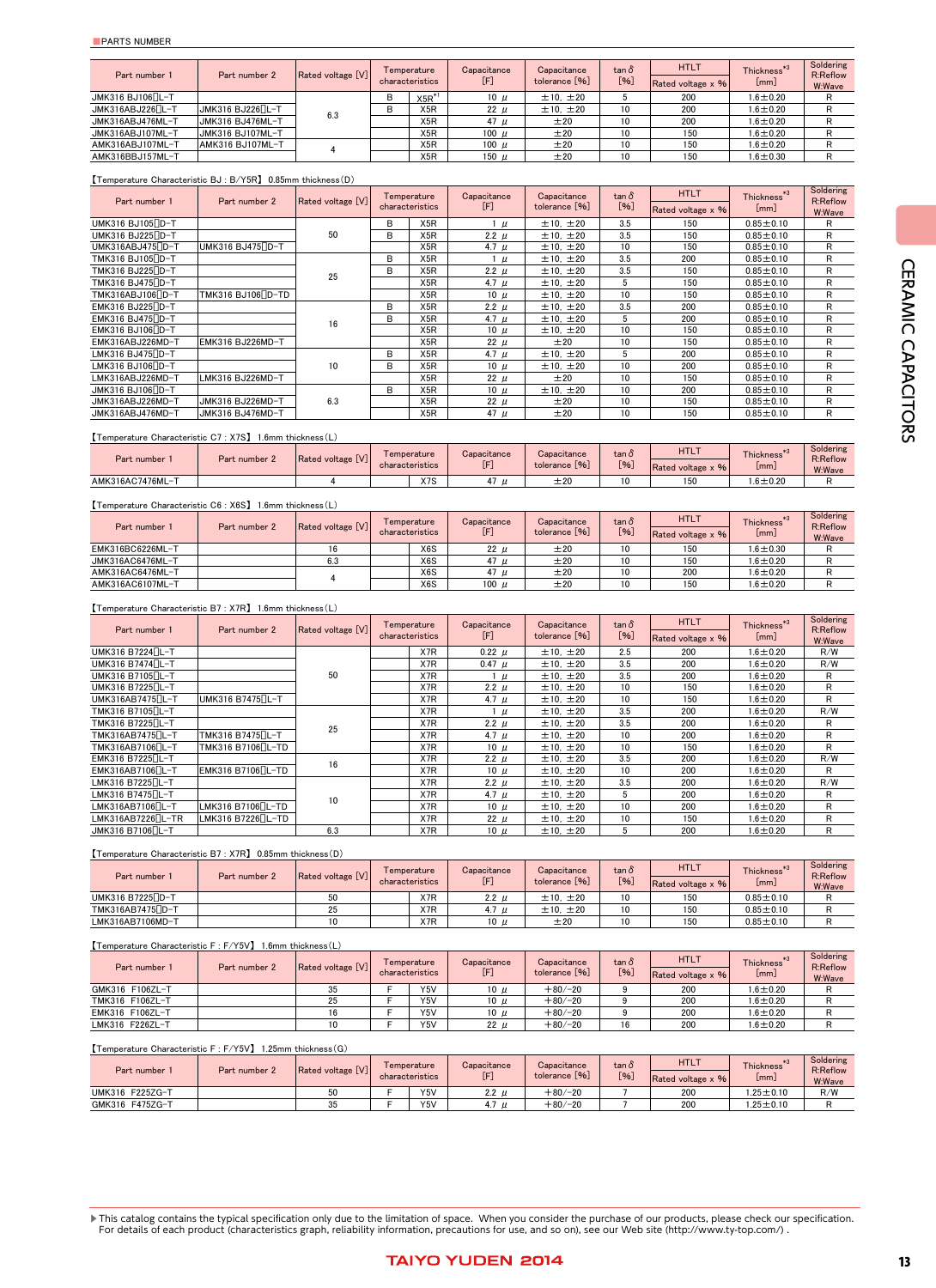PARTS NUMBER

| Part number 1 | Part number 2 | Rated voltage [V] | Temperature characteristics | | Capacitance [F] | Capacitance tolerance [%] | tan δ [%] | HTLT Rated voltage x % | Thickness[*3] [mm] | Soldering R:Reflow W:Wave |
|---|---|---|---|---|---|---|---|---|---|---|
| JMK316 BJ106□L-T | | 6.3 | B | X5R[*1] | 10 μ | ±10, ±20 | 5 | 200 | 1.6±0.20 | R |
| JMK316ABJ226□L-T | JMK316 BJ226□L-T | | B | X5R | 22 μ | ±10, ±20 | 10 | 200 | 1.6±0.20 | R |
| JMK316ABJ476ML-T | JMK316 BJ476ML-T | | | X5R | 47 μ | ±20 | 10 | 200 | 1.6±0.20 | R |
| JMK316ABJ107ML-T | JMK316 BJ107ML-T | | | X5R | 100 μ | ±20 | 10 | 150 | 1.6±0.20 | R |
| AMK316ABJ107ML-T | AMK316 BJ107ML-T | 4 | | X5R | 100 μ | ±20 | 10 | 150 | 1.6±0.20 | R |
| AMK316BBJ157ML-T | | | | X5R | 150 μ | ±20 | 10 | 150 | 1.6±0.30 | R |

【Temperature Characteristic BJ : B/Y5R】 0.85mm thickness(D)

| Part number 1 | Part number 2 | Rated voltage [V] | Temperature characteristics | | Capacitance [F] | Capacitance tolerance [%] | tan δ [%] | HTLT Rated voltage x % | Thickness[*3] [mm] | Soldering R:Reflow W:Wave |
|---|---|---|---|---|---|---|---|---|---|---|
| UMK316 BJ105□D-T | | 50 | B | X5R | 1 μ | ±10, ±20 | 3.5 | 150 | 0.85±0.10 | R |
| UMK316 BJ225□D-T | | | B | X5R | 2.2 μ | ±10, ±20 | 3.5 | 150 | 0.85±0.10 | R |
| UMK316ABJ475□D-T | UMK316 BJ475□D-T | | | X5R | 4.7 μ | ±10, ±20 | 10 | 150 | 0.85±0.10 | R |
| TMK316 BJ105□D-T | | 25 | B | X5R | 1 μ | ±10, ±20 | 3.5 | 200 | 0.85±0.10 | R |
| TMK316 BJ225□D-T | | | B | X5R | 2.2 μ | ±10, ±20 | 3.5 | 150 | 0.85±0.10 | R |
| TMK316 BJ475□D-T | | | | X5R | 4.7 μ | ±10, ±20 | 5 | 150 | 0.85±0.10 | R |
| TMK316ABJ106□D-T | TMK316 BJ106□D-TD | | | X5R | 10 μ | ±10, ±20 | 10 | 150 | 0.85±0.10 | R |
| EMK316 BJ225□D-T | | 16 | B | X5R | 2.2 μ | ±10, ±20 | 3.5 | 200 | 0.85±0.10 | R |
| EMK316 BJ475□D-T | | | B | X5R | 4.7 μ | ±10, ±20 | 5 | 200 | 0.85±0.10 | R |
| EMK316 BJ106□D-T | | | | X5R | 10 μ | ±10, ±20 | 10 | 150 | 0.85±0.10 | R |
| EMK316ABJ226MD-T | EMK316 BJ226MD-T | | | X5R | 22 μ | ±20 | 10 | 150 | 0.85±0.10 | R |
| LMK316 BJ475□D-T | | 10 | B | X5R | 4.7 μ | ±10, ±20 | 5 | 200 | 0.85±0.10 | R |
| LMK316 BJ106□D-T | | | B | X5R | 10 μ | ±10, ±20 | 10 | 200 | 0.85±0.10 | R |
| LMK316ABJ226MD-T | LMK316 BJ226MD-T | | | X5R | 22 μ | ±20 | 10 | 150 | 0.85±0.10 | R |
| JMK316 BJ106□D-T | | 6.3 | B | X5R | 10 μ | ±10, ±20 | 10 | 200 | 0.85±0.10 | R |
| JMK316ABJ226MD-T | JMK316 BJ226MD-T | | | X5R | 22 μ | ±20 | 10 | 150 | 0.85±0.10 | R |
| JMK316ABJ476MD-T | JMK316 BJ476MD-T | | | X5R | 47 μ | ±20 | 10 | 150 | 0.85±0.10 | R |

【Temperature Characteristic C7 : X7S】 1.6mm thickness(L)

| Part number 1 | Part number 2 | Rated voltage [V] | Temperature characteristics | | Capacitance [F] | Capacitance tolerance [%] | tan δ [%] | HTLT Rated voltage x % | Thickness[*3] [mm] | Soldering R:Reflow W:Wave |
|---|---|---|---|---|---|---|---|---|---|---|
| AMK316AC7476ML-T | | 4 | | X7S | 47 μ | ±20 | 10 | 150 | 1.6±0.20 | R |

【Temperature Characteristic C6 : X6S】 1.6mm thickness(L)

| Part number 1 | Part number 2 | Rated voltage [V] | Temperature characteristics | | Capacitance [F] | Capacitance tolerance [%] | tan δ [%] | HTLT Rated voltage x % | Thickness[*3] [mm] | Soldering R:Reflow W:Wave |
|---|---|---|---|---|---|---|---|---|---|---|
| EMK316BC6226ML-T | | 16 | | X6S | 22 μ | ±20 | 10 | 150 | 1.6±0.30 | R |
| JMK316AC6476ML-T | | 6.3 | | X6S | 47 μ | ±20 | 10 | 150 | 1.6±0.20 | R |
| AMK316AC6476ML-T | | 4 | | X6S | 47 μ | ±20 | 10 | 200 | 1.6±0.20 | R |
| AMK316AC6107ML-T | | | | X6S | 100 μ | ±20 | 10 | 150 | 1.6±0.20 | R |

【Temperature Characteristic B7 : X7R】 1.6mm thickness(L)

| Part number 1 | Part number 2 | Rated voltage [V] | Temperature characteristics | | Capacitance [F] | Capacitance tolerance [%] | tan δ [%] | HTLT Rated voltage x % | Thickness[*3] [mm] | Soldering R:Reflow W:Wave |
|---|---|---|---|---|---|---|---|---|---|---|
| UMK316 B7224□L-T | | 50 | | X7R | 0.22 μ | ±10, ±20 | 2.5 | 200 | 1.6±0.20 | R/W |
| UMK316 B7474□L-T | | | | X7R | 0.47 μ | ±10, ±20 | 3.5 | 200 | 1.6±0.20 | R/W |
| UMK316 B7105□L-T | | | | X7R | 1 μ | ±10, ±20 | 3.5 | 200 | 1.6±0.20 | R |
| UMK316 B7225□L-T | | | | X7R | 2.2 μ | ±10, ±20 | 10 | 150 | 1.6±0.20 | R |
| UMK316AB7475□L-T | UMK316 B7475□L-T | | | X7R | 4.7 μ | ±10, ±20 | 10 | 150 | 1.6±0.20 | R |
| TMK316 B7105□L-T | | 25 | | X7R | 1 μ | ±10, ±20 | 3.5 | 200 | 1.6±0.20 | R/W |
| TMK316 B7225□L-T | | | | X7R | 2.2 μ | ±10, ±20 | 3.5 | 200 | 1.6±0.20 | R |
| TMK316AB7475□L-T | TMK316 B7475□L-T | | | X7R | 4.7 μ | ±10, ±20 | 10 | 200 | 1.6±0.20 | R |
| TMK316AB7106□L-T | TMK316 B7106□L-TD | | | X7R | 10 μ | ±10, ±20 | 10 | 150 | 1.6±0.20 | R |
| EMK316 B7225□L-T | | 16 | | X7R | 2.2 μ | ±10, ±20 | 3.5 | 200 | 1.6±0.20 | R/W |
| EMK316AB7106□L-T | EMK316 B7106□L-TD | | | X7R | 10 μ | ±10, ±20 | 10 | 200 | 1.6±0.20 | R |
| LMK316 B7225□L-T | | 10 | | X7R | 2.2 μ | ±10, ±20 | 3.5 | 200 | 1.6±0.20 | R/W |
| LMK316 B7475□L-T | | | | X7R | 4.7 μ | ±10, ±20 | 5 | 200 | 1.6±0.20 | R |
| LMK316AB7106□L-T | LMK316 B7106□L-TD | | | X7R | 10 μ | ±10, ±20 | 10 | 200 | 1.6±0.20 | R |
| LMK316AB7226□L-TR | LMK316 B7226□L-TD | | | X7R | 22 μ | ±10, ±20 | 10 | 150 | 1.6±0.20 | R |
| JMK316 B7106□L-T | | 6.3 | | X7R | 10 μ | ±10, ±20 | 5 | 200 | 1.6±0.20 | R |

【Temperature Characteristic B7 : X7R】 0.85mm thickness(D)

| Part number 1 | Part number 2 | Rated voltage [V] | Temperature characteristics | | Capacitance [F] | Capacitance tolerance [%] | tan δ [%] | HTLT Rated voltage x % | Thickness[*3] [mm] | Soldering R:Reflow W:Wave |
|---|---|---|---|---|---|---|---|---|---|---|
| UMK316 B7225□D-T | | 50 | | X7R | 2.2 μ | ±10, ±20 | 10 | 150 | 0.85±0.10 | R |
| TMK316AB7475□D-T | | 25 | | X7R | 4.7 μ | ±10, ±20 | 10 | 150 | 0.85±0.10 | R |
| LMK316AB7106MD-T | | 10 | | X7R | 10 μ | ±20 | 10 | 150 | 0.85±0.10 | R |

【Temperature Characteristic F : F/Y5V】 1.6mm thickness(L)

| Part number 1 | Part number 2 | Rated voltage [V] | Temperature characteristics | | Capacitance [F] | Capacitance tolerance [%] | tan δ [%] | HTLT Rated voltage x % | Thickness[*3] [mm] | Soldering R:Reflow W:Wave |
|---|---|---|---|---|---|---|---|---|---|---|
| GMK316 F106ZL-T | | 35 | F | Y5V | 10 μ | +80/−20 | 9 | 200 | 1.6±0.20 | R |
| TMK316 F106ZL-T | | 25 | F | Y5V | 10 μ | +80/−20 | 9 | 200 | 1.6±0.20 | R |
| EMK316 F106ZL-T | | 16 | F | Y5V | 10 μ | +80/−20 | 9 | 200 | 1.6±0.20 | R |
| LMK316 F226ZL-T | | 10 | F | Y5V | 22 μ | +80/−20 | 16 | 200 | 1.6±0.20 | R |

【Temperature Characteristic F : F/Y5V】 1.25mm thickness(G)

| Part number 1 | Part number 2 | Rated voltage [V] | Temperature characteristics | | Capacitance [F] | Capacitance tolerance [%] | tan δ [%] | HTLT Rated voltage x % | Thickness[*3] [mm] | Soldering R:Reflow W:Wave |
|---|---|---|---|---|---|---|---|---|---|---|
| UMK316 F225ZG-T | | 50 | F | Y5V | 2.2 μ | +80/−20 | 7 | 200 | 1.25±0.10 | R/W |
| GMK316 F475ZG-T | | 35 | F | Y5V | 4.7 μ | +80/−20 | 7 | 200 | 1.25±0.10 | R |

▶ This catalog contains the typical specification only due to the limitation of space. When you consider the purchase of our products, please check our specification. For details of each product (characteristics graph, reliability information, precautions for use, and so on), see our Web site (http://www.ty-top.com/) .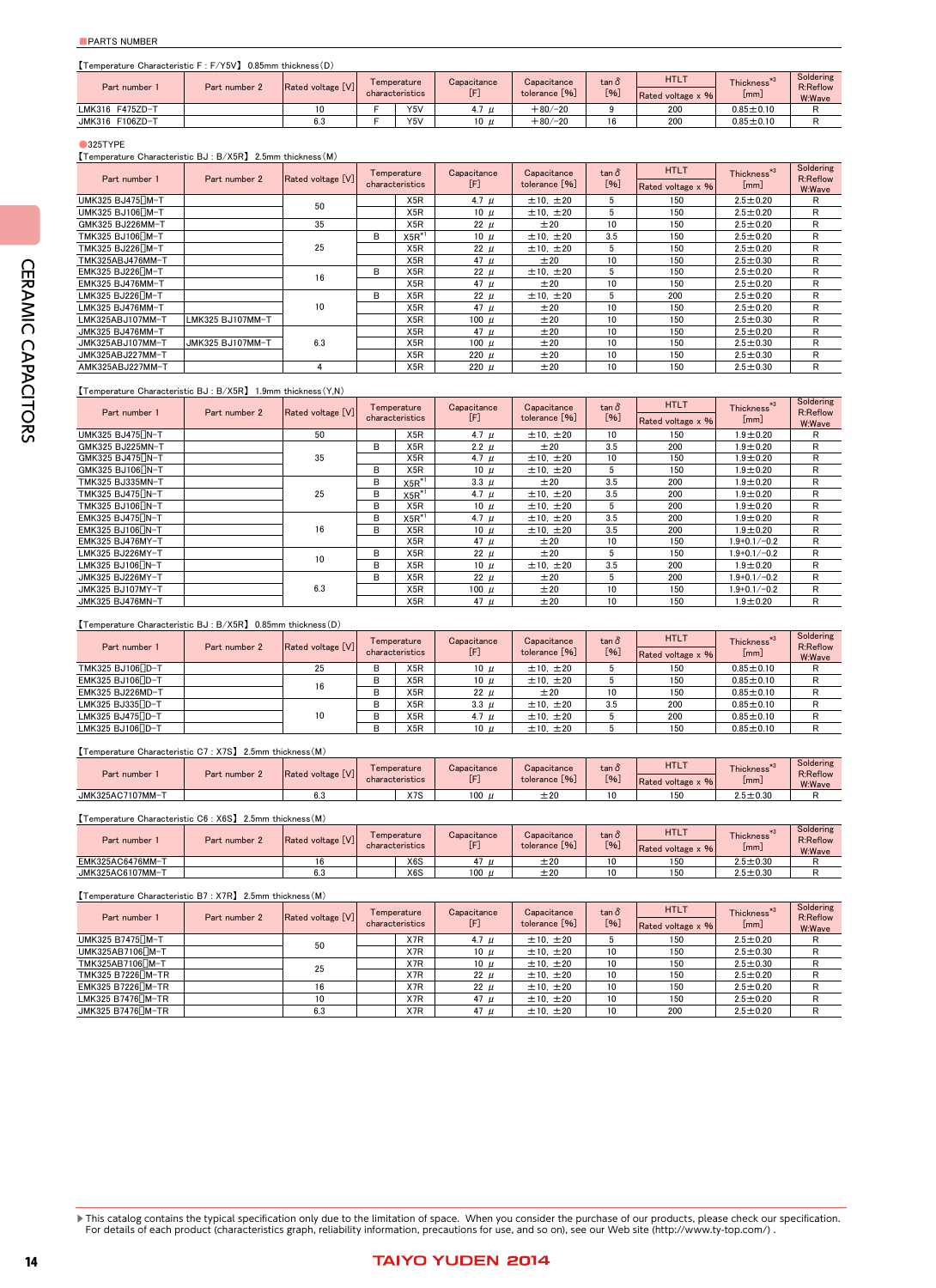■PARTS NUMBER

【Temperature Characteristic F : F/Y5V】 0.85mm thickness(D)

| Part number 1 | Part number 2 | Rated voltage [V] | Temperature characteristics | | Capacitance [F] | Capacitance tolerance [%] | tan δ [%] | HTLT Rated voltage x % | Thickness*3 [mm] | Soldering R:Reflow W:Wave |
|---|---|---|---|---|---|---|---|---|---|---|
| LMK316 F475ZD-T | | 10 | F | Y5V | 4.7 μ | +80/−20 | 9 | 200 | 0.85±0.10 | R |
| JMK316 F106ZD-T | | 6.3 | F | Y5V | 10 μ | +80/−20 | 16 | 200 | 0.85±0.10 | R |

●325TYPE

【Temperature Characteristic BJ : B/X5R】 2.5mm thickness(M)

| Part number 1 | Part number 2 | Rated voltage [V] | Temperature characteristics | | Capacitance [F] | Capacitance tolerance [%] | tan δ [%] | HTLT Rated voltage x % | Thickness*3 [mm] | Soldering R:Reflow W:Wave |
|---|---|---|---|---|---|---|---|---|---|---|
| UMK325 BJ475□M-T | | 50 | | X5R | 4.7 μ | ±10, ±20 | 5 | 150 | 2.5±0.20 | R |
| UMK325 BJ106□M-T | | | | X5R | 10 μ | ±10, ±20 | 5 | 150 | 2.5±0.20 | R |
| GMK325 BJ226MM-T | | 35 | | X5R | 22 μ | ±20 | 10 | 150 | 2.5±0.20 | R |
| TMK325 BJ106□M-T | | 25 | B | X5R*1 | 10 μ | ±10, ±20 | 3.5 | 150 | 2.5±0.20 | R |
| TMK325 BJ226□M-T | | | | X5R | 22 μ | ±10, ±20 | 5 | 150 | 2.5±0.20 | R |
| TMK325ABJ476MM-T | | | | X5R | 47 μ | ±20 | 10 | 150 | 2.5±0.30 | R |
| EMK325 BJ226□M-T | | 16 | B | X5R | 22 μ | ±10, ±20 | 5 | 150 | 2.5±0.20 | R |
| EMK325 BJ476MM-T | | | | X5R | 47 μ | ±20 | 10 | 150 | 2.5±0.20 | R |
| LMK325 BJ226□M-T | | 10 | B | X5R | 22 μ | ±10, ±20 | 5 | 200 | 2.5±0.20 | R |
| LMK325 BJ476MM-T | | | | X5R | 47 μ | ±20 | 10 | 150 | 2.5±0.20 | R |
| LMK325ABJ107MM-T | LMK325 BJ107MM-T | | | X5R | 100 μ | ±20 | 10 | 150 | 2.5±0.30 | R |
| JMK325 BJ476MM-T | | 6.3 | | X5R | 47 μ | ±20 | 10 | 150 | 2.5±0.20 | R |
| JMK325ABJ107MM-T | JMK325 BJ107MM-T | | | X5R | 100 μ | ±20 | 10 | 150 | 2.5±0.30 | R |
| JMK325ABJ227MM-T | | | | X5R | 220 μ | ±20 | 10 | 150 | 2.5±0.30 | R |
| AMK325ABJ227MM-T | | 4 | | X5R | 220 μ | ±20 | 10 | 150 | 2.5±0.30 | R |

【Temperature Characteristic BJ : B/X5R】 1.9mm thickness(Y,N)

| Part number 1 | Part number 2 | Rated voltage [V] | Temperature characteristics | | Capacitance [F] | Capacitance tolerance [%] | tan δ [%] | HTLT Rated voltage x % | Thickness*3 [mm] | Soldering R:Reflow W:Wave |
|---|---|---|---|---|---|---|---|---|---|---|
| UMK325 BJ475□N-T | | 50 | | X5R | 4.7 μ | ±10, ±20 | 10 | 150 | 1.9±0.20 | R |
| GMK325 BJ225MN-T | | 35 | B | X5R | 2.2 μ | ±20 | 3.5 | 200 | 1.9±0.20 | R |
| GMK325 BJ475□N-T | | | | X5R | 4.7 μ | ±10, ±20 | 10 | 150 | 1.9±0.20 | R |
| GMK325 BJ106□N-T | | | B | X5R | 10 μ | ±10, ±20 | 5 | 150 | 1.9±0.20 | R |
| TMK325 BJ335MN-T | | 25 | B | X5R*1 | 3.3 μ | ±20 | 3.5 | 200 | 1.9±0.20 | R |
| TMK325 BJ475□N-T | | | B | X5R*1 | 4.7 μ | ±10, ±20 | 3.5 | 200 | 1.9±0.20 | R |
| TMK325 BJ106□N-T | | | B | X5R | 10 μ | ±10, ±20 | 5 | 200 | 1.9±0.20 | R |
| EMK325 BJ475□N-T | | 16 | B | X5R*1 | 4.7 μ | ±10, ±20 | 3.5 | 200 | 1.9±0.20 | R |
| EMK325 BJ106□N-T | | | B | X5R | 10 μ | ±10, ±20 | 3.5 | 200 | 1.9±0.20 | R |
| EMK325 BJ476MY-T | | | | X5R | 47 μ | ±20 | 10 | 150 | 1.9+0.1/−0.2 | R |
| LMK325 BJ226MY-T | | 10 | B | X5R | 22 μ | ±20 | 5 | 150 | 1.9+0.1/−0.2 | R |
| LMK325 BJ106□N-T | | | B | X5R | 10 μ | ±10, ±20 | 3.5 | 200 | 1.9±0.20 | R |
| JMK325 BJ226MY-T | | 6.3 | B | X5R | 22 μ | ±20 | 5 | 200 | 1.9+0.1/−0.2 | R |
| JMK325 BJ107MY-T | | | | X5R | 100 μ | ±20 | 10 | 150 | 1.9+0.1/−0.2 | R |
| JMK325 BJ476MN-T | | | | X5R | 47 μ | ±20 | 10 | 150 | 1.9±0.20 | R |

【Temperature Characteristic BJ : B/X5R】 0.85mm thickness(D)

| Part number 1 | Part number 2 | Rated voltage [V] | Temperature characteristics | | Capacitance [F] | Capacitance tolerance [%] | tan δ [%] | HTLT Rated voltage x % | Thickness*3 [mm] | Soldering R:Reflow W:Wave |
|---|---|---|---|---|---|---|---|---|---|---|
| TMK325 BJ106□D-T | | 25 | B | X5R | 10 μ | ±10, ±20 | 5 | 150 | 0.85±0.10 | R |
| EMK325 BJ106□D-T | | 16 | B | X5R | 10 μ | ±10, ±20 | 5 | 150 | 0.85±0.10 | R |
| EMK325 BJ226MD-T | | | B | X5R | 22 μ | ±20 | 10 | 150 | 0.85±0.10 | R |
| LMK325 BJ335□D-T | | 10 | B | X5R | 3.3 μ | ±10, ±20 | 3.5 | 200 | 0.85±0.10 | R |
| LMK325 BJ475□D-T | | | B | X5R | 4.7 μ | ±10, ±20 | 5 | 200 | 0.85±0.10 | R |
| LMK325 BJ106□D-T | | | B | X5R | 10 μ | ±10, ±20 | 5 | 150 | 0.85±0.10 | R |

【Temperature Characteristic C7 : X7S】 2.5mm thickness(M)

| Part number 1 | Part number 2 | Rated voltage [V] | Temperature characteristics | | Capacitance [F] | Capacitance tolerance [%] | tan δ [%] | HTLT Rated voltage x % | Thickness*3 [mm] | Soldering R:Reflow W:Wave |
|---|---|---|---|---|---|---|---|---|---|---|
| JMK325AC7107MM-T | | 6.3 | | X7S | 100 μ | ±20 | 10 | 150 | 2.5±0.30 | R |

【Temperature Characteristic C6 : X6S】 2.5mm thickness(M)

| Part number 1 | Part number 2 | Rated voltage [V] | Temperature characteristics | | Capacitance [F] | Capacitance tolerance [%] | tan δ [%] | HTLT Rated voltage x % | Thickness*3 [mm] | Soldering R:Reflow W:Wave |
|---|---|---|---|---|---|---|---|---|---|---|
| EMK325AC6476MM-T | | 16 | | X6S | 47 μ | ±20 | 10 | 150 | 2.5±0.30 | R |
| JMK325AC6107MM-T | | 6.3 | | X6S | 100 μ | ±20 | 10 | 150 | 2.5±0.30 | R |

【Temperature Characteristic B7 : X7R】 2.5mm thickness(M)

| Part number 1 | Part number 2 | Rated voltage [V] | Temperature characteristics | | Capacitance [F] | Capacitance tolerance [%] | tan δ [%] | HTLT Rated voltage x % | Thickness*3 [mm] | Soldering R:Reflow W:Wave |
|---|---|---|---|---|---|---|---|---|---|---|
| UMK325 B7475□M-T | | 50 | | X7R | 4.7 μ | ±10, ±20 | 5 | 150 | 2.5±0.20 | R |
| UMK325AB7106□M-T | | | | X7R | 10 μ | ±10, ±20 | 10 | 150 | 2.5±0.30 | R |
| TMK325AB7106□M-T | | 25 | | X7R | 10 μ | ±10, ±20 | 10 | 150 | 2.5±0.30 | R |
| TMK325 B7226□M-TR | | | | X7R | 22 μ | ±10, ±20 | 10 | 150 | 2.5±0.20 | R |
| EMK325 B7226□M-TR | | 16 | | X7R | 22 μ | ±10, ±20 | 10 | 150 | 2.5±0.20 | R |
| LMK325 B7476□M-TR | | 10 | | X7R | 47 μ | ±10, ±20 | 10 | 150 | 2.5±0.20 | R |
| JMK325 B7476□M-TR | | 6.3 | | X7R | 47 μ | ±10, ±20 | 10 | 200 | 2.5±0.20 | R |

▶This catalog contains the typical specification only due to the limitation of space. When you consider the purchase of our products, please check our specification. For details of each product (characteristics graph, reliability information, precautions for use, and so on), see our Web site (http://www.ty-top.com/) .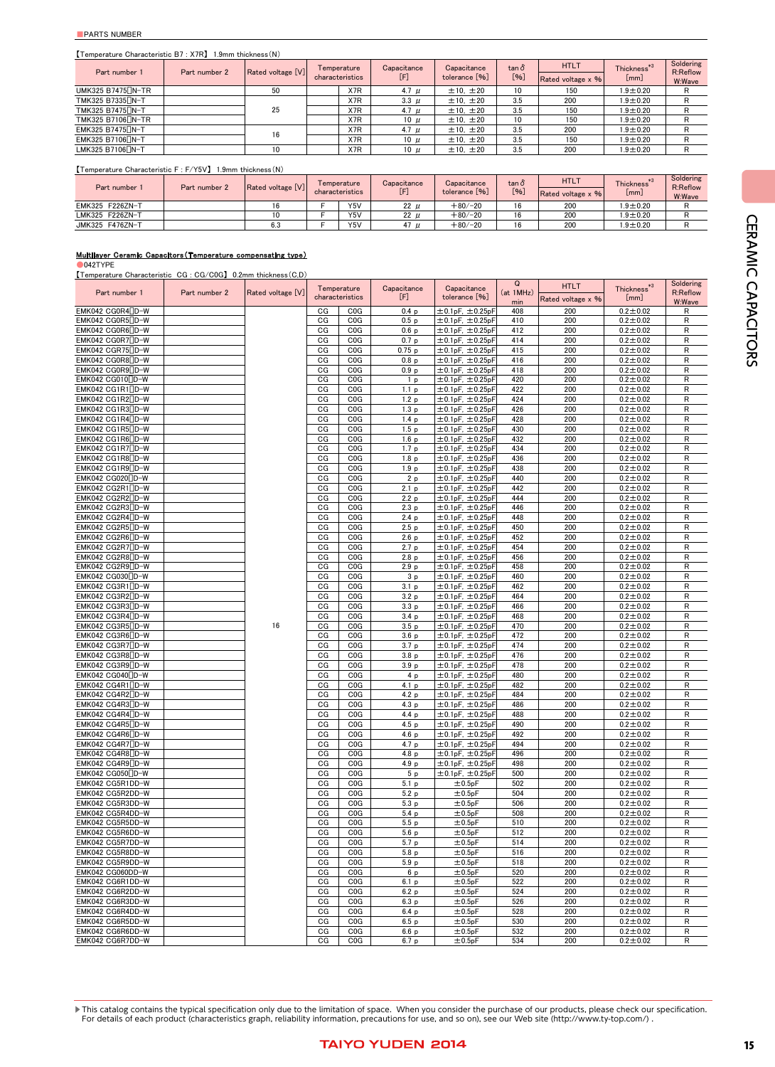■PARTS NUMBER

【Temperature Characteristic B7 : X7R】 1.9mm thickness(N)

| Part number 1 | Part number 2 | Rated voltage [V] | Temperature characteristics | | Capacitance [F] | Capacitance tolerance [%] | tanδ [%] | HTLT Rated voltage x % | Thickness*3 [mm] | Soldering R:Reflow W:Wave |
|---|---|---|---|---|---|---|---|---|---|---|
| UMK325 B7475□N-TR | | 50 | | X7R | 4.7 μ | ±10, ±20 | 10 | 150 | 1.9±0.20 | R |
| TMK325 B7335□N-T | | 25 | | X7R | 3.3 μ | ±10, ±20 | 3.5 | 200 | 1.9±0.20 | R |
| TMK325 B7475□N-T | | | | X7R | 4.7 μ | ±10, ±20 | 3.5 | 150 | 1.9±0.20 | R |
| TMK325 B7106□N-TR | | | | X7R | 10 μ | ±10, ±20 | 10 | 150 | 1.9±0.20 | R |
| EMK325 B7475□N-T | | 16 | | X7R | 4.7 μ | ±10, ±20 | 3.5 | 200 | 1.9±0.20 | R |
| EMK325 B7106□N-T | | | | X7R | 10 μ | ±10, ±20 | 3.5 | 150 | 1.9±0.20 | R |
| LMK325 B7106□N-T | | 10 | | X7R | 10 μ | ±10, ±20 | 3.5 | 200 | 1.9±0.20 | R |

【Temperature Characteristic F : F/Y5V】 1.9mm thickness(N)

| Part number 1 | Part number 2 | Rated voltage [V] | Temperature characteristics | | Capacitance [F] | Capacitance tolerance [%] | tanδ [%] | HTLT Rated voltage x % | Thickness*3 [mm] | Soldering R:Reflow W:Wave |
|---|---|---|---|---|---|---|---|---|---|---|
| EMK325 F226ZN-T | | 16 | F | Y5V | 22 μ | +80/−20 | 16 | 200 | 1.9±0.20 | R |
| LMK325 F226ZN-T | | 10 | F | Y5V | 22 μ | +80/−20 | 16 | 200 | 1.9±0.20 | R |
| JMK325 F476ZN-T | | 6.3 | F | Y5V | 47 μ | +80/−20 | 16 | 200 | 1.9±0.20 | R |

**Multilayer Ceramic Capacitors(Temperature compensating type)**

●042TYPE

【Temperature Characteristic CG : CG/C0G】 0.2mm thickness(C,D)

| Part number 1 | Part number 2 | Rated voltage [V] | Temperature characteristics | | Capacitance [F] | Capacitance tolerance [%] | Q (at 1MHz) min | HTLT Rated voltage x % | Thickness*3 [mm] | Soldering R:Reflow W:Wave |
|---|---|---|---|---|---|---|---|---|---|---|
| EMK042 CG0R4□D-W | | 16 | CG | C0G | 0.4 p | ±0.1pF, ±0.25pF | 408 | 200 | 0.2±0.02 | R |
| EMK042 CG0R5□D-W | | | CG | C0G | 0.5 p | ±0.1pF, ±0.25pF | 410 | 200 | 0.2±0.02 | R |
| EMK042 CG0R6□D-W | | | CG | C0G | 0.6 p | ±0.1pF, ±0.25pF | 412 | 200 | 0.2±0.02 | R |
| EMK042 CG0R7□D-W | | | CG | C0G | 0.7 p | ±0.1pF, ±0.25pF | 414 | 200 | 0.2±0.02 | R |
| EMK042 CGR75□D-W | | | CG | C0G | 0.75 p | ±0.1pF, ±0.25pF | 415 | 200 | 0.2±0.02 | R |
| EMK042 CG0R8□D-W | | | CG | C0G | 0.8 p | ±0.1pF, ±0.25pF | 416 | 200 | 0.2±0.02 | R |
| EMK042 CG0R9□D-W | | | CG | C0G | 0.9 p | ±0.1pF, ±0.25pF | 418 | 200 | 0.2±0.02 | R |
| EMK042 CG010□D-W | | | CG | C0G | 1 p | ±0.1pF, ±0.25pF | 420 | 200 | 0.2±0.02 | R |
| EMK042 CG1R1□D-W | | | CG | C0G | 1.1 p | ±0.1pF, ±0.25pF | 422 | 200 | 0.2±0.02 | R |
| EMK042 CG1R2□D-W | | | CG | C0G | 1.2 p | ±0.1pF, ±0.25pF | 424 | 200 | 0.2±0.02 | R |
| EMK042 CG1R3□D-W | | | CG | C0G | 1.3 p | ±0.1pF, ±0.25pF | 426 | 200 | 0.2±0.02 | R |
| EMK042 CG1R4□D-W | | | CG | C0G | 1.4 p | ±0.1pF, ±0.25pF | 428 | 200 | 0.2±0.02 | R |
| EMK042 CG1R5□D-W | | | CG | C0G | 1.5 p | ±0.1pF, ±0.25pF | 430 | 200 | 0.2±0.02 | R |
| EMK042 CG1R6□D-W | | | CG | C0G | 1.6 p | ±0.1pF, ±0.25pF | 432 | 200 | 0.2±0.02 | R |
| EMK042 CG1R7□D-W | | | CG | C0G | 1.7 p | ±0.1pF, ±0.25pF | 434 | 200 | 0.2±0.02 | R |
| EMK042 CG1R8□D-W | | | CG | C0G | 1.8 p | ±0.1pF, ±0.25pF | 436 | 200 | 0.2±0.02 | R |
| EMK042 CG1R9□D-W | | | CG | C0G | 1.9 p | ±0.1pF, ±0.25pF | 438 | 200 | 0.2±0.02 | R |
| EMK042 CG020□D-W | | | CG | C0G | 2 p | ±0.1pF, ±0.25pF | 440 | 200 | 0.2±0.02 | R |
| EMK042 CG2R1□D-W | | | CG | C0G | 2.1 p | ±0.1pF, ±0.25pF | 442 | 200 | 0.2±0.02 | R |
| EMK042 CG2R2□D-W | | | CG | C0G | 2.2 p | ±0.1pF, ±0.25pF | 444 | 200 | 0.2±0.02 | R |
| EMK042 CG2R3□D-W | | | CG | C0G | 2.3 p | ±0.1pF, ±0.25pF | 446 | 200 | 0.2±0.02 | R |
| EMK042 CG2R4□D-W | | | CG | C0G | 2.4 p | ±0.1pF, ±0.25pF | 448 | 200 | 0.2±0.02 | R |
| EMK042 CG2R5□D-W | | | CG | C0G | 2.5 p | ±0.1pF, ±0.25pF | 450 | 200 | 0.2±0.02 | R |
| EMK042 CG2R6□D-W | | | CG | C0G | 2.6 p | ±0.1pF, ±0.25pF | 452 | 200 | 0.2±0.02 | R |
| EMK042 CG2R7□D-W | | | CG | C0G | 2.7 p | ±0.1pF, ±0.25pF | 454 | 200 | 0.2±0.02 | R |
| EMK042 CG2R8□D-W | | | CG | C0G | 2.8 p | ±0.1pF, ±0.25pF | 456 | 200 | 0.2±0.02 | R |
| EMK042 CG2R9□D-W | | | CG | C0G | 2.9 p | ±0.1pF, ±0.25pF | 458 | 200 | 0.2±0.02 | R |
| EMK042 CG030□D-W | | | CG | C0G | 3 p | ±0.1pF, ±0.25pF | 460 | 200 | 0.2±0.02 | R |
| EMK042 CG3R1□D-W | | | CG | C0G | 3.1 p | ±0.1pF, ±0.25pF | 462 | 200 | 0.2±0.02 | R |
| EMK042 CG3R2□D-W | | | CG | C0G | 3.2 p | ±0.1pF, ±0.25pF | 464 | 200 | 0.2±0.02 | R |
| EMK042 CG3R3□D-W | | | CG | C0G | 3.3 p | ±0.1pF, ±0.25pF | 466 | 200 | 0.2±0.02 | R |
| EMK042 CG3R4□D-W | | | CG | C0G | 3.4 p | ±0.1pF, ±0.25pF | 468 | 200 | 0.2±0.02 | R |
| EMK042 CG3R5□D-W | | | CG | C0G | 3.5 p | ±0.1pF, ±0.25pF | 470 | 200 | 0.2±0.02 | R |
| EMK042 CG3R6□D-W | | | CG | C0G | 3.6 p | ±0.1pF, ±0.25pF | 472 | 200 | 0.2±0.02 | R |
| EMK042 CG3R7□D-W | | | CG | C0G | 3.7 p | ±0.1pF, ±0.25pF | 474 | 200 | 0.2±0.02 | R |
| EMK042 CG3R8□D-W | | | CG | C0G | 3.8 p | ±0.1pF, ±0.25pF | 476 | 200 | 0.2±0.02 | R |
| EMK042 CG3R9□D-W | | | CG | C0G | 3.9 p | ±0.1pF, ±0.25pF | 478 | 200 | 0.2±0.02 | R |
| EMK042 CG040□D-W | | | CG | C0G | 4 p | ±0.1pF, ±0.25pF | 480 | 200 | 0.2±0.02 | R |
| EMK042 CG4R1□D-W | | | CG | C0G | 4.1 p | ±0.1pF, ±0.25pF | 482 | 200 | 0.2±0.02 | R |
| EMK042 CG4R2□D-W | | | CG | C0G | 4.2 p | ±0.1pF, ±0.25pF | 484 | 200 | 0.2±0.02 | R |
| EMK042 CG4R3□D-W | | | CG | C0G | 4.3 p | ±0.1pF, ±0.25pF | 486 | 200 | 0.2±0.02 | R |
| EMK042 CG4R4□D-W | | | CG | C0G | 4.4 p | ±0.1pF, ±0.25pF | 488 | 200 | 0.2±0.02 | R |
| EMK042 CG4R5□D-W | | | CG | C0G | 4.5 p | ±0.1pF, ±0.25pF | 490 | 200 | 0.2±0.02 | R |
| EMK042 CG4R6□D-W | | | CG | C0G | 4.6 p | ±0.1pF, ±0.25pF | 492 | 200 | 0.2±0.02 | R |
| EMK042 CG4R7□D-W | | | CG | C0G | 4.7 p | ±0.1pF, ±0.25pF | 494 | 200 | 0.2±0.02 | R |
| EMK042 CG4R8□D-W | | | CG | C0G | 4.8 p | ±0.1pF, ±0.25pF | 496 | 200 | 0.2±0.02 | R |
| EMK042 CG4R9□D-W | | | CG | C0G | 4.9 p | ±0.1pF, ±0.25pF | 498 | 200 | 0.2±0.02 | R |
| EMK042 CG050□D-W | | | CG | C0G | 5 p | ±0.1pF, ±0.25pF | 500 | 200 | 0.2±0.02 | R |
| EMK042 CG5R1DD-W | | | CG | C0G | 5.1 p | ±0.5pF | 502 | 200 | 0.2±0.02 | R |
| EMK042 CG5R2DD-W | | | CG | C0G | 5.2 p | ±0.5pF | 504 | 200 | 0.2±0.02 | R |
| EMK042 CG5R3DD-W | | | CG | C0G | 5.3 p | ±0.5pF | 506 | 200 | 0.2±0.02 | R |
| EMK042 CG5R4DD-W | | | CG | C0G | 5.4 p | ±0.5pF | 508 | 200 | 0.2±0.02 | R |
| EMK042 CG5R5DD-W | | | CG | C0G | 5.5 p | ±0.5pF | 510 | 200 | 0.2±0.02 | R |
| EMK042 CG5R6DD-W | | | CG | C0G | 5.6 p | ±0.5pF | 512 | 200 | 0.2±0.02 | R |
| EMK042 CG5R7DD-W | | | CG | C0G | 5.7 p | ±0.5pF | 514 | 200 | 0.2±0.02 | R |
| EMK042 CG5R8DD-W | | | CG | C0G | 5.8 p | ±0.5pF | 516 | 200 | 0.2±0.02 | R |
| EMK042 CG5R9DD-W | | | CG | C0G | 5.9 p | ±0.5pF | 518 | 200 | 0.2±0.02 | R |
| EMK042 CG060DD-W | | | CG | C0G | 6 p | ±0.5pF | 520 | 200 | 0.2±0.02 | R |
| EMK042 CG6R1DD-W | | | CG | C0G | 6.1 p | ±0.5pF | 522 | 200 | 0.2±0.02 | R |
| EMK042 CG6R2DD-W | | | CG | C0G | 6.2 p | ±0.5pF | 524 | 200 | 0.2±0.02 | R |
| EMK042 CG6R3DD-W | | | CG | C0G | 6.3 p | ±0.5pF | 526 | 200 | 0.2±0.02 | R |
| EMK042 CG6R4DD-W | | | CG | C0G | 6.4 p | ±0.5pF | 528 | 200 | 0.2±0.02 | R |
| EMK042 CG6R5DD-W | | | CG | C0G | 6.5 p | ±0.5pF | 530 | 200 | 0.2±0.02 | R |
| EMK042 CG6R6DD-W | | | CG | C0G | 6.6 p | ±0.5pF | 532 | 200 | 0.2±0.02 | R |
| EMK042 CG6R7DD-W | | | CG | C0G | 6.7 p | ±0.5pF | 534 | 200 | 0.2±0.02 | R |

▶ This catalog contains the typical specification only due to the limitation of space. When you consider the purchase of our products, please check our specification. For details of each product (characteristics graph, reliability information, precautions for use, and so on), see our Web site (http://www.ty-top.com/) .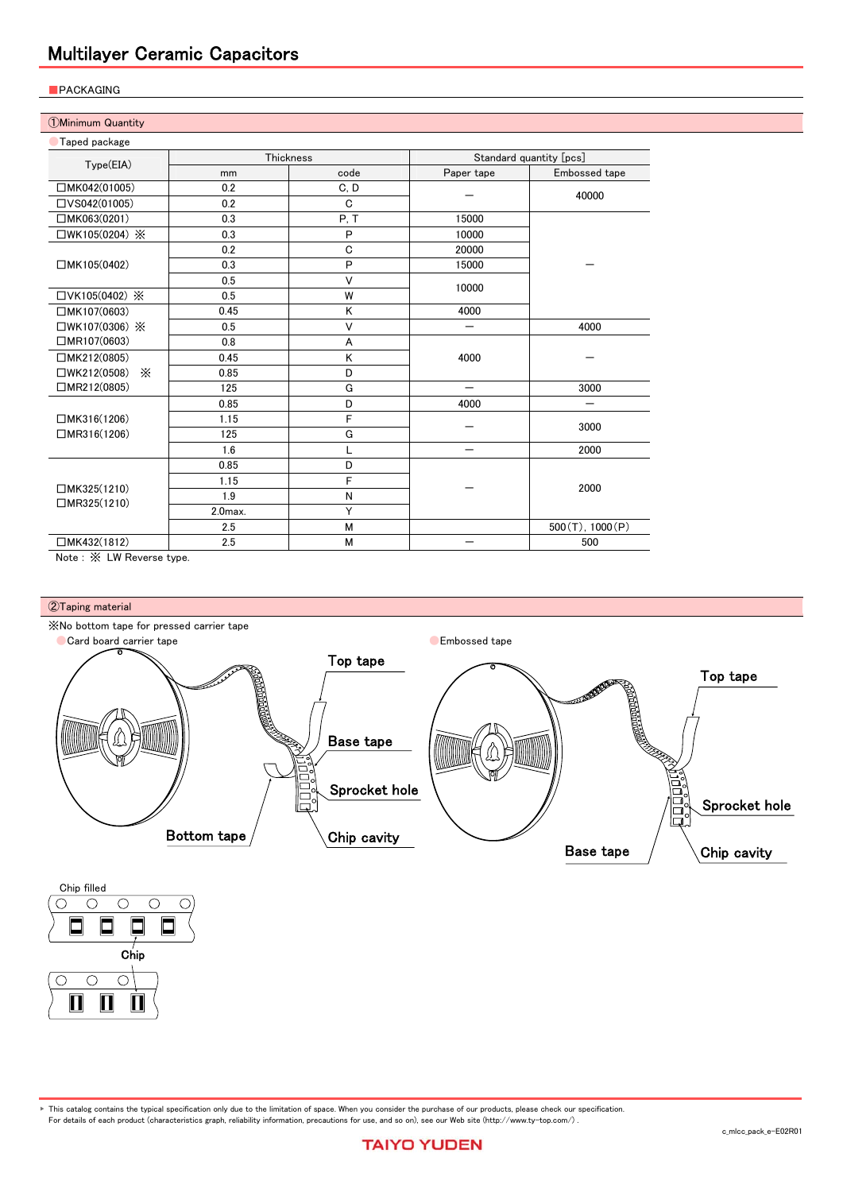# Multilayer Ceramic Capacitors

■PACKAGING

## ①Minimum Quantity

Taped package

| Type(EIA) | Thickness mm | Thickness code | Standard quantity [pcs] Paper tape | Standard quantity [pcs] Embossed tape |
|---|---|---|---|---|
| □MK042(01005) | 0.2 | C, D | － | 40000 |
| □VS042(01005) | 0.2 | C | － | 40000 |
| □MK063(0201) | 0.3 | P, T | 15000 | － |
| □WK105(0204) ※ | 0.3 | P | 10000 | － |
| □MK105(0402) | 0.2 | C | 20000 | － |
| | 0.3 | P | 15000 | － |
| | 0.5 | V | 10000 | － |
| □VK105(0402) ※ | 0.5 | W | 10000 | － |
| □MK107(0603) | 0.45 | K | 4000 | － |
| □WK107(0306) ※ | 0.5 | V | － | 4000 |
| □MR107(0603) | 0.8 | A | 4000 | － |
| □MK212(0805) | 0.45 | K | 4000 | － |
| □WK212(0508) ※ | 0.85 | D | 4000 | － |
| □MR212(0805) | 125 | G | － | 3000 |
| □MK316(1206) □MR316(1206) | 0.85 | D | 4000 | － |
| | 1.15 | F | － | 3000 |
| | 125 | G | － | 3000 |
| | 1.6 | L | － | 2000 |
| □MK325(1210) □MR325(1210) | 0.85 | D | － | 2000 |
| | 1.15 | F | － | 2000 |
| | 1.9 | N | － | 2000 |
| | 2.0max. | Y | － | 2000 |
| | 2.5 | M | | 500(T), 1000(P) |
| □MK432(1812) | 2.5 | M | － | 500 |

Note : ※ LW Reverse type.

## ②Taping material

※No bottom tape for pressed carrier tape

Card board carrier tape

Top tape
Base tape
Sprocket hole
Bottom tape
Chip cavity

Embossed tape

Top tape
Sprocket hole
Base tape
Chip cavity

Chip filled

Chip

This catalog contains the typical specification only due to the limitation of space. When you consider the purchase of our products, please check our specification.
For details of each product (characteristics graph, reliability information, precautions for use, and so on), see our Web site (http://www.ty-top.com/) .

c_mlcc_pack_e-E02R01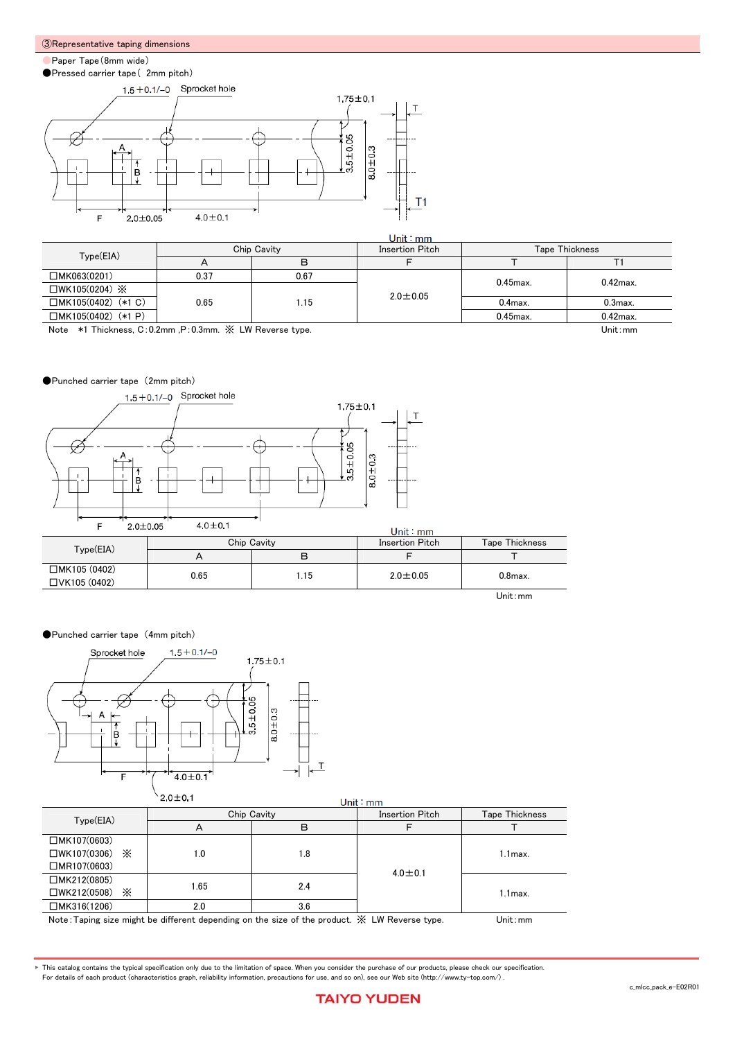## ③Representative taping dimensions

Paper Tape (8mm wide)

●Pressed carrier tape（ 2mm pitch）

1.5 +0.1/−0
Sprocket hole
1.75±0.1
3.5±0.05
8.0±0.3
A
B
F
2.0±0.05
4.0±0.1
T
T1

Unit : mm

| Type(EIA) | Chip Cavity | | Insertion Pitch | Tape Thickness | |
|---|---|---|---|---|---|
| | A | B | F | T | T1 |
| □MK063(0201) | 0.37 | 0.67 | 2.0±0.05 | 0.45max. | 0.42max. |
| □WK105(0204) ※ | 0.65 | 1.15 | | | |
| □MK105(0402) (*1 C) | | | | 0.4max. | 0.3max. |
| □MK105(0402) (*1 P) | | | | 0.45max. | 0.42max. |

Note *1 Thickness, C:0.2mm ,P:0.3mm. ※ LW Reverse type. Unit:mm

●Punched carrier tape（2mm pitch）

1.5 +0.1/−0
Sprocket hole
1.75±0.1
3.5±0.05
8.0±0.3
A
B
F
2.0±0.05
4.0±0.1
T

Unit : mm

| Type(EIA) | Chip Cavity | | Insertion Pitch | Tape Thickness |
|---|---|---|---|---|
| | A | B | F | T |
| □MK105 (0402)<br>□VK105 (0402) | 0.65 | 1.15 | 2.0±0.05 | 0.8max. |

Unit:mm

●Punched carrier tape（4mm pitch）

Sprocket hole
1.5 +0.1/−0
1.75±0.1
3.5±0.05
8.0±0.3
A
B
F
4.0±0.1
2.0±0.1
T

Unit : mm

| Type(EIA) | Chip Cavity | | Insertion Pitch | Tape Thickness |
|---|---|---|---|---|
| | A | B | F | T |
| □MK107(0603)<br>□WK107(0306) ※<br>□MR107(0603) | 1.0 | 1.8 | 4.0±0.1 | 1.1max. |
| □MK212(0805)<br>□WK212(0508) ※ | 1.65 | 2.4 | | 1.1max. |
| □MK316(1206) | 2.0 | 3.6 | | |

Note:Taping size might be different depending on the size of the product. ※ LW Reverse type. Unit:mm

▶ This catalog contains the typical specification only due to the limitation of space. When you consider the purchase of our products, please check our specification.
For details of each product (characteristics graph, reliability information, precautions for use, and so on), see our Web site (http://www.ty-top.com/) .

c_mlcc_pack_e-E02R01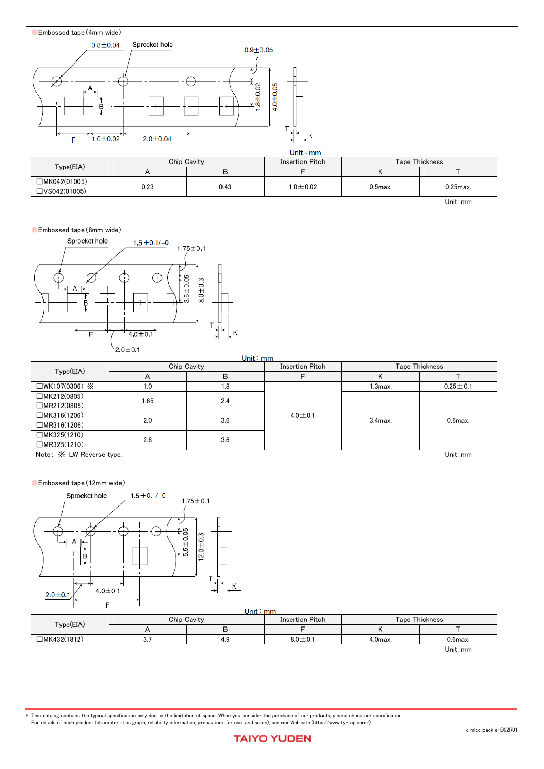Embossed tape (4mm wide)

0.8±0.04
Sprocket hole
0.9±0.05
A
B
1.8±0.02
4.0±0.05
F
1.0±0.02
2.0±0.04
T
K

Unit : mm

| Type(EIA) | Chip Cavity | | Insertion Pitch | Tape Thickness | |
|---|---|---|---|---|---|
| | A | B | F | K | T |
| □MK042(01005)<br>□VS042(01005) | 0.23 | 0.43 | 1.0±0.02 | 0.5max. | 0.25max. |

Unit : mm

Embossed tape (8mm wide)

Sprocket hole
1.5+0.1/−0
1.75±0.1
A
B
3.5±0.05
8.0±0.3
F
4.0±0.1
2.0±0.1
T
K

Unit : mm

| Type(EIA) | Chip Cavity | | Insertion Pitch | Tape Thickness | |
|---|---|---|---|---|---|
| | A | B | F | K | T |
| □WK107(0306) ※ | 1.0 | 1.8 | 4.0±0.1 | 1.3max. | 0.25±0.1 |
| □MK212(0805)<br>□MR212(0805) | 1.65 | 2.4 | | 3.4max. | 0.6max. |
| □MK316(1206)<br>□MR316(1206) | 2.0 | 3.6 | | | |
| □MK325(1210)<br>□MR325(1210) | 2.8 | 3.6 | | | |

Note : ※ LW Reverse type.

Unit : mm

Embossed tape (12mm wide)

Sprocket hole
1.5+0.1/−0
1.75±0.1
A
B
5.5±0.05
12.0±0.3
2.0±0.1
4.0±0.1
F
T
K

Unit : mm

| Type(EIA) | Chip Cavity | | Insertion Pitch | Tape Thickness | |
|---|---|---|---|---|---|
| | A | B | F | K | T |
| □MK432(1812) | 3.7 | 4.9 | 8.0±0.1 | 4.0max. | 0.6max. |

Unit : mm

▸ This catalog contains the typical specification only due to the limitation of space. When you consider the purchase of our products, please check our specification.
For details of each product (characteristics graph, reliability information, precautions for use, and so on), see our Web site (http://www.ty-top.com/) .

c_mlcc_pack_e-E02R01

TAIYO YUDEN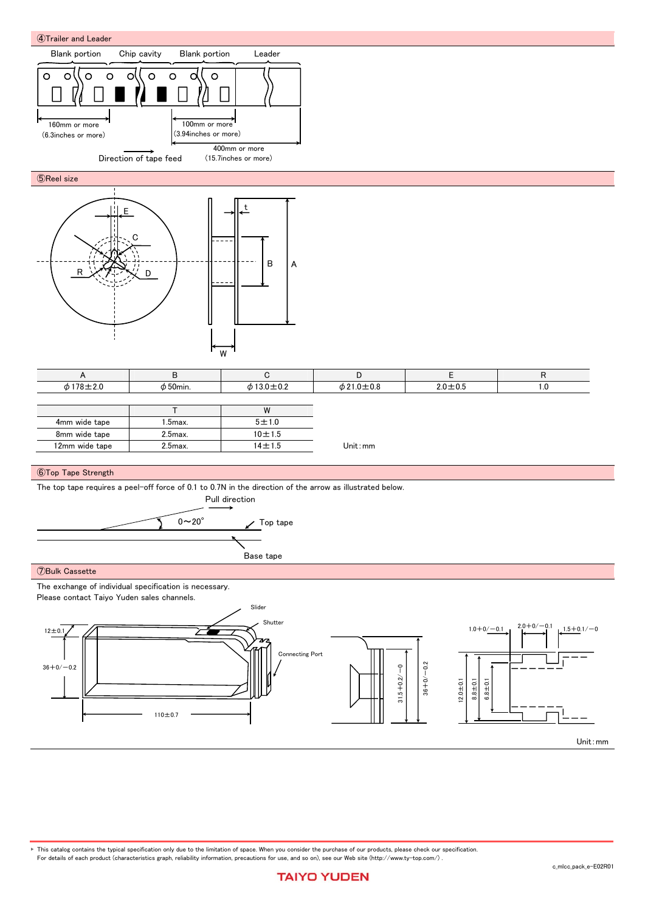## ④Trailer and Leader

Blank portion    Chip cavity    Blank portion    Leader

160mm or more
(6.3inches or more)

100mm or more
(3.94inches or more)

400mm or more
(15.7inches or more)

Direction of tape feed

## ⑤Reel size

E
C
R
D
t
B
A
W

| A | B | C | D | E | R |
|---|---|---|---|---|---|
| φ178±2.0 | φ50min. | φ13.0±0.2 | φ21.0±0.8 | 2.0±0.5 | 1.0 |

| | T | W |
|---|---|---|
| 4mm wide tape | 1.5max. | 5±1.0 |
| 8mm wide tape | 2.5max. | 10±1.5 |
| 12mm wide tape | 2.5max. | 14±1.5 |

Unit：mm

## ⑥Top Tape Strength

The top tape requires a peel-off force of 0.1 to 0.7N in the direction of the arrow as illustrated below.

Pull direction

0～20°

Top tape

Base tape

## ⑦Bulk Cassette

The exchange of individual specification is necessary.
Please contact Taiyo Yuden sales channels.

Slider
Shutter
Connecting Port
12±0.1
36+0/−0.2
110±0.7
31.5+0.2/−0
36+0/−0.2
1.0+0/−0.1
2.0+0/−0.1
1.5+0.1/−0
12.0±0.1
8.8±0.1
6.8±0.1

Unit：mm

▸ This catalog contains the typical specification only due to the limitation of space. When you consider the purchase of our products, please check our specification.
For details of each product (characteristics graph, reliability information, precautions for use, and so on), see our Web site (http://www.ty-top.com/) .

c_mlcc_pack_e-E02R01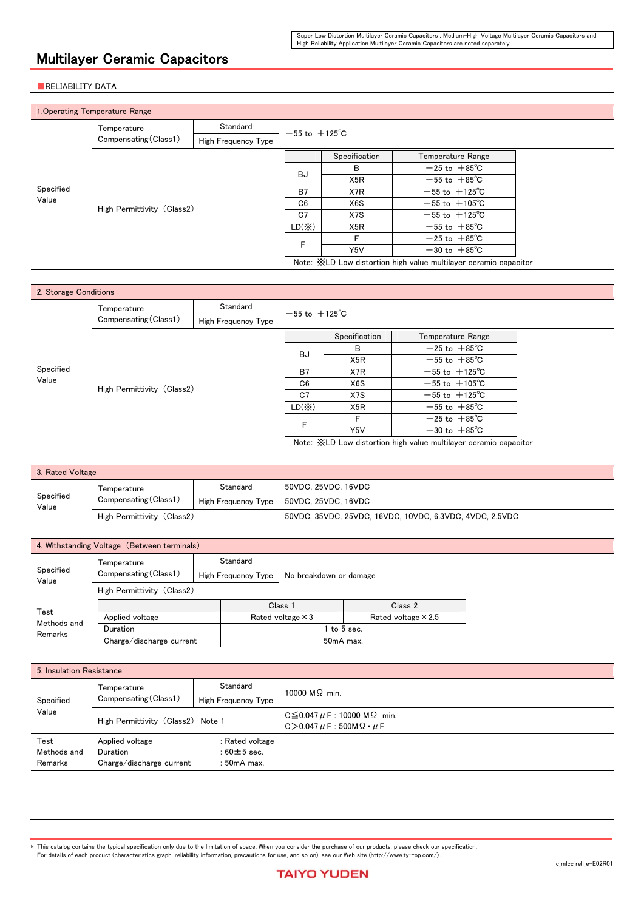Super Low Distortion Multilayer Ceramic Capacitors , Medium-High Voltage Multilayer Ceramic Capacitors and High Reliability Application Multilayer Ceramic Capacitors are noted separately.

# Multilayer Ceramic Capacitors

## RELIABILITY DATA

### 1.Operating Temperature Range

| | | | |
|---|---|---|---|
| Specified Value | Temperature Compensating(Class1) | Standard | −55 to ＋125℃ |
| | | High Frequency Type | |
| | High Permittivity (Class2) | | See table below |

| | Specification | Temperature Range |
|---|---|---|
| BJ | B | −25 to ＋85℃ |
| | X5R | −55 to ＋85℃ |
| B7 | X7R | −55 to ＋125℃ |
| C6 | X6S | −55 to ＋105℃ |
| C7 | X7S | −55 to ＋125℃ |
| LD(※) | X5R | −55 to ＋85℃ |
| F | F | −25 to ＋85℃ |
| | Y5V | −30 to ＋85℃ |

Note: ※LD Low distortion high value multilayer ceramic capacitor

### 2. Storage Conditions

| | | | |
|---|---|---|---|
| Specified Value | Temperature Compensating(Class1) | Standard | −55 to ＋125℃ |
| | | High Frequency Type | |
| | High Permittivity (Class2) | | See table below |

| | Specification | Temperature Range |
|---|---|---|
| BJ | B | −25 to ＋85℃ |
| | X5R | −55 to ＋85℃ |
| B7 | X7R | −55 to ＋125℃ |
| C6 | X6S | −55 to ＋105℃ |
| C7 | X7S | −55 to ＋125℃ |
| LD(※) | X5R | −55 to ＋85℃ |
| F | F | −25 to ＋85℃ |
| | Y5V | −30 to ＋85℃ |

Note: ※LD Low distortion high value multilayer ceramic capacitor

### 3. Rated Voltage

| | | | |
|---|---|---|---|
| Specified Value | Temperature Compensating(Class1) | Standard | 50VDC, 25VDC, 16VDC |
| | | High Frequency Type | 50VDC, 25VDC, 16VDC |
| | High Permittivity (Class2) | | 50VDC, 35VDC, 25VDC, 16VDC, 10VDC, 6.3VDC, 4VDC, 2.5VDC |

### 4. Withstanding Voltage (Between terminals)

| | | | |
|---|---|---|---|
| Specified Value | Temperature Compensating(Class1) | Standard | No breakdown or damage |
| | | High Frequency Type | |
| | High Permittivity (Class2) | | |

Test Methods and Remarks

| | Class 1 | Class 2 |
|---|---|---|
| Applied voltage | Rated voltage × 3 | Rated voltage × 2.5 |
| Duration | 1 to 5 sec. | |
| Charge/discharge current | 50mA max. | |

### 5. Insulation Resistance

| | | | |
|---|---|---|---|
| Specified Value | Temperature Compensating(Class1) | Standard | 10000 MΩ min. |
| | | High Frequency Type | |
| | High Permittivity (Class2) Note 1 | | C≦0.047 μF : 10000 MΩ min.<br>C＞0.047 μF : 500MΩ・μF |

Test Methods and Remarks

Applied voltage : Rated voltage
Duration : 60±5 sec.
Charge/discharge current : 50mA max.

▸ This catalog contains the typical specification only due to the limitation of space. When you consider the purchase of our products, please check our specification.
For details of each product (characteristics graph, reliability information, precautions for use, and so on), see our Web site (http://www.ty-top.com/) .

c_mlcc_reli_e-E02R01

TAIYO YUDEN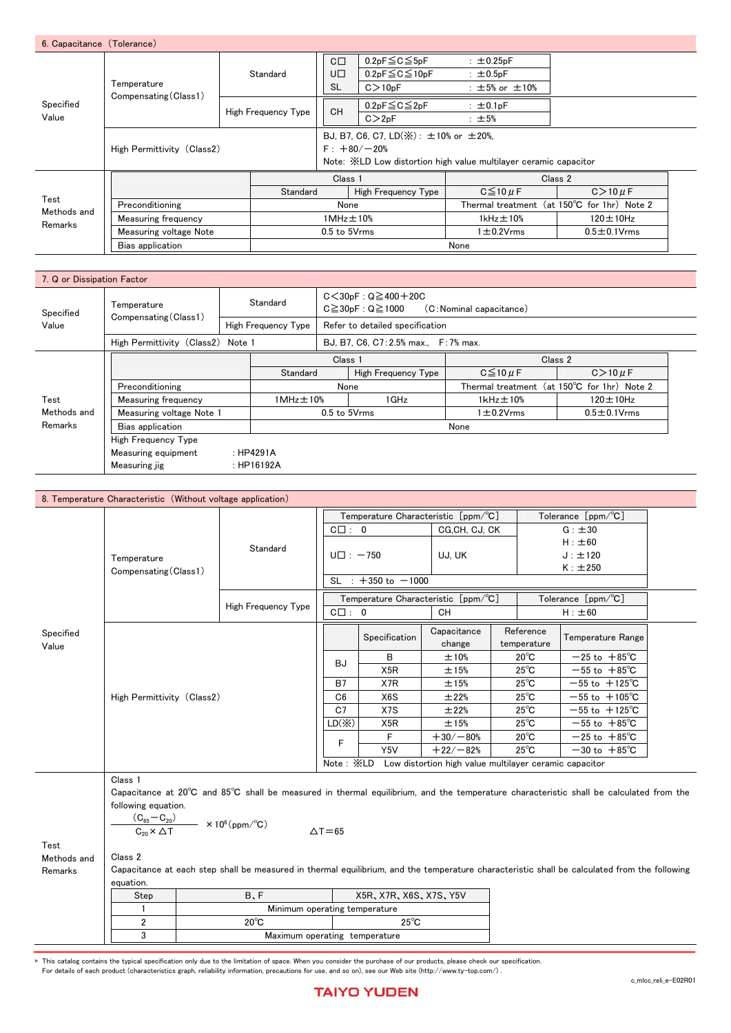## 6. Capacitance（Tolerance）

| | | | |
|---|---|---|---|
| Specified Value | Temperature Compensating(Class1) | Standard | C□ 0.2pF≦C≦5pF : ±0.25pF<br>U□ 0.2pF≦C≦10pF : ±0.5pF<br>SL C＞10pF : ±5% or ±10% |
| | | High Frequency Type | CH 0.2pF≦C≦2pF : ±0.1pF<br>C＞2pF : ±5% |
| | High Permittivity（Class2） | | BJ, B7, C6, C7, LD(※) : ±10% or ±20%,<br>F : ＋80/－20%<br>Note: ※LD Low distortion high value multilayer ceramic capacitor |

Test Methods and Remarks

| | Class 1 | | Class 2 | |
|---|---|---|---|---|
| | Standard | High Frequency Type | C≦10μF | C＞10μF |
| Preconditioning | None | | Thermal treatment（at 150℃ for 1hr）Note 2 | |
| Measuring frequency | 1MHz±10% | | 1kHz±10% | 120±10Hz |
| Measuring voltage Note | 0.5 to 5Vrms | | 1±0.2Vrms | 0.5±0.1Vrms |
| Bias application | None | | | |

## 7. Q or Dissipation Factor

| | | | |
|---|---|---|---|
| Specified Value | Temperature Compensating(Class1) | Standard | C＜30pF : Q≧400＋20C<br>C≧30pF : Q≧1000 （C:Nominal capacitance） |
| | | High Frequency Type | Refer to detailed specification |
| | High Permittivity（Class2） Note 1 | | BJ, B7, C6, C7:2.5% max., F:7% max. |

Test Methods and Remarks

| | Class 1 | | Class 2 | |
|---|---|---|---|---|
| | Standard | High Frequency Type | C≦10μF | C＞10μF |
| Preconditioning | None | | Thermal treatment（at 150℃ for 1hr）Note 2 | |
| Measuring frequency | 1MHz±10% | 1GHz | 1kHz±10% | 120±10Hz |
| Measuring voltage Note 1 | 0.5 to 5Vrms | | 1±0.2Vrms | 0.5±0.1Vrms |
| Bias application | None | | | |

High Frequency Type
Measuring equipment : HP4291A
Measuring jig : HP16192A

## 8. Temperature Characteristic（Without voltage application）

Specified Value

Temperature Compensating(Class1)

Standard

| Temperature Characteristic［ppm/℃］ | | Tolerance［ppm/℃］ |
|---|---|---|
| C□ : 0 | CG,CH, CJ, CK | G : ±30<br>H : ±60<br>J : ±120<br>K : ±250 |
| U□ : －750 | UJ, UK | |
| SL : ＋350 to －1000 | | |

High Frequency Type

| Temperature Characteristic［ppm/℃］ | | Tolerance［ppm/℃］ |
|---|---|---|
| C□ : 0 | CH | H : ±60 |

High Permittivity（Class2）

| | Specification | Capacitance change | Reference temperature | Temperature Range |
|---|---|---|---|---|
| BJ | B | ±10% | 20℃ | －25 to ＋85℃ |
| | X5R | ±15% | 25℃ | －55 to ＋85℃ |
| B7 | X7R | ±15% | 25℃ | －55 to ＋125℃ |
| C6 | X6S | ±22% | 25℃ | －55 to ＋105℃ |
| C7 | X7S | ±22% | 25℃ | －55 to ＋125℃ |
| LD(※) | X5R | ±15% | 25℃ | －55 to ＋85℃ |
| F | F | ＋30/－80% | 20℃ | －25 to ＋85℃ |
| | Y5V | ＋22/－82% | 25℃ | －30 to ＋85℃ |

Note : ※LD Low distortion high value multilayer ceramic capacitor

Test Methods and Remarks

Class 1

Capacitance at 20℃ and 85℃ shall be measured in thermal equilibrium, and the temperature characteristic shall be calculated from the following equation.

$$\frac{(C_{85}-C_{20})}{C_{20}\times\Delta T}\times 10^{6}\,(\mathrm{ppm/℃}) \qquad \Delta T=65$$

Class 2

Capacitance at each step shall be measured in thermal equilibrium, and the temperature characteristic shall be calculated from the following equation.

| Step | B、F | X5R、X7R、X6S、X7S、Y5V |
|---|---|---|
| 1 | Minimum operating temperature | |
| 2 | 20℃ | 25℃ |
| 3 | Maximum operating temperature | |

▶ This catalog contains the typical specification only due to the limitation of space. When you consider the purchase of our products, please check our specification.
For details of each product (characteristics graph, reliability information, precautions for use, and so on), see our Web site (http://www.ty-top.com/) .

c_mlcc_reli_e-E02R01

TAIYO YUDEN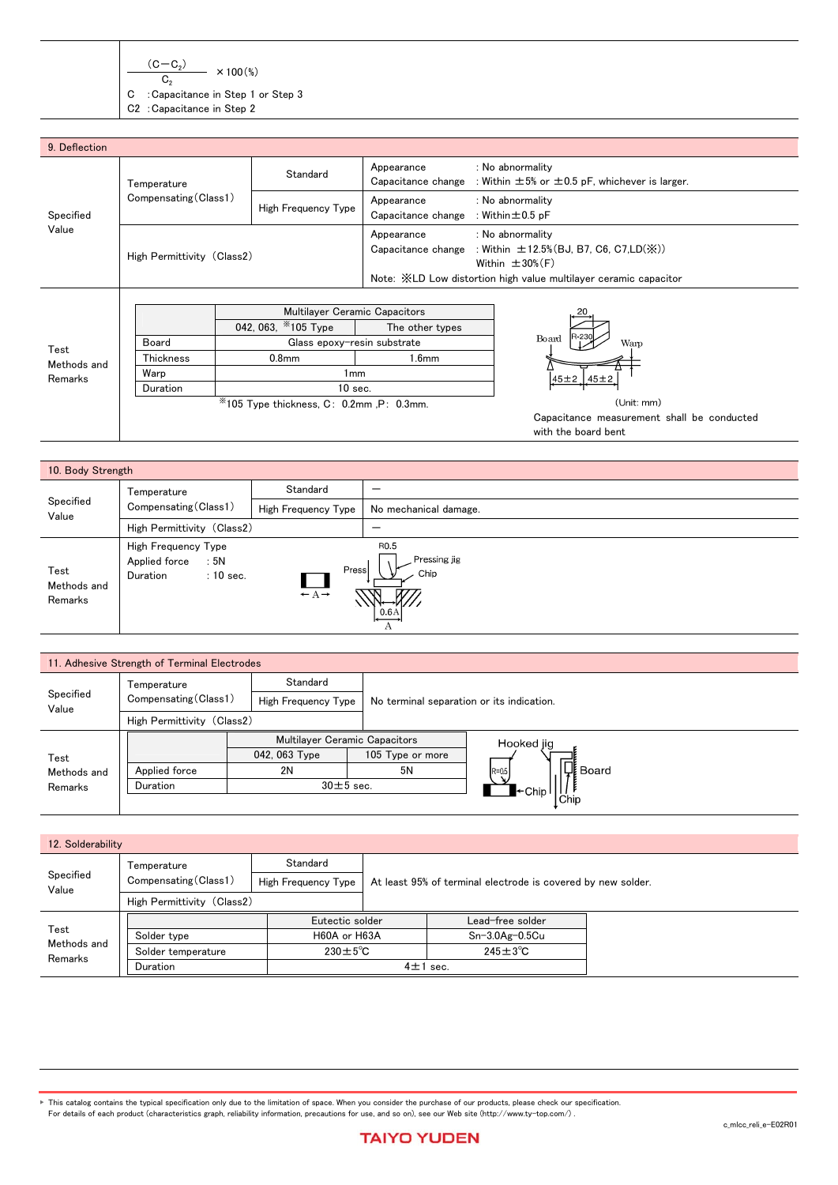$$\frac{(C-C_2)}{C_2} \times 100(\%)$$

C : Capacitance in Step 1 or Step 3
C2 : Capacitance in Step 2

## 9. Deflection

| | | | |
|---|---|---|---|
| Specified Value | Temperature Compensating (Class1) | Standard | Appearance : No abnormality<br>Capacitance change : Within ±5% or ±0.5 pF, whichever is larger. |
| | | High Frequency Type | Appearance : No abnormality<br>Capacitance change : Within±0.5 pF |
| | High Permittivity (Class2) | | Appearance : No abnormality<br>Capacitance change : Within ±12.5%(BJ, B7, C6, C7,LD(※))<br>Within ±30%(F)<br>Note: ※LD Low distortion high value multilayer ceramic capacitor |

Test Methods and Remarks

| | Multilayer Ceramic Capacitors | |
|---|---|---|
| | 042, 063, ※105 Type | The other types |
| Board | Glass epoxy-resin substrate | |
| Thickness | 0.8mm | 1.6mm |
| Warp | 1mm | |
| Duration | 10 sec. | |

※105 Type thickness, C: 0.2mm ,P: 0.3mm.

20
Board
R-230
Warp
45±2 45±2
(Unit: mm)

Capacitance measurement shall be conducted with the board bent

## 10. Body Strength

| | | | |
|---|---|---|---|
| Specified Value | Temperature Compensating (Class1) | Standard | − |
| | | High Frequency Type | No mechanical damage. |
| | High Permittivity (Class2) | | − |

Test Methods and Remarks

High Frequency Type
Applied force : 5N
Duration : 10 sec.

R0.5
Press
Pressing jig
Chip
←A→
0.6A
A

## 11. Adhesive Strength of Terminal Electrodes

| | | | |
|---|---|---|---|
| Specified Value | Temperature Compensating (Class1) | Standard | No terminal separation or its indication. |
| | | High Frequency Type | |
| | High Permittivity (Class2) | | |

Test Methods and Remarks

| | Multilayer Ceramic Capacitors | |
|---|---|---|
| | 042, 063 Type | 105 Type or more |
| Applied force | 2N | 5N |
| Duration | 30±5 sec. | |

Hooked jig
R=0.5
Chip
Board
Chip

## 12. Solderability

| | | | |
|---|---|---|---|
| Specified Value | Temperature Compensating (Class1) | Standard | At least 95% of terminal electrode is covered by new solder. |
| | | High Frequency Type | |
| | High Permittivity (Class2) | | |

Test Methods and Remarks

| | Eutectic solder | Lead-free solder |
|---|---|---|
| Solder type | H60A or H63A | Sn-3.0Ag-0.5Cu |
| Solder temperature | 230±5℃ | 245±3℃ |
| Duration | 4±1 sec. | |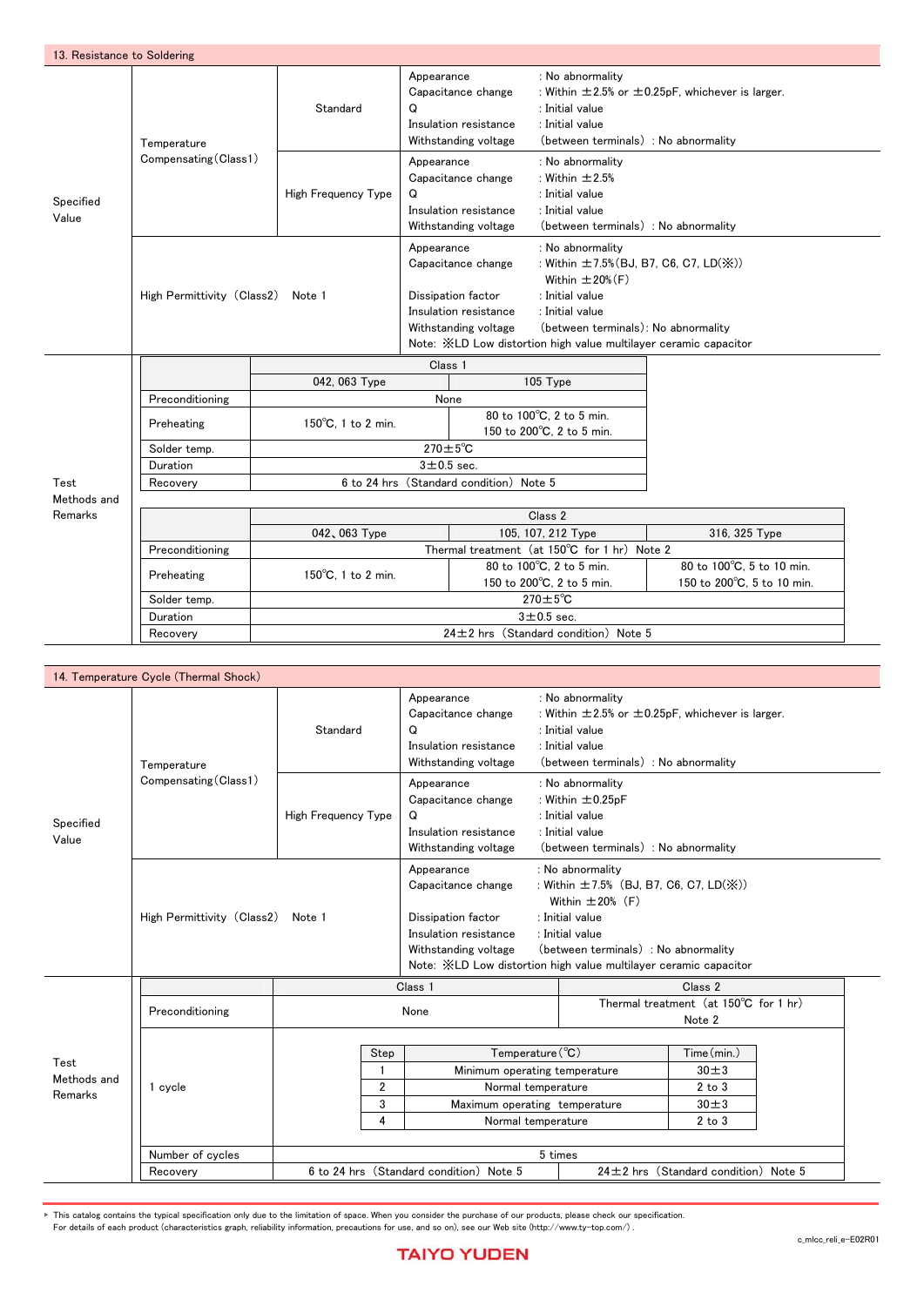## 13. Resistance to Soldering

| | | | |
|---|---|---|---|
| Specified Value | Temperature Compensating (Class1) | Standard | Appearance : No abnormality<br>Capacitance change : Within ±2.5% or ±0.25pF, whichever is larger.<br>Q : Initial value<br>Insulation resistance : Initial value<br>Withstanding voltage (between terminals) : No abnormality |
| | | High Frequency Type | Appearance : No abnormality<br>Capacitance change : Within ±2.5%<br>Q : Initial value<br>Insulation resistance : Initial value<br>Withstanding voltage (between terminals) : No abnormality |
| | High Permittivity (Class2) Note 1 | | Appearance : No abnormality<br>Capacitance change : Within ±7.5% (BJ, B7, C6, C7, LD(※))<br>Within ±20% (F)<br>Dissipation factor : Initial value<br>Insulation resistance : Initial value<br>Withstanding voltage (between terminals): No abnormality<br>Note: ※LD Low distortion high value multilayer ceramic capacitor |

Test Methods and Remarks

| | Class 1 | |
|---|---|---|
| | 042, 063 Type | 105 Type |
| Preconditioning | None | |
| Preheating | 150℃, 1 to 2 min. | 80 to 100℃, 2 to 5 min.<br>150 to 200℃, 2 to 5 min. |
| Solder temp. | 270±5℃ | |
| Duration | 3±0.5 sec. | |
| Recovery | 6 to 24 hrs (Standard condition) Note 5 | |

| | Class 2 | | |
|---|---|---|---|
| | 042、063 Type | 105, 107, 212 Type | 316, 325 Type |
| Preconditioning | Thermal treatment (at 150℃ for 1 hr) Note 2 | | |
| Preheating | 150℃, 1 to 2 min. | 80 to 100℃, 2 to 5 min.<br>150 to 200℃, 2 to 5 min. | 80 to 100℃, 5 to 10 min.<br>150 to 200℃, 5 to 10 min. |
| Solder temp. | 270±5℃ | | |
| Duration | 3±0.5 sec. | | |
| Recovery | 24±2 hrs (Standard condition) Note 5 | | |

## 14. Temperature Cycle (Thermal Shock)

| | | | |
|---|---|---|---|
| Specified Value | Temperature Compensating (Class1) | Standard | Appearance : No abnormality<br>Capacitance change : Within ±2.5% or ±0.25pF, whichever is larger.<br>Q : Initial value<br>Insulation resistance : Initial value<br>Withstanding voltage (between terminals) : No abnormality |
| | | High Frequency Type | Appearance : No abnormality<br>Capacitance change : Within ±0.25pF<br>Q : Initial value<br>Insulation resistance : Initial value<br>Withstanding voltage (between terminals) : No abnormality |
| | High Permittivity (Class2) Note 1 | | Appearance : No abnormality<br>Capacitance change : Within ±7.5% (BJ, B7, C6, C7, LD(※))<br>Within ±20% (F)<br>Dissipation factor : Initial value<br>Insulation resistance : Initial value<br>Withstanding voltage (between terminals) : No abnormality<br>Note: ※LD Low distortion high value multilayer ceramic capacitor |

Test Methods and Remarks

| | Class 1 | Class 2 |
|---|---|---|
| Preconditioning | None | Thermal treatment (at 150℃ for 1 hr) Note 2 |
| 1 cycle | (see table below) | |
| Number of cycles | 5 times | |
| Recovery | 6 to 24 hrs (Standard condition) Note 5 | 24±2 hrs (Standard condition) Note 5 |

| Step | Temperature (℃) | Time (min.) |
|---|---|---|
| 1 | Minimum operating temperature | 30±3 |
| 2 | Normal temperature | 2 to 3 |
| 3 | Maximum operating temperature | 30±3 |
| 4 | Normal temperature | 2 to 3 |

▶ This catalog contains the typical specification only due to the limitation of space. When you consider the purchase of our products, please check our specification.
For details of each product (characteristics graph, reliability information, precautions for use, and so on), see our Web site (http://www.ty-top.com/) .

c_mlcc_reli_e-E02R01

TAIYO YUDEN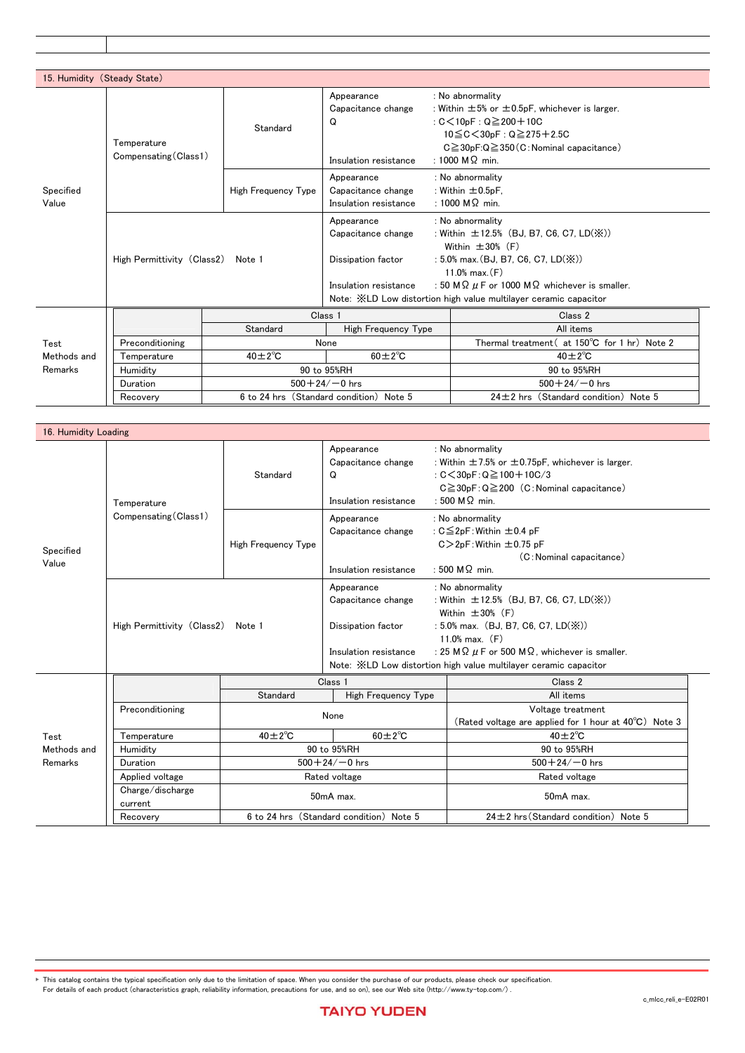## 15. Humidity（Steady State）

| | | | |
|---|---|---|---|
| Specified Value | Temperature Compensating (Class1) | Standard | Appearance : No abnormality<br>Capacitance change : Within ±5% or ±0.5pF, whichever is larger.<br>Q : C<10pF : Q≧200＋10C<br>10≦C<30pF : Q≧275＋2.5C<br>C≧30pF:Q≧350（C : Nominal capacitance）<br>Insulation resistance : 1000 MΩ min. |
| | | High Frequency Type | Appearance : No abnormality<br>Capacitance change : Within ±0.5pF,<br>Insulation resistance : 1000 MΩ min. |
| | High Permittivity（Class2） Note 1 | | Appearance : No abnormality<br>Capacitance change : Within ±12.5%（BJ, B7, C6, C7, LD(※)）<br>Within ±30%（F）<br>Dissipation factor : 5.0% max.（BJ, B7, C6, C7, LD(※)）<br>11.0% max.（F）<br>Insulation resistance : 50 MΩ μF or 1000 MΩ whichever is smaller.<br>Note: ※LD Low distortion high value multilayer ceramic capacitor |

Test Methods and Remarks

| | Class 1 | | Class 2 |
|---|---|---|---|
| | Standard | High Frequency Type | All items |
| Preconditioning | None | | Thermal treatment（ at 150℃ for 1 hr） Note 2 |
| Temperature | 40±2℃ | 60±2℃ | 40±2℃ |
| Humidity | 90 to 95%RH | | 90 to 95%RH |
| Duration | 500＋24／−0 hrs | | 500＋24／−0 hrs |
| Recovery | 6 to 24 hrs（Standard condition） Note 5 | | 24±2 hrs（Standard condition） Note 5 |

## 16. Humidity Loading

| | | | |
|---|---|---|---|
| Specified Value | Temperature Compensating (Class1) | Standard | Appearance : No abnormality<br>Capacitance change : Within ±7.5% or ±0.75pF, whichever is larger.<br>Q : C<30pF : Q≧100＋10C/3<br>C≧30pF : Q≧200（C : Nominal capacitance）<br>Insulation resistance : 500 MΩ min. |
| | | High Frequency Type | Appearance : No abnormality<br>Capacitance change : C≦2pF : Within ±0.4 pF<br>C>2pF : Within ±0.75 pF<br>（C : Nominal capacitance）<br>Insulation resistance : 500 MΩ min. |
| | High Permittivity（Class2） Note 1 | | Appearance : No abnormality<br>Capacitance change : Within ±12.5%（BJ, B7, C6, C7, LD(※)）<br>Within ±30%（F）<br>Dissipation factor : 5.0% max.（BJ, B7, C6, C7, LD(※)）<br>11.0% max.（F）<br>Insulation resistance : 25 MΩ μF or 500 MΩ, whichever is smaller.<br>Note: ※LD Low distortion high value multilayer ceramic capacitor |

Test Methods and Remarks

| | Class 1 | | Class 2 |
|---|---|---|---|
| | Standard | High Frequency Type | All items |
| Preconditioning | None | | Voltage treatment（Rated voltage are applied for 1 hour at 40℃） Note 3 |
| Temperature | 40±2℃ | 60±2℃ | 40±2℃ |
| Humidity | 90 to 95%RH | | 90 to 95%RH |
| Duration | 500＋24／−0 hrs | | 500＋24／−0 hrs |
| Applied voltage | Rated voltage | | Rated voltage |
| Charge/discharge current | 50mA max. | | 50mA max. |
| Recovery | 6 to 24 hrs（Standard condition） Note 5 | | 24±2 hrs（Standard condition） Note 5 |

▸ This catalog contains the typical specification only due to the limitation of space. When you consider the purchase of our products, please check our specification.
For details of each product (characteristics graph, reliability information, precautions for use, and so on), see our Web site (http://www.ty-top.com/) .

c_mlcc_reli_e-E02R01

TAIYO YUDEN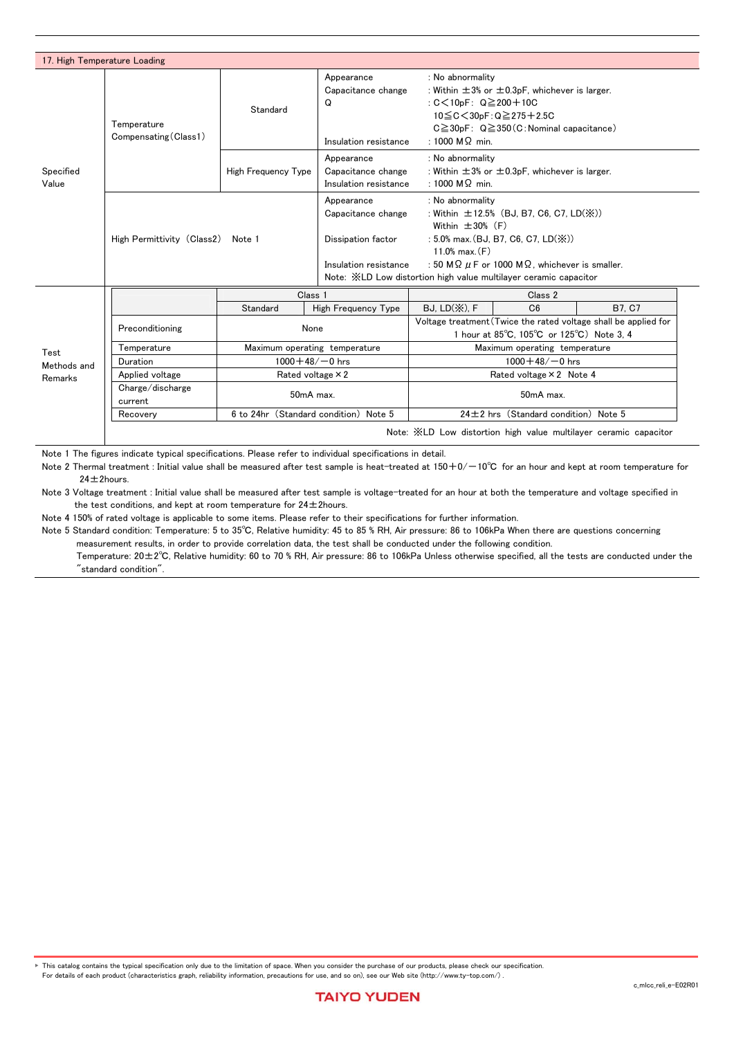## 17. High Temperature Loading

| | | | |
|---|---|---|---|
| Specified Value | Temperature Compensating (Class1) | Standard | Appearance : No abnormality<br>Capacitance change : Within ±3% or ±0.3pF, whichever is larger.<br>Q : C<10pF: Q≧200+10C<br>10≦C<30pF: Q≧275+2.5C<br>C≧30pF: Q≧350 (C: Nominal capacitance)<br>Insulation resistance : 1000 MΩ min. |
| | | High Frequency Type | Appearance : No abnormality<br>Capacitance change : Within ±3% or ±0.3pF, whichever is larger.<br>Insulation resistance : 1000 MΩ min. |
| | High Permittivity (Class2) Note 1 | | Appearance : No abnormality<br>Capacitance change : Within ±12.5% (BJ, B7, C6, C7, LD(※))<br>Within ±30% (F)<br>Dissipation factor : 5.0% max. (BJ, B7, C6, C7, LD(※))<br>11.0% max. (F)<br>Insulation resistance : 50 MΩ μF or 1000 MΩ, whichever is smaller.<br>Note: ※LD Low distortion high value multilayer ceramic capacitor |

**Test Methods and Remarks**

| | Class 1 | | Class 2 | | |
|---|---|---|---|---|---|
| | Standard | High Frequency Type | BJ, LD(※), F | C6 | B7, C7 |
| Preconditioning | None | | Voltage treatment (Twice the rated voltage shall be applied for 1 hour at 85℃, 105℃ or 125℃) Note 3, 4 | | |
| Temperature | Maximum operating temperature | | Maximum operating temperature | | |
| Duration | 1000+48/−0 hrs | | 1000+48/−0 hrs | | |
| Applied voltage | Rated voltage×2 | | Rated voltage×2 Note 4 | | |
| Charge/discharge current | 50mA max. | | 50mA max. | | |
| Recovery | 6 to 24hr (Standard condition) Note 5 | | 24±2 hrs (Standard condition) Note 5 | | |

Note: ※LD Low distortion high value multilayer ceramic capacitor

Note 1 The figures indicate typical specifications. Please refer to individual specifications in detail.

Note 2 Thermal treatment : Initial value shall be measured after test sample is heat-treated at 150+0/−10℃ for an hour and kept at room temperature for 24±2hours.

Note 3 Voltage treatment : Initial value shall be measured after test sample is voltage-treated for an hour at both the temperature and voltage specified in the test conditions, and kept at room temperature for 24±2hours.

Note 4 150% of rated voltage is applicable to some items. Please refer to their specifications for further information.

Note 5 Standard condition: Temperature: 5 to 35℃, Relative humidity: 45 to 85 % RH, Air pressure: 86 to 106kPa When there are questions concerning measurement results, in order to provide correlation data, the test shall be conducted under the following condition.
Temperature: 20±2℃, Relative humidity: 60 to 70 % RH, Air pressure: 86 to 106kPa Unless otherwise specified, all the tests are conducted under the "standard condition".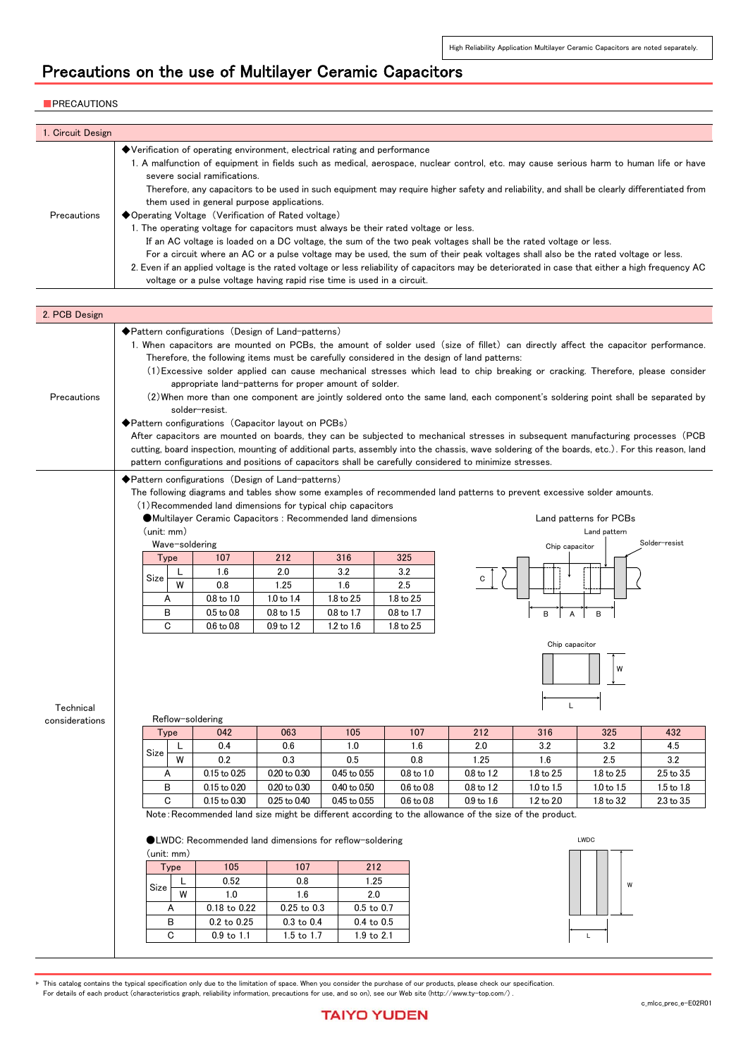High Reliability Application Multilayer Ceramic Capacitors are noted separately.

# Precautions on the use of Multilayer Ceramic Capacitors

## PRECAUTIONS

### 1. Circuit Design

**Precautions**

◆Verification of operating environment, electrical rating and performance

1. A malfunction of equipment in fields such as medical, aerospace, nuclear control, etc. may cause serious harm to human life or have severe social ramifications.
   Therefore, any capacitors to be used in such equipment may require higher safety and reliability, and shall be clearly differentiated from them used in general purpose applications.

◆Operating Voltage（Verification of Rated voltage）

1. The operating voltage for capacitors must always be their rated voltage or less.
   If an AC voltage is loaded on a DC voltage, the sum of the two peak voltages shall be the rated voltage or less.
   For a circuit where an AC or a pulse voltage may be used, the sum of their peak voltages shall also be the rated voltage or less.
2. Even if an applied voltage is the rated voltage or less reliability of capacitors may be deteriorated in case that either a high frequency AC voltage or a pulse voltage having rapid rise time is used in a circuit.

### 2. PCB Design

**Precautions**

◆Pattern configurations（Design of Land-patterns）

1. When capacitors are mounted on PCBs, the amount of solder used（size of fillet）can directly affect the capacitor performance. Therefore, the following items must be carefully considered in the design of land patterns:
   (1)Excessive solder applied can cause mechanical stresses which lead to chip breaking or cracking. Therefore, please consider appropriate land-patterns for proper amount of solder.
   (2)When more than one component are jointly soldered onto the same land, each component's soldering point shall be separated by solder-resist.

◆Pattern configurations（Capacitor layout on PCBs）

After capacitors are mounted on boards, they can be subjected to mechanical stresses in subsequent manufacturing processes（PCB cutting, board inspection, mounting of additional parts, assembly into the chassis, wave soldering of the boards, etc.）. For this reason, land pattern configurations and positions of capacitors shall be carefully considered to minimize stresses.

**Technical considerations**

◆Pattern configurations（Design of Land-patterns）

The following diagrams and tables show some examples of recommended land patterns to prevent excessive solder amounts.

(1)Recommended land dimensions for typical chip capacitors

●Multilayer Ceramic Capacitors : Recommended land dimensions

(unit: mm)

Wave-soldering

| Type | | 107 | 212 | 316 | 325 |
|---|---|---|---|---|---|
| Size | L | 1.6 | 2.0 | 3.2 | 3.2 |
| | W | 0.8 | 1.25 | 1.6 | 2.5 |
| A | | 0.8 to 1.0 | 1.0 to 1.4 | 1.8 to 2.5 | 1.8 to 2.5 |
| B | | 0.5 to 0.8 | 0.8 to 1.5 | 0.8 to 1.7 | 0.8 to 1.7 |
| C | | 0.6 to 0.8 | 0.9 to 1.2 | 1.2 to 1.6 | 1.8 to 2.5 |

Land patterns for PCBs

Land pattern

Chip capacitor

Solder-resist

C

B A B

Chip capacitor

W

L

Reflow-soldering

| Type | | 042 | 063 | 105 | 107 | 212 | 316 | 325 | 432 |
|---|---|---|---|---|---|---|---|---|---|
| Size | L | 0.4 | 0.6 | 1.0 | 1.6 | 2.0 | 3.2 | 3.2 | 4.5 |
| | W | 0.2 | 0.3 | 0.5 | 0.8 | 1.25 | 1.6 | 2.5 | 3.2 |
| A | | 0.15 to 0.25 | 0.20 to 0.30 | 0.45 to 0.55 | 0.8 to 1.0 | 0.8 to 1.2 | 1.8 to 2.5 | 1.8 to 2.5 | 2.5 to 3.5 |
| B | | 0.15 to 0.20 | 0.20 to 0.30 | 0.40 to 0.50 | 0.6 to 0.8 | 0.8 to 1.2 | 1.0 to 1.5 | 1.0 to 1.5 | 1.5 to 1.8 |
| C | | 0.15 to 0.30 | 0.25 to 0.40 | 0.45 to 0.55 | 0.6 to 0.8 | 0.9 to 1.6 | 1.2 to 2.0 | 1.8 to 3.2 | 2.3 to 3.5 |

Note：Recommended land size might be different according to the allowance of the size of the product.

●LWDC: Recommended land dimensions for reflow-soldering

(unit: mm)

| Type | | 105 | 107 | 212 |
|---|---|---|---|---|
| Size | L | 0.52 | 0.8 | 1.25 |
| | W | 1.0 | 1.6 | 2.0 |
| A | | 0.18 to 0.22 | 0.25 to 0.3 | 0.5 to 0.7 |
| B | | 0.2 to 0.25 | 0.3 to 0.4 | 0.4 to 0.5 |
| C | | 0.9 to 1.1 | 1.5 to 1.7 | 1.9 to 2.1 |

LWDC

W

L

▶ This catalog contains the typical specification only due to the limitation of space. When you consider the purchase of our products, please check our specification.
For details of each product (characteristics graph, reliability information, precautions for use, and so on), see our Web site (http://www.ty-top.com/) .

c_mlcc_prec_e-E02R01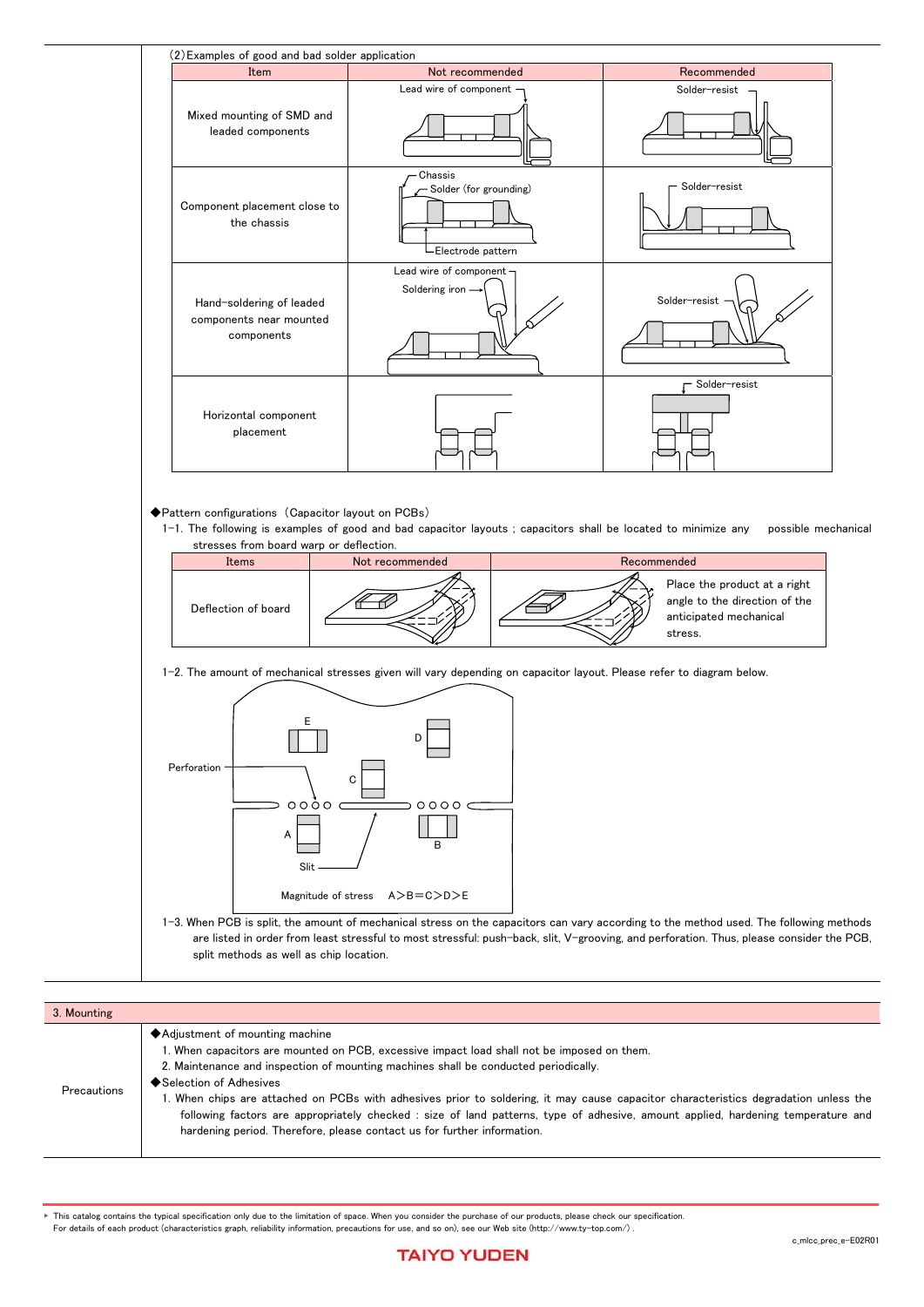(2)Examples of good and bad solder application

| Item | Not recommended | Recommended |
|---|---|---|
| Mixed mounting of SMD and leaded components | Lead wire of component | Solder-resist |
| Component placement close to the chassis | Chassis<br>Solder (for grounding)<br>Electrode pattern | Solder-resist |
| Hand-soldering of leaded components near mounted components | Lead wire of component<br>Soldering iron | Solder-resist |
| Horizontal component placement | | Solder-resist |

◆Pattern configurations（Capacitor layout on PCBs）

1-1. The following is examples of good and bad capacitor layouts ; capacitors shall be located to minimize any possible mechanical stresses from board warp or deflection.

| Items | Not recommended | Recommended |
|---|---|---|
| Deflection of board | | Place the product at a right angle to the direction of the anticipated mechanical stress. |

1-2. The amount of mechanical stresses given will vary depending on capacitor layout. Please refer to diagram below.

E
D
Perforation
C
A
B
Slit
Magnitude of stress A>B=C>D>E

1-3. When PCB is split, the amount of mechanical stress on the capacitors can vary according to the method used. The following methods are listed in order from least stressful to most stressful: push-back, slit, V-grooving, and perforation. Thus, please consider the PCB, split methods as well as chip location.

## 3. Mounting

**Precautions**

◆Adjustment of mounting machine

1. When capacitors are mounted on PCB, excessive impact load shall not be imposed on them.
2. Maintenance and inspection of mounting machines shall be conducted periodically.

◆Selection of Adhesives

1. When chips are attached on PCBs with adhesives prior to soldering, it may cause capacitor characteristics degradation unless the following factors are appropriately checked : size of land patterns, type of adhesive, amount applied, hardening temperature and hardening period. Therefore, please contact us for further information.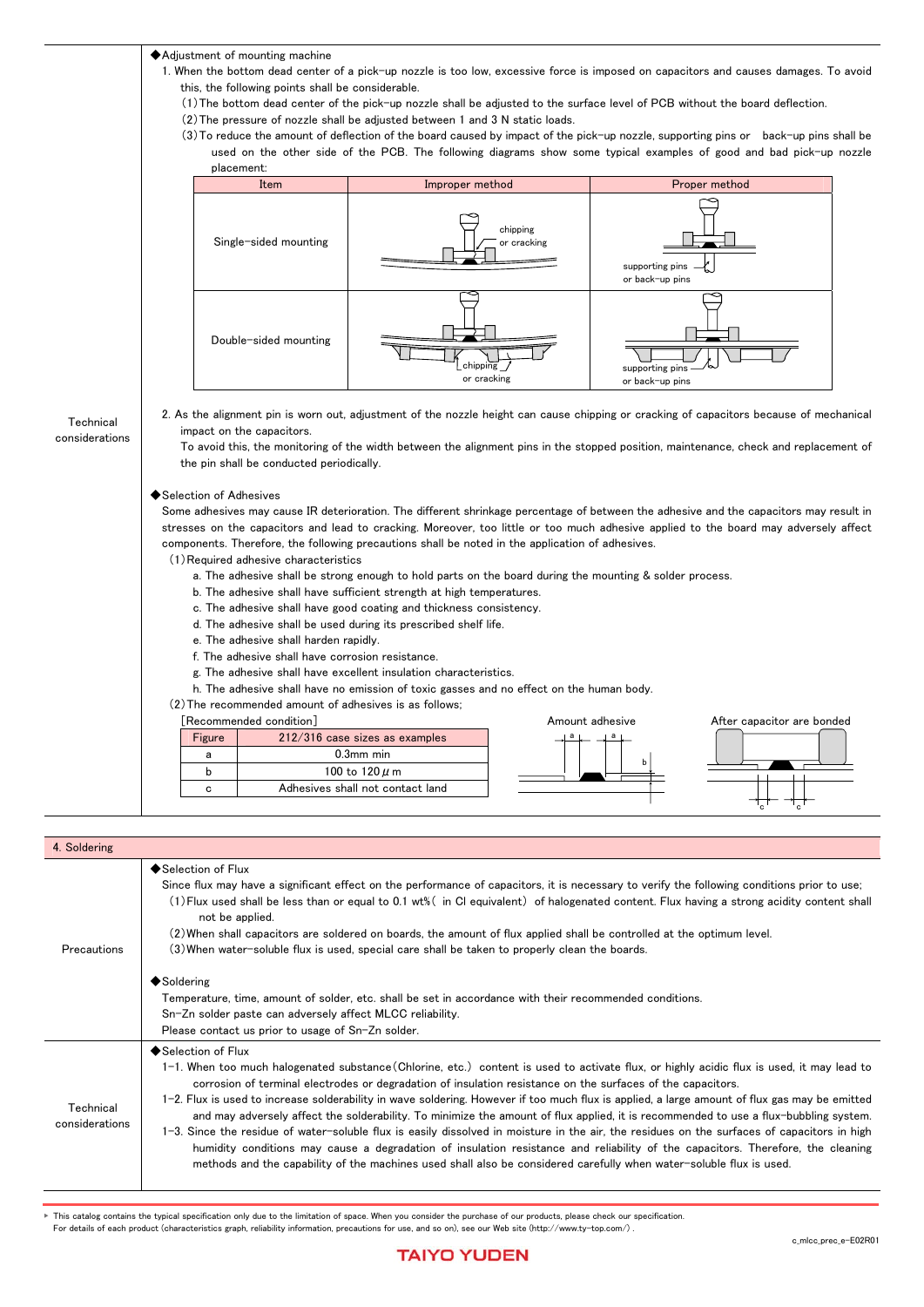## Technical considerations

◆Adjustment of mounting machine

1. When the bottom dead center of a pick-up nozzle is too low, excessive force is imposed on capacitors and causes damages. To avoid this, the following points shall be considerable.
   (1)The bottom dead center of the pick-up nozzle shall be adjusted to the surface level of PCB without the board deflection.
   (2)The pressure of nozzle shall be adjusted between 1 and 3 N static loads.
   (3)To reduce the amount of deflection of the board caused by impact of the pick-up nozzle, supporting pins or back-up pins shall be used on the other side of the PCB. The following diagrams show some typical examples of good and bad pick-up nozzle placement:

| Item | Improper method | Proper method |
|---|---|---|
| Single-sided mounting | chipping or cracking | supporting pins or back-up pins |
| Double-sided mounting | chipping or cracking | supporting pins or back-up pins |

2. As the alignment pin is worn out, adjustment of the nozzle height can cause chipping or cracking of capacitors because of mechanical impact on the capacitors.
   To avoid this, the monitoring of the width between the alignment pins in the stopped position, maintenance, check and replacement of the pin shall be conducted periodically.

◆Selection of Adhesives

Some adhesives may cause IR deterioration. The different shrinkage percentage of between the adhesive and the capacitors may result in stresses on the capacitors and lead to cracking. Moreover, too little or too much adhesive applied to the board may adversely affect components. Therefore, the following precautions shall be noted in the application of adhesives.

(1)Required adhesive characteristics
- a. The adhesive shall be strong enough to hold parts on the board during the mounting & solder process.
- b. The adhesive shall have sufficient strength at high temperatures.
- c. The adhesive shall have good coating and thickness consistency.
- d. The adhesive shall be used during its prescribed shelf life.
- e. The adhesive shall harden rapidly.
- f. The adhesive shall have corrosion resistance.
- g. The adhesive shall have excellent insulation characteristics.
- h. The adhesive shall have no emission of toxic gasses and no effect on the human body.

(2)The recommended amount of adhesives is as follows;

[Recommended condition]

| Figure | 212/316 case sizes as examples |
|---|---|
| a | 0.3mm min |
| b | 100 to 120 μm |
| c | Adhesives shall not contact land |

Amount adhesive / After capacitor are bonded

## 4. Soldering

### Precautions

◆Selection of Flux

Since flux may have a significant effect on the performance of capacitors, it is necessary to verify the following conditions prior to use;

(1)Flux used shall be less than or equal to 0.1 wt%( in Cl equivalent) of halogenated content. Flux having a strong acidity content shall not be applied.
(2)When shall capacitors are soldered on boards, the amount of flux applied shall be controlled at the optimum level.
(3)When water-soluble flux is used, special care shall be taken to properly clean the boards.

◆Soldering

Temperature, time, amount of solder, etc. shall be set in accordance with their recommended conditions.
Sn-Zn solder paste can adversely affect MLCC reliability.
Please contact us prior to usage of Sn-Zn solder.

### Technical considerations

◆Selection of Flux

1-1. When too much halogenated substance(Chlorine, etc.) content is used to activate flux, or highly acidic flux is used, it may lead to corrosion of terminal electrodes or degradation of insulation resistance on the surfaces of the capacitors.
1-2. Flux is used to increase solderability in wave soldering. However if too much flux is applied, a large amount of flux gas may be emitted and may adversely affect the solderability. To minimize the amount of flux applied, it is recommended to use a flux-bubbling system.
1-3. Since the residue of water-soluble flux is easily dissolved in moisture in the air, the residues on the surfaces of capacitors in high humidity conditions may cause a degradation of insulation resistance and reliability of the capacitors. Therefore, the cleaning methods and the capability of the machines used shall also be considered carefully when water-soluble flux is used.

▶ This catalog contains the typical specification only due to the limitation of space. When you consider the purchase of our products, please check our specification.
For details of each product (characteristics graph, reliability information, precautions for use, and so on), see our Web site (http://www.ty-top.com/) .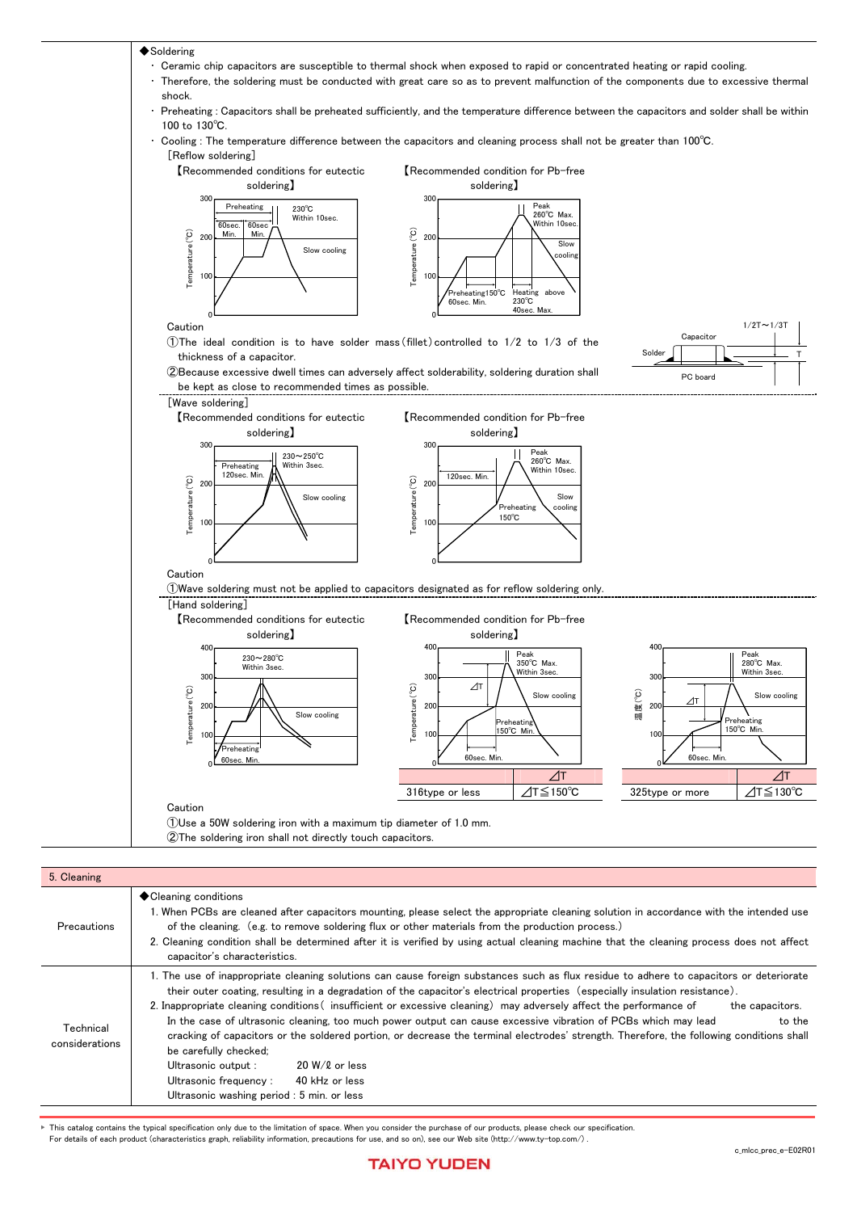◆Soldering

- Ceramic chip capacitors are susceptible to thermal shock when exposed to rapid or concentrated heating or rapid cooling.
- Therefore, the soldering must be conducted with great care so as to prevent malfunction of the components due to excessive thermal shock.
- Preheating : Capacitors shall be preheated sufficiently, and the temperature difference between the capacitors and solder shall be within 100 to 130℃.
- Cooling : The temperature difference between the capacitors and cleaning process shall not be greater than 100℃.

[Reflow soldering]

【Recommended conditions for eutectic soldering】

Temperature (℃)
300
200
100
0
Preheating
60sec. Min.
60sec. Min.
230℃
Within 10sec.
Slow cooling

【Recommended condition for Pb-free soldering】

Temperature (℃)
300
200
100
0
Peak
260℃ Max.
Within 10sec.
Slow cooling
Preheating150℃
60sec. Min.
Heating above 230℃
40sec. Max.

Caution

①The ideal condition is to have solder mass (fillet) controlled to 1/2 to 1/3 of the thickness of a capacitor.

②Because excessive dwell times can adversely affect solderability, soldering duration shall be kept as close to recommended times as possible.

1/2T～1/3T
Capacitor
Solder
T
PC board

[Wave soldering]

【Recommended conditions for eutectic soldering】

Temperature (℃)
300
200
100
0
230～250℃
Within 3sec.
Preheating
120sec. Min.
Slow cooling

【Recommended condition for Pb-free soldering】

Temperature (℃)
300
200
100
0
Peak
260℃ Max.
Within 10sec.
120sec. Min.
Preheating
150℃
Slow cooling

Caution

①Wave soldering must not be applied to capacitors designated as for reflow soldering only.

[Hand soldering]

【Recommended conditions for eutectic soldering】

Temperature (℃)
400
300
200
100
0
230～280℃
Within 3sec.
Slow cooling
Preheating
60sec. Min.

【Recommended condition for Pb-free soldering】

Temperature (℃)
400
300
200
100
0
Peak
350℃ Max.
Within 3sec.
⊿T
Slow cooling
Preheating
150℃ Min.
60sec. Min.

| | ⊿T |
|---|---|
| 316type or less | ⊿T≦150℃ |

温度 (℃)
400
300
200
100
0
Peak
280℃ Max.
Within 3sec.
⊿T
Slow cooling
Preheating
150℃ Min.
60sec. Min.

| | ⊿T |
|---|---|
| 325type or more | ⊿T≦130℃ |

Caution

①Use a 50W soldering iron with a maximum tip diameter of 1.0 mm.

②The soldering iron shall not directly touch capacitors.

## 5. Cleaning

| | |
|---|---|
| Precautions | ◆Cleaning conditions<br>1. When PCBs are cleaned after capacitors mounting, please select the appropriate cleaning solution in accordance with the intended use of the cleaning. (e.g. to remove soldering flux or other materials from the production process.)<br>2. Cleaning condition shall be determined after it is verified by using actual cleaning machine that the cleaning process does not affect capacitor's characteristics. |
| Technical considerations | 1. The use of inappropriate cleaning solutions can cause foreign substances such as flux residue to adhere to capacitors or deteriorate their outer coating, resulting in a degradation of the capacitor's electrical properties (especially insulation resistance).<br>2. Inappropriate cleaning conditions ( insufficient or excessive cleaning) may adversely affect the performance of the capacitors. In the case of ultrasonic cleaning, too much power output can cause excessive vibration of PCBs which may lead to the cracking of capacitors or the soldered portion, or decrease the terminal electrodes' strength. Therefore, the following conditions shall be carefully checked;<br>Ultrasonic output : 20 W/ℓ or less<br>Ultrasonic frequency : 40 kHz or less<br>Ultrasonic washing period : 5 min. or less |

▸ This catalog contains the typical specification only due to the limitation of space. When you consider the purchase of our products, please check our specification. For details of each product (characteristics graph, reliability information, precautions for use, and so on), see our Web site (http://www.ty-top.com/) .

c_mlcc_prec_e-E02R01

TAIYO YUDEN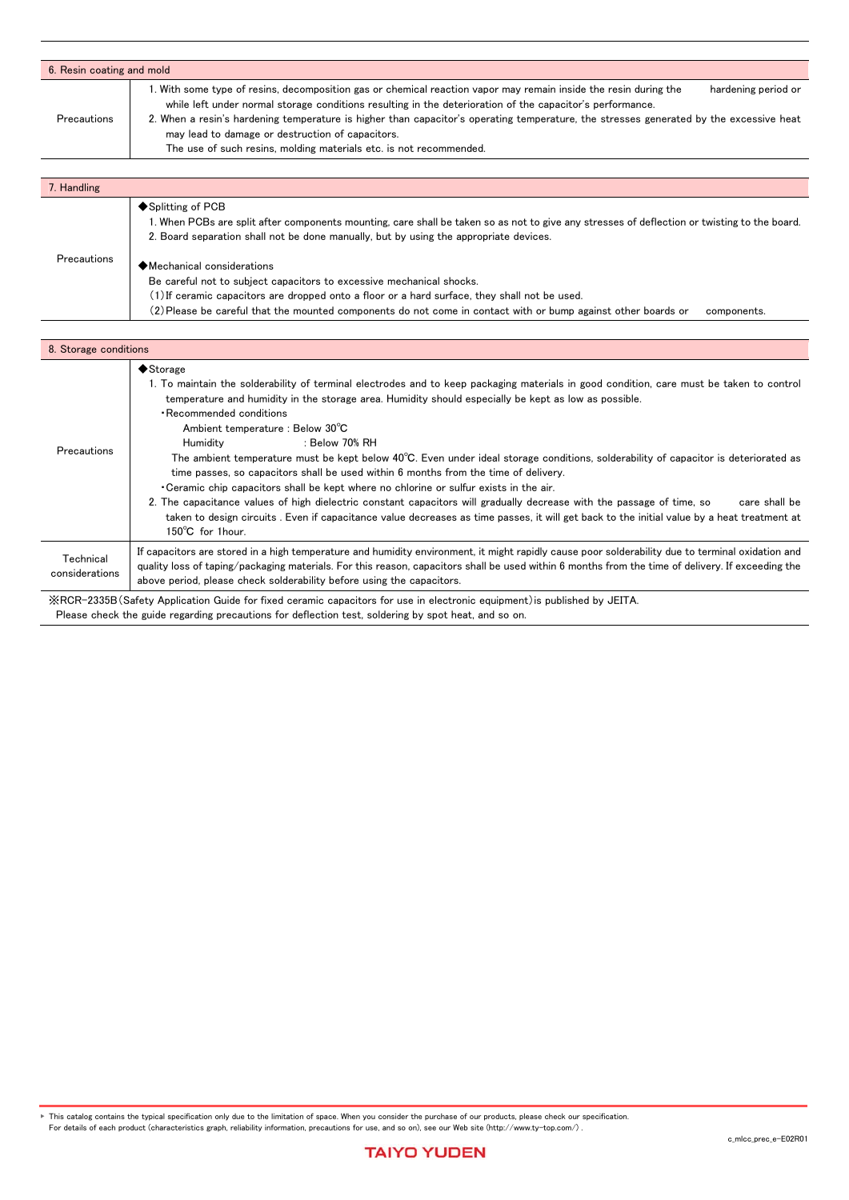| 6. Resin coating and mold | |
|---|---|
| Precautions | 1. With some type of resins, decomposition gas or chemical reaction vapor may remain inside the resin during the hardening period or while left under normal storage conditions resulting in the deterioration of the capacitor's performance.<br>2. When a resin's hardening temperature is higher than capacitor's operating temperature, the stresses generated by the excessive heat may lead to damage or destruction of capacitors.<br>The use of such resins, molding materials etc. is not recommended. |

| 7. Handling | |
|---|---|
| Precautions | ◆Splitting of PCB<br>1. When PCBs are split after components mounting, care shall be taken so as not to give any stresses of deflection or twisting to the board.<br>2. Board separation shall not be done manually, but by using the appropriate devices.<br><br>◆Mechanical considerations<br>Be careful not to subject capacitors to excessive mechanical shocks.<br>(1)If ceramic capacitors are dropped onto a floor or a hard surface, they shall not be used.<br>(2)Please be careful that the mounted components do not come in contact with or bump against other boards or components. |

| 8. Storage conditions | |
|---|---|
| Precautions | ◆Storage<br>1. To maintain the solderability of terminal electrodes and to keep packaging materials in good condition, care must be taken to control temperature and humidity in the storage area. Humidity should especially be kept as low as possible.<br>・Recommended conditions<br>Ambient temperature : Below 30℃<br>Humidity : Below 70% RH<br>The ambient temperature must be kept below 40℃. Even under ideal storage conditions, solderability of capacitor is deteriorated as time passes, so capacitors shall be used within 6 months from the time of delivery.<br>・Ceramic chip capacitors shall be kept where no chlorine or sulfur exists in the air.<br>2. The capacitance values of high dielectric constant capacitors will gradually decrease with the passage of time, so care shall be taken to design circuits . Even if capacitance value decreases as time passes, it will get back to the initial value by a heat treatment at 150℃ for 1hour. |
| Technical considerations | If capacitors are stored in a high temperature and humidity environment, it might rapidly cause poor solderability due to terminal oxidation and quality loss of taping/packaging materials. For this reason, capacitors shall be used within 6 months from the time of delivery. If exceeding the above period, please check solderability before using the capacitors. |

※RCR-2335B(Safety Application Guide for fixed ceramic capacitors for use in electronic equipment) is published by JEITA.
Please check the guide regarding precautions for deflection test, soldering by spot heat, and so on.